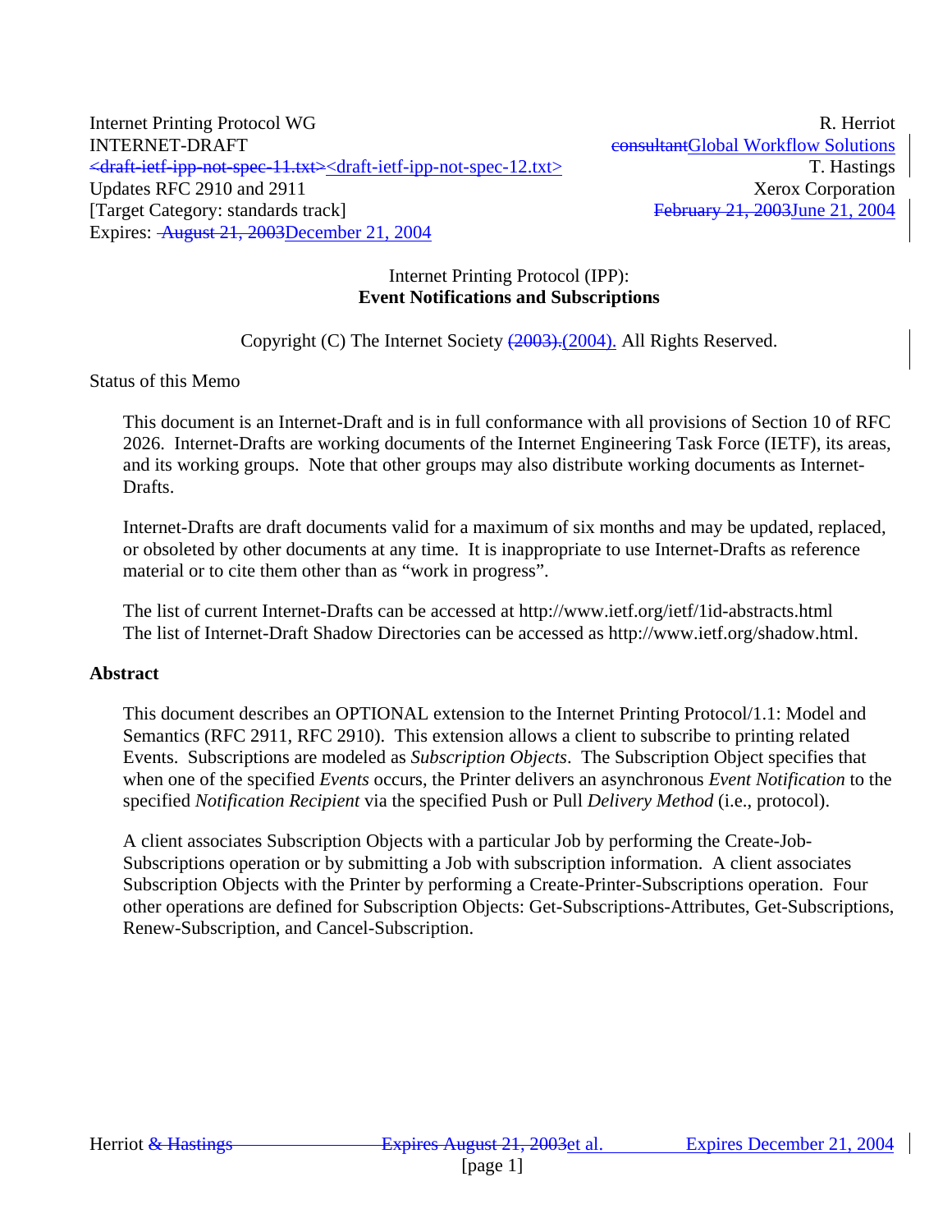Internet Printing Protocol WG R. Herriot
INTERNET-DRAFT ~~consultant~~Global Workflow Solutions
~~<draft-ietf-ipp-not-spec-11.txt>~~<draft-ietf-ipp-not-spec-12.txt> T. Hastings
Updates RFC 2910 and 2911 Xerox Corporation
[Target Category: standards track] ~~February 21, 2003~~June 21, 2004
Expires: ~~August 21, 2003~~December 21, 2004

Internet Printing Protocol (IPP):
**Event Notifications and Subscriptions**

Copyright (C) The Internet Society ~~(2003).~~(2004). All Rights Reserved.

Status of this Memo

This document is an Internet-Draft and is in full conformance with all provisions of Section 10 of RFC 2026. Internet-Drafts are working documents of the Internet Engineering Task Force (IETF), its areas, and its working groups. Note that other groups may also distribute working documents as Internet-Drafts.

Internet-Drafts are draft documents valid for a maximum of six months and may be updated, replaced, or obsoleted by other documents at any time. It is inappropriate to use Internet-Drafts as reference material or to cite them other than as "work in progress".

The list of current Internet-Drafts can be accessed at http://www.ietf.org/ietf/1id-abstracts.html
The list of Internet-Draft Shadow Directories can be accessed as http://www.ietf.org/shadow.html.

**Abstract**

This document describes an OPTIONAL extension to the Internet Printing Protocol/1.1: Model and Semantics (RFC 2911, RFC 2910). This extension allows a client to subscribe to printing related Events. Subscriptions are modeled as *Subscription Objects*. The Subscription Object specifies that when one of the specified *Events* occurs, the Printer delivers an asynchronous *Event Notification* to the specified *Notification Recipient* via the specified Push or Pull *Delivery Method* (i.e., protocol).

A client associates Subscription Objects with a particular Job by performing the Create-Job-Subscriptions operation or by submitting a Job with subscription information. A client associates Subscription Objects with the Printer by performing a Create-Printer-Subscriptions operation. Four other operations are defined for Subscription Objects: Get-Subscriptions-Attributes, Get-Subscriptions, Renew-Subscription, and Cancel-Subscription.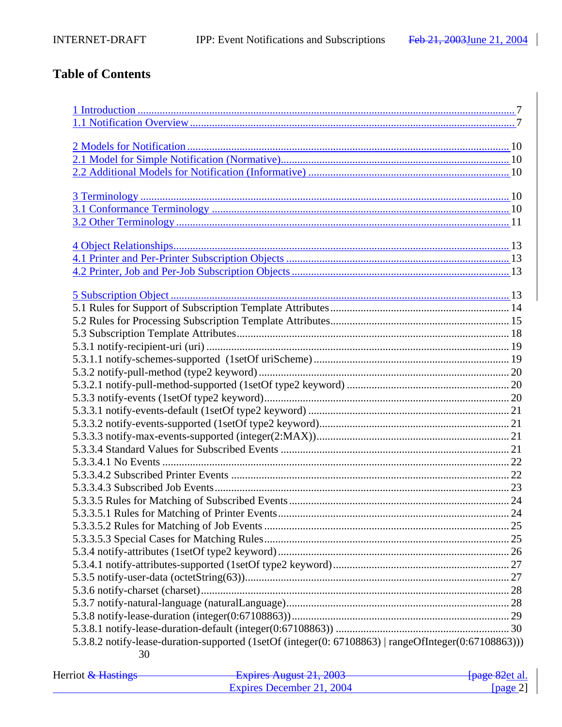# Table of Contents

1 Introduction ........................................................................................................................... 7
1.1 Notification Overview ........................................................................................................ 7

2 Models for Notification ......................................................................................................... 10
2.1 Model for Simple Notification (Normative)....................................................................... 10
2.2 Additional Models for Notification (Informative) ............................................................. 10

3 Terminology .......................................................................................................................... 10
3.1 Conformance Terminology ................................................................................................ 10
3.2 Other Terminology ............................................................................................................. 11

4 Object Relationships.............................................................................................................. 13
4.1 Printer and Per-Printer Subscription Objects ..................................................................... 13
4.2 Printer, Job and Per-Job Subscription Objects ................................................................... 13

5 Subscription Object ............................................................................................................... 13
5.1 Rules for Support of Subscription Template Attributes...................................................... 14
5.2 Rules for Processing Subscription Template Attributes...................................................... 15
5.3 Subscription Template Attributes....................................................................................... 18
5.3.1 notify-recipient-uri (uri) .................................................................................................. 19
5.3.1.1 notify-schemes-supported (1setOf uriScheme) ............................................................ 19
5.3.2 notify-pull-method (type2 keyword) ................................................................................ 20
5.3.2.1 notify-pull-method-supported (1setOf type2 keyword) ............................................... 20
5.3.3 notify-events (1setOf type2 keyword).............................................................................. 20
5.3.3.1 notify-events-default (1setOf type2 keyword) ............................................................. 21
5.3.3.2 notify-events-supported (1setOf type2 keyword)......................................................... 21
5.3.3.3 notify-max-events-supported (integer(2:MAX))........................................................... 21
5.3.3.4 Standard Values for Subscribed Events ....................................................................... 21
5.3.3.4.1 No Events ................................................................................................................ 22
5.3.3.4.2 Subscribed Printer Events ........................................................................................ 22
5.3.3.4.3 Subscribed Job Events.............................................................................................. 23
5.3.3.5 Rules for Matching of Subscribed Events.................................................................... 24
5.3.3.5.1 Rules for Matching of Printer Events........................................................................ 24
5.3.3.5.2 Rules for Matching of Job Events ............................................................................. 25
5.3.3.5.3 Special Cases for Matching Rules............................................................................. 25
5.3.4 notify-attributes (1setOf type2 keyword)......................................................................... 26
5.3.4.1 notify-attributes-supported (1setOf type2 keyword)..................................................... 27
5.3.5 notify-user-data (octetString(63))..................................................................................... 27
5.3.6 notify-charset (charset)..................................................................................................... 28
5.3.7 notify-natural-language (naturalLanguage)...................................................................... 28
5.3.8 notify-lease-duration (integer(0:67108863))..................................................................... 29
5.3.8.1 notify-lease-duration-default (integer(0:67108863)) .................................................... 30
5.3.8.2 notify-lease-duration-supported (1setOf (integer(0: 67108863) | rangeOfInteger(0:67108863))) 30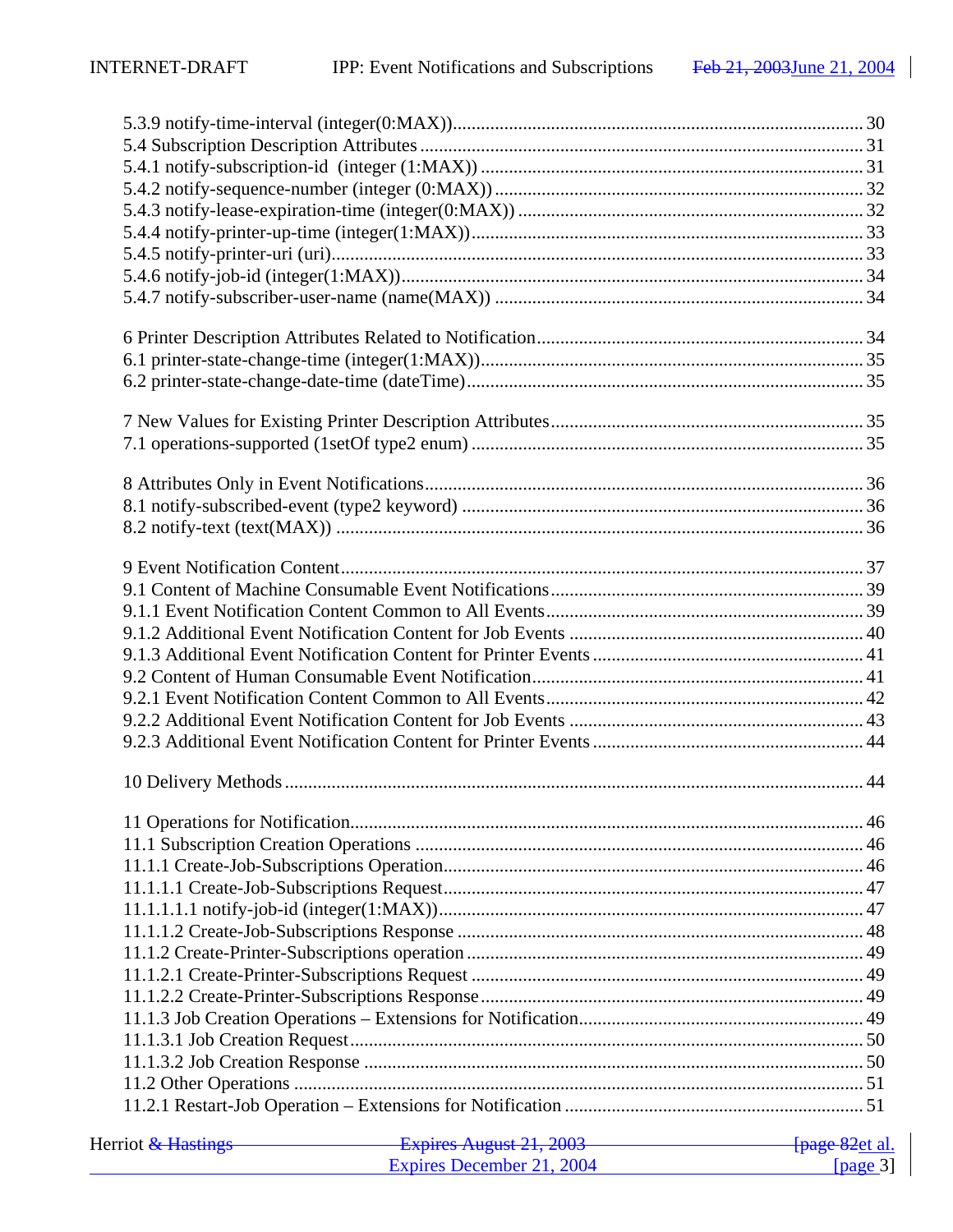5.3.9 notify-time-interval (integer(0:MAX)) ........................................................................................ 30
5.4 Subscription Description Attributes ............................................................................................... 31
5.4.1 notify-subscription-id (integer (1:MAX)) ..................................................................................... 31
5.4.2 notify-sequence-number (integer (0:MAX)) .................................................................................. 32
5.4.3 notify-lease-expiration-time (integer(0:MAX)) ............................................................................. 32
5.4.4 notify-printer-up-time (integer(1:MAX)) ...................................................................................... 33
5.4.5 notify-printer-uri (uri) ..................................................................................................................... 33
5.4.6 notify-job-id (integer(1:MAX)) ..................................................................................................... 34
5.4.7 notify-subscriber-user-name (name(MAX)) ................................................................................. 34

6 Printer Description Attributes Related to Notification ...................................................................... 34
6.1 printer-state-change-time (integer(1:MAX)) ..................................................................................... 35
6.2 printer-state-change-date-time (dateTime) ........................................................................................ 35

7 New Values for Existing Printer Description Attributes ................................................................... 35
7.1 operations-supported (1setOf type2 enum) ....................................................................................... 35

8 Attributes Only in Event Notifications ............................................................................................... 36
8.1 notify-subscribed-event (type2 keyword) ......................................................................................... 36
8.2 notify-text (text(MAX)) .................................................................................................................... 36

9 Event Notification Content .................................................................................................................. 37
9.1 Content of Machine Consumable Event Notifications ...................................................................... 39
9.1.1 Event Notification Content Common to All Events ...................................................................... 39
9.1.2 Additional Event Notification Content for Job Events ................................................................. 40
9.1.3 Additional Event Notification Content for Printer Events ............................................................ 41
9.2 Content of Human Consumable Event Notification .......................................................................... 41
9.2.1 Event Notification Content Common to All Events ...................................................................... 42
9.2.2 Additional Event Notification Content for Job Events ................................................................. 43
9.2.3 Additional Event Notification Content for Printer Events ............................................................ 44

10 Delivery Methods .............................................................................................................................. 44

11 Operations for Notification ................................................................................................................ 46
11.1 Subscription Creation Operations ................................................................................................... 46
11.1.1 Create-Job-Subscriptions Operation ............................................................................................. 46
11.1.1.1 Create-Job-Subscriptions Request .............................................................................................. 47
11.1.1.1.1 notify-job-id (integer(1:MAX)) ............................................................................................... 47
11.1.1.2 Create-Job-Subscriptions Response ........................................................................................... 48
11.1.2 Create-Printer-Subscriptions operation ........................................................................................ 49
11.1.2.1 Create-Printer-Subscriptions Request ......................................................................................... 49
11.1.2.2 Create-Printer-Subscriptions Response ....................................................................................... 49
11.1.3 Job Creation Operations – Extensions for Notification ................................................................ 49
11.1.3.1 Job Creation Request .................................................................................................................. 50
11.1.3.2 Job Creation Response ................................................................................................................ 50
11.2 Other Operations ............................................................................................................................. 51
11.2.1 Restart-Job Operation – Extensions for Notification .................................................................... 51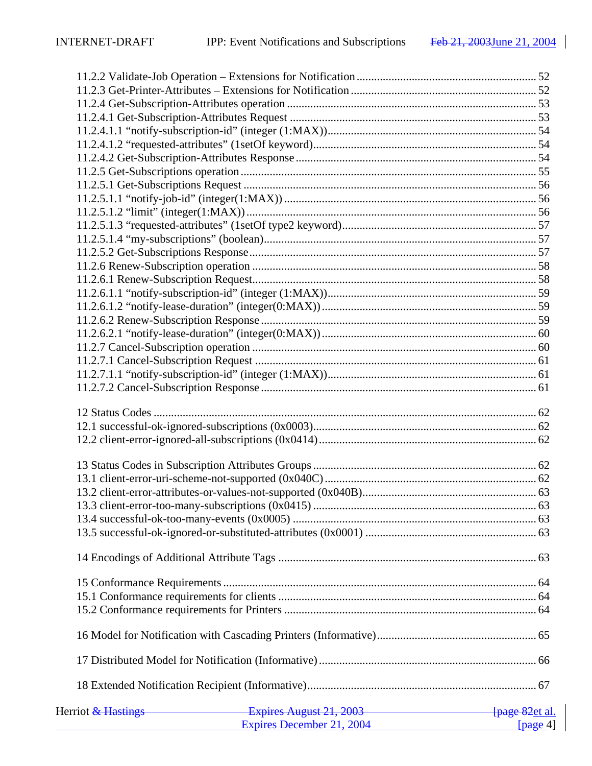11.2.2 Validate-Job Operation – Extensions for Notification ........................................................... 52
11.2.3 Get-Printer-Attributes – Extensions for Notification ........................................................... 52
11.2.4 Get-Subscription-Attributes operation ........................................................................... 53
11.2.4.1 Get-Subscription-Attributes Request ........................................................................... 53
11.2.4.1.1 "notify-subscription-id" (integer (1:MAX)) ................................................................ 54
11.2.4.1.2 "requested-attributes" (1setOf keyword) ................................................................... 54
11.2.4.2 Get-Subscription-Attributes Response ......................................................................... 54
11.2.5 Get-Subscriptions operation ........................................................................................... 55
11.2.5.1 Get-Subscriptions Request ........................................................................................... 56
11.2.5.1.1 "notify-job-id" (integer(1:MAX)) ............................................................................ 56
11.2.5.1.2 "limit" (integer(1:MAX)) ......................................................................................... 56
11.2.5.1.3 "requested-attributes" (1setOf type2 keyword) ......................................................... 57
11.2.5.1.4 "my-subscriptions" (boolean) .................................................................................... 57
11.2.5.2 Get-Subscriptions Response ......................................................................................... 57
11.2.6 Renew-Subscription operation ....................................................................................... 58
11.2.6.1 Renew-Subscription Request ........................................................................................ 58
11.2.6.1.1 "notify-subscription-id" (integer (1:MAX)) ................................................................ 59
11.2.6.1.2 "notify-lease-duration" (integer(0:MAX)) ................................................................. 59
11.2.6.2 Renew-Subscription Response ..................................................................................... 59
11.2.6.2.1 "notify-lease-duration" (integer(0:MAX)) ................................................................. 60
11.2.7 Cancel-Subscription operation ....................................................................................... 60
11.2.7.1 Cancel-Subscription Request ........................................................................................ 61
11.2.7.1.1 "notify-subscription-id" (integer (1:MAX)) ................................................................ 61
11.2.7.2 Cancel-Subscription Response ..................................................................................... 61

12 Status Codes ......................................................................................................................... 62
12.1 successful-ok-ignored-subscriptions (0x0003) ................................................................... 62
12.2 client-error-ignored-all-subscriptions (0x0414) ................................................................. 62

13 Status Codes in Subscription Attributes Groups ................................................................... 62
13.1 client-error-uri-scheme-not-supported (0x040C) ............................................................... 62
13.2 client-error-attributes-or-values-not-supported (0x040B) .................................................. 63
13.3 client-error-too-many-subscriptions (0x0415) ................................................................... 63
13.4 successful-ok-too-many-events (0x0005) .......................................................................... 63
13.5 successful-ok-ignored-or-substituted-attributes (0x0001) ................................................. 63

14 Encodings of Additional Attribute Tags ............................................................................... 63

15 Conformance Requirements .................................................................................................. 64
15.1 Conformance requirements for clients ............................................................................... 64
15.2 Conformance requirements for Printers ............................................................................. 64

16 Model for Notification with Cascading Printers (Informative) .............................................. 65

17 Distributed Model for Notification (Informative) .................................................................. 66

18 Extended Notification Recipient (Informative) ..................................................................... 67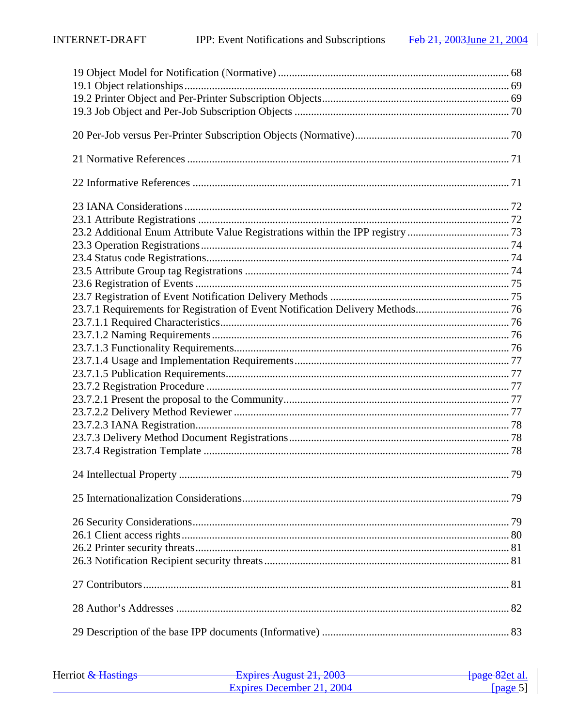19 Object Model for Notification (Normative) ........................................................................ 68
19.1 Object relationships ........................................................................................................ 69
19.2 Printer Object and Per-Printer Subscription Objects ......................................................... 69
19.3 Job Object and Per-Job Subscription Objects .................................................................. 70

20 Per-Job versus Per-Printer Subscription Objects (Normative) ............................................. 70

21 Normative References .......................................................................................................... 71

22 Informative References ........................................................................................................ 71

23 IANA Considerations ........................................................................................................... 72
23.1 Attribute Registrations ..................................................................................................... 72
23.2 Additional Enum Attribute Value Registrations within the IPP registry ............................ 73
23.3 Operation Registrations .................................................................................................... 74
23.4 Status code Registrations .................................................................................................. 74
23.5 Attribute Group tag Registrations ..................................................................................... 74
23.6 Registration of Events ....................................................................................................... 75
23.7 Registration of Event Notification Delivery Methods ....................................................... 75
23.7.1 Requirements for Registration of Event Notification Delivery Methods .......................... 76
23.7.1.1 Required Characteristics ................................................................................................ 76
23.7.1.2 Naming Requirements ................................................................................................... 76
23.7.1.3 Functionality Requirements ............................................................................................ 76
23.7.1.4 Usage and Implementation Requirements ..................................................................... 77
23.7.1.5 Publication Requirements ............................................................................................... 77
23.7.2 Registration Procedure ...................................................................................................... 77
23.7.2.1 Present the proposal to the Community ......................................................................... 77
23.7.2.2 Delivery Method Reviewer ............................................................................................ 77
23.7.2.3 IANA Registration .......................................................................................................... 78
23.7.3 Delivery Method Document Registrations ........................................................................ 78
23.7.4 Registration Template ....................................................................................................... 78

24 Intellectual Property ............................................................................................................... 79

25 Internationalization Considerations ........................................................................................ 79

26 Security Considerations .......................................................................................................... 79
26.1 Client access rights ............................................................................................................. 80
26.2 Printer security threats ........................................................................................................ 81
26.3 Notification Recipient security threats ................................................................................ 81

27 Contributors ............................................................................................................................ 81

28 Author's Addresses ................................................................................................................. 82

29 Description of the base IPP documents (Informative) ............................................................ 83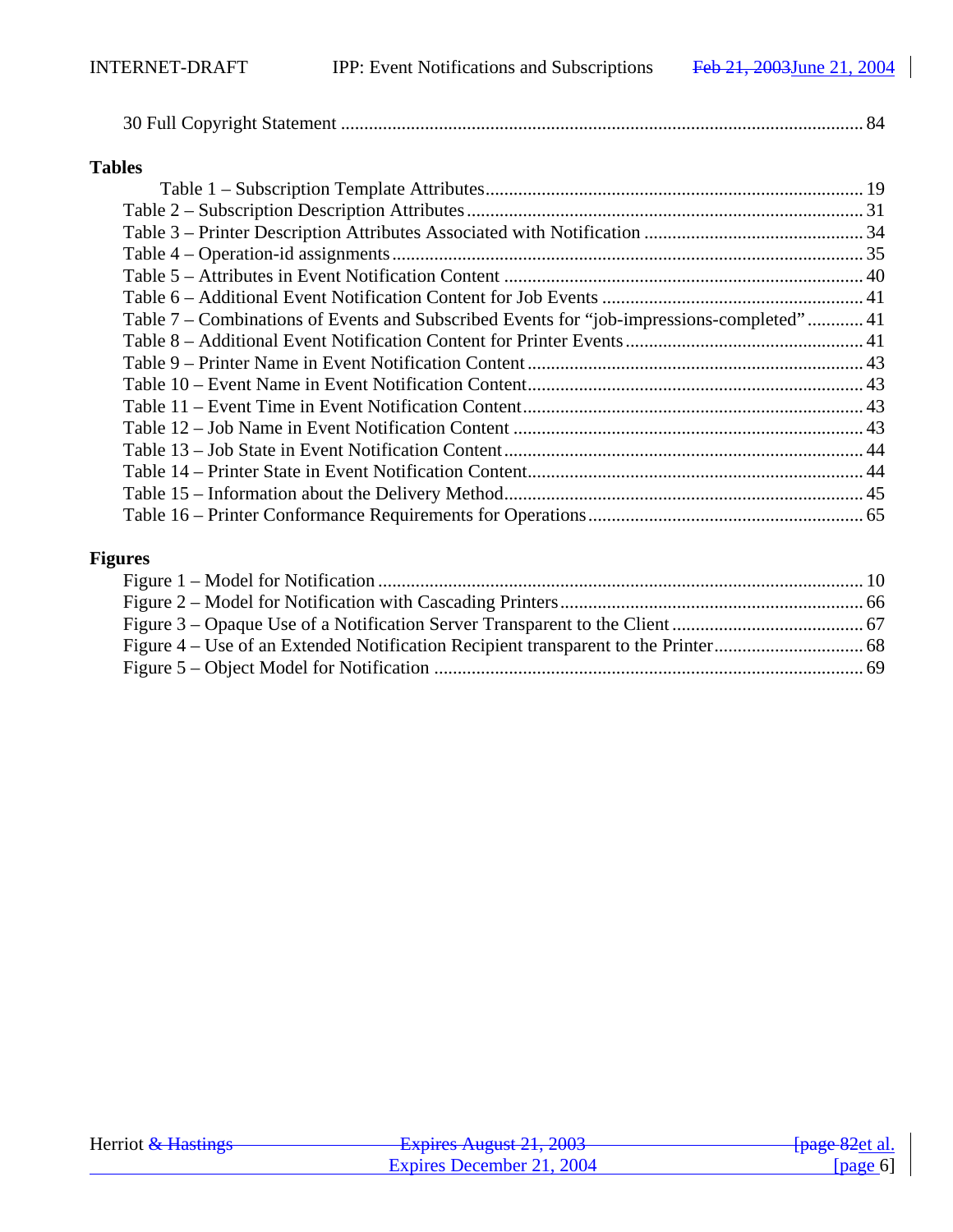30 Full Copyright Statement ............................................................................................................. 84

**Tables**

Table 1 – Subscription Template Attributes................................................................................ 19
Table 2 – Subscription Description Attributes.................................................................................... 31
Table 3 – Printer Description Attributes Associated with Notification ............................................ 34
Table 4 – Operation-id assignments................................................................................................... 35
Table 5 – Attributes in Event Notification Content ........................................................................... 40
Table 6 – Additional Event Notification Content for Job Events ....................................................... 41
Table 7 – Combinations of Events and Subscribed Events for “job-impressions-completed” ............ 41
Table 8 – Additional Event Notification Content for Printer Events.................................................. 41
Table 9 – Printer Name in Event Notification Content....................................................................... 43
Table 10 – Event Name in Event Notification Content....................................................................... 43
Table 11 – Event Time in Event Notification Content........................................................................ 43
Table 12 – Job Name in Event Notification Content .......................................................................... 43
Table 13 – Job State in Event Notification Content............................................................................ 44
Table 14 – Printer State in Event Notification Content....................................................................... 44
Table 15 – Information about the Delivery Method............................................................................ 45
Table 16 – Printer Conformance Requirements for Operations.......................................................... 65

**Figures**

Figure 1 – Model for Notification ....................................................................................................... 10
Figure 2 – Model for Notification with Cascading Printers................................................................ 66
Figure 3 – Opaque Use of a Notification Server Transparent to the Client ........................................ 67
Figure 4 – Use of an Extended Notification Recipient transparent to the Printer............................... 68
Figure 5 – Object Model for Notification ........................................................................................... 69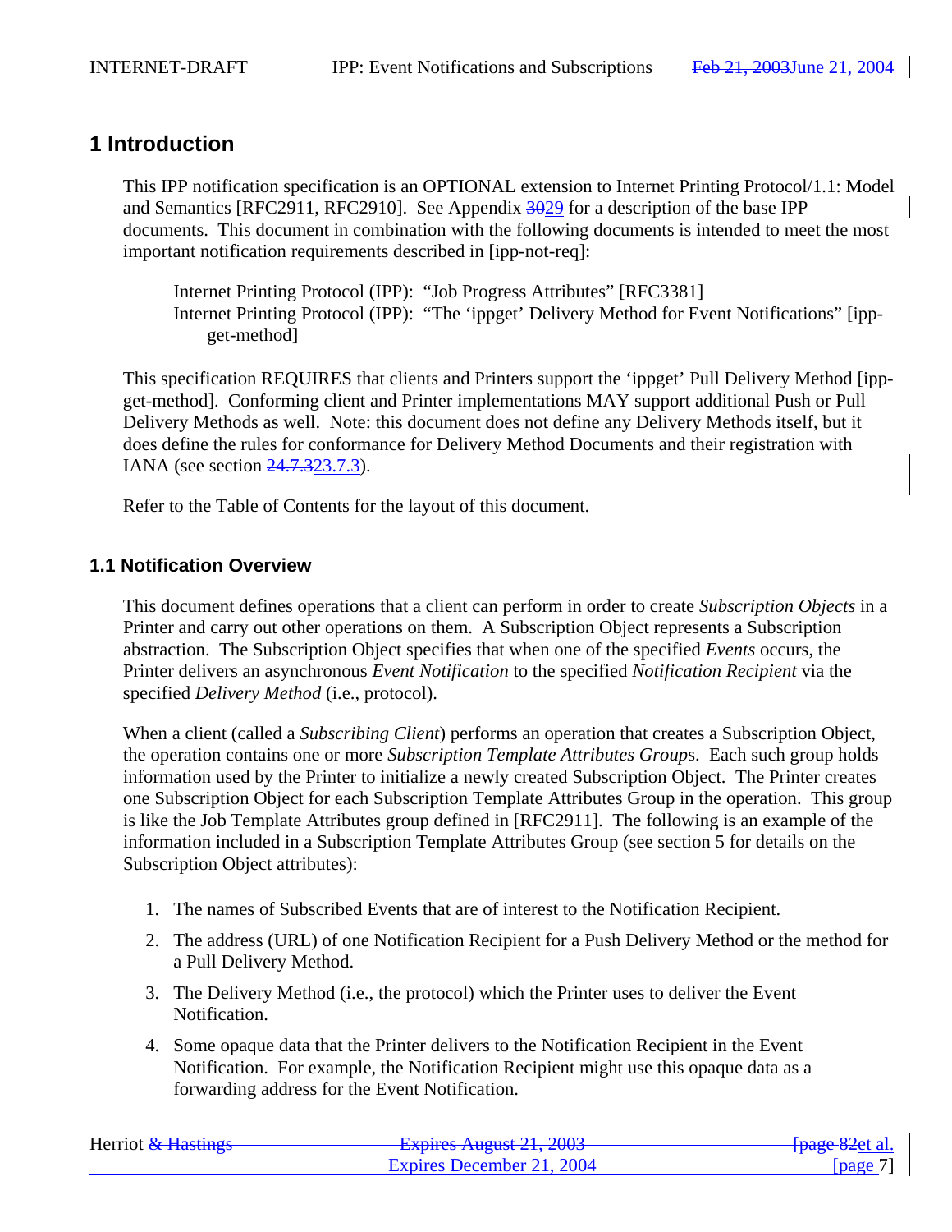# 1 Introduction

This IPP notification specification is an OPTIONAL extension to Internet Printing Protocol/1.1: Model and Semantics [RFC2911, RFC2910]. See Appendix ~~30~~29 for a description of the base IPP documents. This document in combination with the following documents is intended to meet the most important notification requirements described in [ipp-not-req]:

> Internet Printing Protocol (IPP): "Job Progress Attributes" [RFC3381]
> Internet Printing Protocol (IPP): "The 'ippget' Delivery Method for Event Notifications" [ipp-get-method]

This specification REQUIRES that clients and Printers support the 'ippget' Pull Delivery Method [ipp-get-method]. Conforming client and Printer implementations MAY support additional Push or Pull Delivery Methods as well. Note: this document does not define any Delivery Methods itself, but it does define the rules for conformance for Delivery Method Documents and their registration with IANA (see section ~~24.7.3~~23.7.3).

Refer to the Table of Contents for the layout of this document.

## 1.1 Notification Overview

This document defines operations that a client can perform in order to create *Subscription Objects* in a Printer and carry out other operations on them. A Subscription Object represents a Subscription abstraction. The Subscription Object specifies that when one of the specified *Events* occurs, the Printer delivers an asynchronous *Event Notification* to the specified *Notification Recipient* via the specified *Delivery Method* (i.e., protocol).

When a client (called a *Subscribing Client*) performs an operation that creates a Subscription Object, the operation contains one or more *Subscription Template Attributes Group*s. Each such group holds information used by the Printer to initialize a newly created Subscription Object. The Printer creates one Subscription Object for each Subscription Template Attributes Group in the operation. This group is like the Job Template Attributes group defined in [RFC2911]. The following is an example of the information included in a Subscription Template Attributes Group (see section 5 for details on the Subscription Object attributes):

1. The names of Subscribed Events that are of interest to the Notification Recipient.
2. The address (URL) of one Notification Recipient for a Push Delivery Method or the method for a Pull Delivery Method.
3. The Delivery Method (i.e., the protocol) which the Printer uses to deliver the Event Notification.
4. Some opaque data that the Printer delivers to the Notification Recipient in the Event Notification. For example, the Notification Recipient might use this opaque data as a forwarding address for the Event Notification.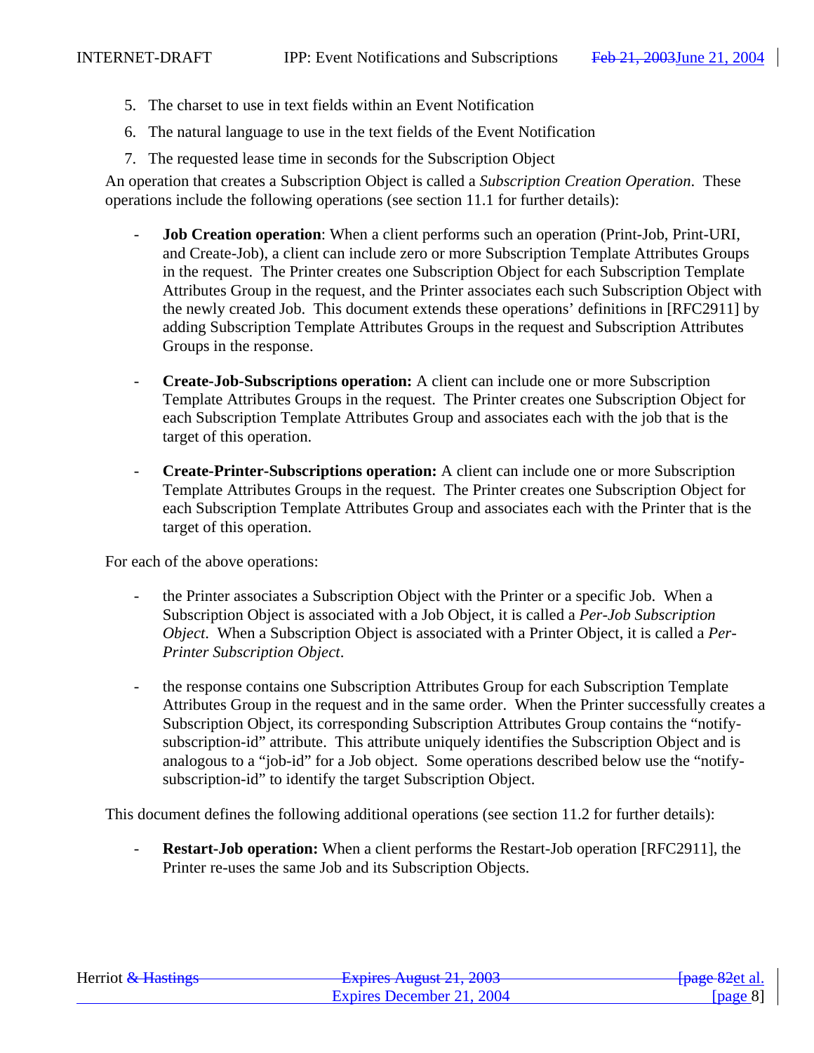5. The charset to use in text fields within an Event Notification
6. The natural language to use in the text fields of the Event Notification
7. The requested lease time in seconds for the Subscription Object

An operation that creates a Subscription Object is called a *Subscription Creation Operation*. These operations include the following operations (see section 11.1 for further details):

- **Job Creation operation**: When a client performs such an operation (Print-Job, Print-URI, and Create-Job), a client can include zero or more Subscription Template Attributes Groups in the request. The Printer creates one Subscription Object for each Subscription Template Attributes Group in the request, and the Printer associates each such Subscription Object with the newly created Job. This document extends these operations' definitions in [RFC2911] by adding Subscription Template Attributes Groups in the request and Subscription Attributes Groups in the response.

- **Create-Job-Subscriptions operation:** A client can include one or more Subscription Template Attributes Groups in the request. The Printer creates one Subscription Object for each Subscription Template Attributes Group and associates each with the job that is the target of this operation.

- **Create-Printer-Subscriptions operation:** A client can include one or more Subscription Template Attributes Groups in the request. The Printer creates one Subscription Object for each Subscription Template Attributes Group and associates each with the Printer that is the target of this operation.

For each of the above operations:

- the Printer associates a Subscription Object with the Printer or a specific Job. When a Subscription Object is associated with a Job Object, it is called a *Per-Job Subscription Object*. When a Subscription Object is associated with a Printer Object, it is called a *Per-Printer Subscription Object*.

- the response contains one Subscription Attributes Group for each Subscription Template Attributes Group in the request and in the same order. When the Printer successfully creates a Subscription Object, its corresponding Subscription Attributes Group contains the "notify-subscription-id" attribute. This attribute uniquely identifies the Subscription Object and is analogous to a "job-id" for a Job object. Some operations described below use the "notify-subscription-id" to identify the target Subscription Object.

This document defines the following additional operations (see section 11.2 for further details):

- **Restart-Job operation:** When a client performs the Restart-Job operation [RFC2911], the Printer re-uses the same Job and its Subscription Objects.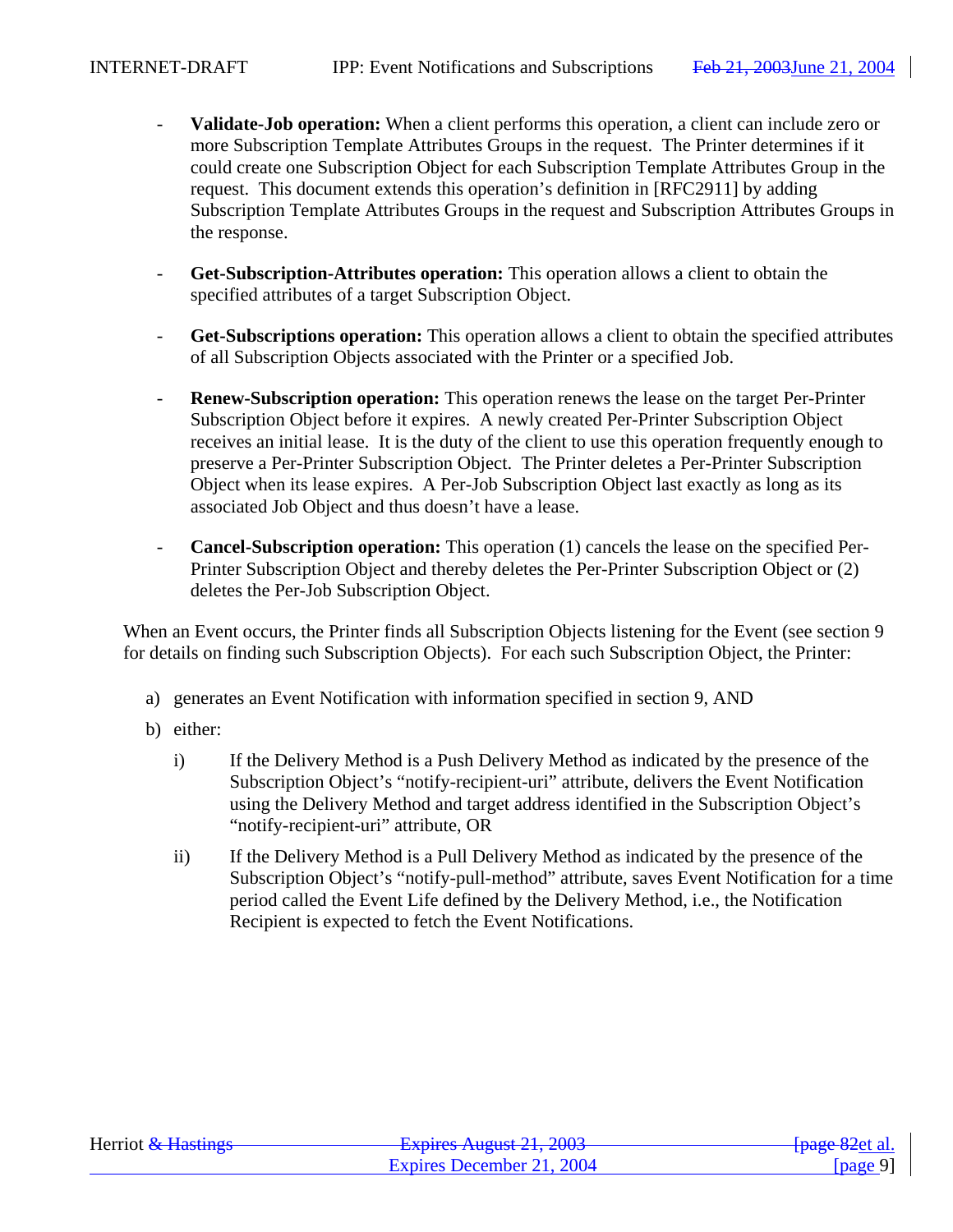- **Validate-Job operation:** When a client performs this operation, a client can include zero or more Subscription Template Attributes Groups in the request. The Printer determines if it could create one Subscription Object for each Subscription Template Attributes Group in the request. This document extends this operation's definition in [RFC2911] by adding Subscription Template Attributes Groups in the request and Subscription Attributes Groups in the response.

- **Get-Subscription-Attributes operation:** This operation allows a client to obtain the specified attributes of a target Subscription Object.

- **Get-Subscriptions operation:** This operation allows a client to obtain the specified attributes of all Subscription Objects associated with the Printer or a specified Job.

- **Renew-Subscription operation:** This operation renews the lease on the target Per-Printer Subscription Object before it expires. A newly created Per-Printer Subscription Object receives an initial lease. It is the duty of the client to use this operation frequently enough to preserve a Per-Printer Subscription Object. The Printer deletes a Per-Printer Subscription Object when its lease expires. A Per-Job Subscription Object last exactly as long as its associated Job Object and thus doesn't have a lease.

- **Cancel-Subscription operation:** This operation (1) cancels the lease on the specified Per-Printer Subscription Object and thereby deletes the Per-Printer Subscription Object or (2) deletes the Per-Job Subscription Object.

When an Event occurs, the Printer finds all Subscription Objects listening for the Event (see section 9 for details on finding such Subscription Objects). For each such Subscription Object, the Printer:

a) generates an Event Notification with information specified in section 9, AND

b) either:

   i) If the Delivery Method is a Push Delivery Method as indicated by the presence of the Subscription Object's "notify-recipient-uri" attribute, delivers the Event Notification using the Delivery Method and target address identified in the Subscription Object's "notify-recipient-uri" attribute, OR

   ii) If the Delivery Method is a Pull Delivery Method as indicated by the presence of the Subscription Object's "notify-pull-method" attribute, saves Event Notification for a time period called the Event Life defined by the Delivery Method, i.e., the Notification Recipient is expected to fetch the Event Notifications.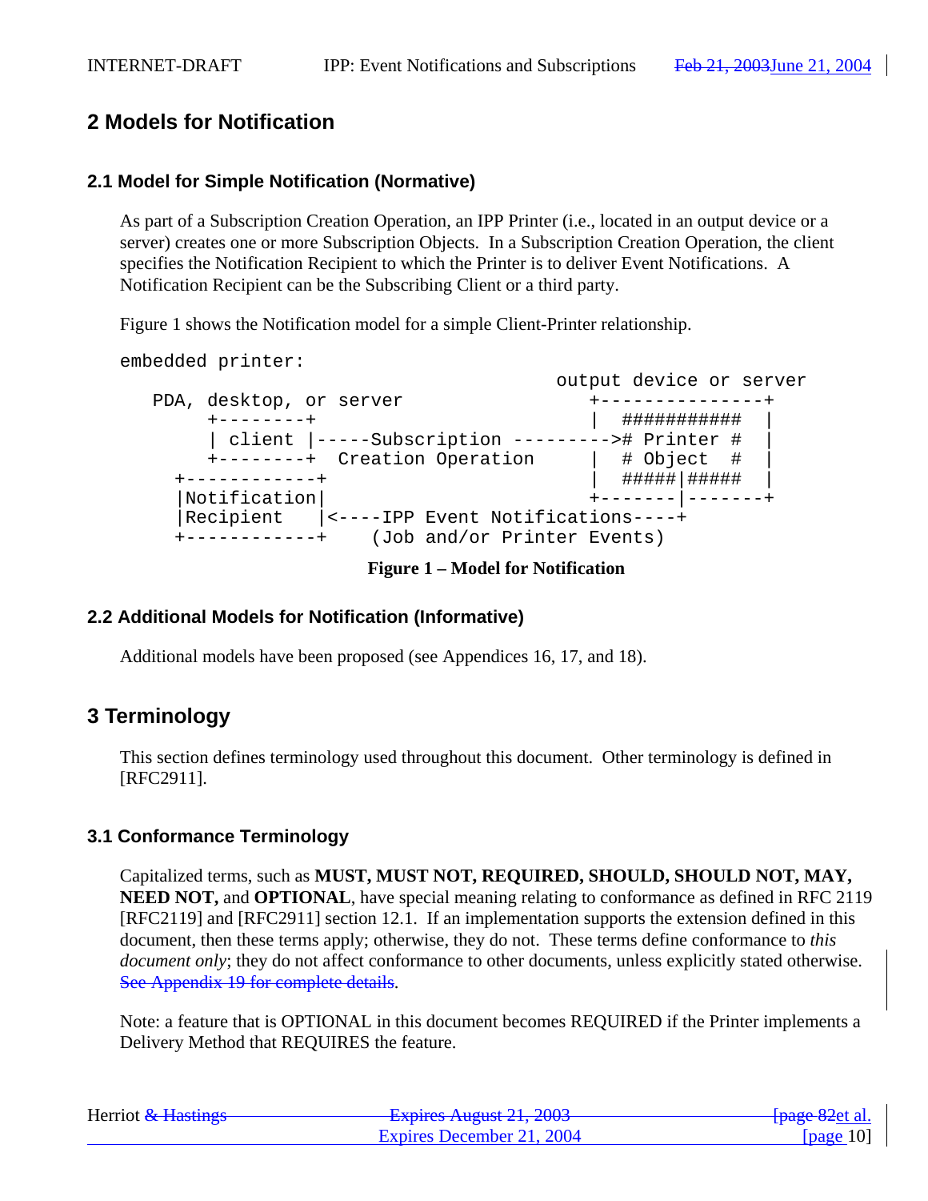## 2 Models for Notification

### 2.1 Model for Simple Notification (Normative)

As part of a Subscription Creation Operation, an IPP Printer (i.e., located in an output device or a server) creates one or more Subscription Objects. In a Subscription Creation Operation, the client specifies the Notification Recipient to which the Printer is to deliver Event Notifications. A Notification Recipient can be the Subscribing Client or a third party.

Figure 1 shows the Notification model for a simple Client-Printer relationship.

```
embedded printer:
                                         output device or server
   PDA, desktop, or server                  +---------------+
        +--------+                          |  ###########  |
        | client |-----Subscription --------># Printer #   |
        +--------+  Creation Operation      |  # Object  #  |
     +------------+                         |  #####|#####  |
     |Notification|                         +-------|-------+
     |Recipient   |<----IPP Event Notifications----+
     +------------+    (Job and/or Printer Events)
```

**Figure 1 – Model for Notification**

### 2.2 Additional Models for Notification (Informative)

Additional models have been proposed (see Appendices 16, 17, and 18).

## 3 Terminology

This section defines terminology used throughout this document. Other terminology is defined in [RFC2911].

### 3.1 Conformance Terminology

Capitalized terms, such as **MUST, MUST NOT, REQUIRED, SHOULD, SHOULD NOT, MAY, NEED NOT,** and **OPTIONAL**, have special meaning relating to conformance as defined in RFC 2119 [RFC2119] and [RFC2911] section 12.1. If an implementation supports the extension defined in this document, then these terms apply; otherwise, they do not. These terms define conformance to *this document only*; they do not affect conformance to other documents, unless explicitly stated otherwise. ~~See Appendix 19 for complete details~~.

Note: a feature that is OPTIONAL in this document becomes REQUIRED if the Printer implements a Delivery Method that REQUIRES the feature.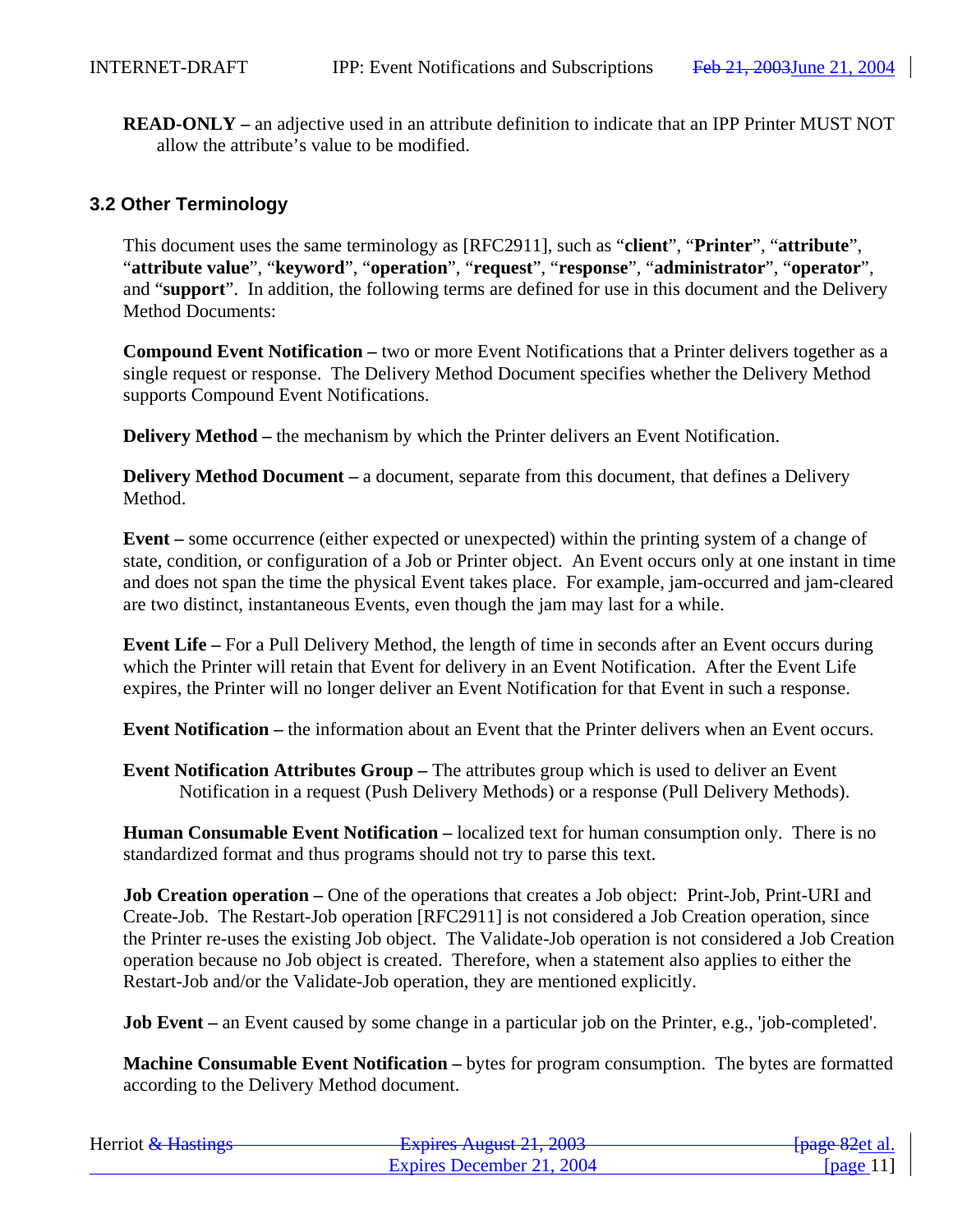**READ-ONLY –** an adjective used in an attribute definition to indicate that an IPP Printer MUST NOT allow the attribute's value to be modified.

### 3.2 Other Terminology

This document uses the same terminology as [RFC2911], such as "**client**", "**Printer**", "**attribute**", "**attribute value**", "**keyword**", "**operation**", "**request**", "**response**", "**administrator**", "**operator**", and "**support**". In addition, the following terms are defined for use in this document and the Delivery Method Documents:

**Compound Event Notification –** two or more Event Notifications that a Printer delivers together as a single request or response. The Delivery Method Document specifies whether the Delivery Method supports Compound Event Notifications.

**Delivery Method –** the mechanism by which the Printer delivers an Event Notification.

**Delivery Method Document –** a document, separate from this document, that defines a Delivery Method.

**Event –** some occurrence (either expected or unexpected) within the printing system of a change of state, condition, or configuration of a Job or Printer object. An Event occurs only at one instant in time and does not span the time the physical Event takes place. For example, jam-occurred and jam-cleared are two distinct, instantaneous Events, even though the jam may last for a while.

**Event Life –** For a Pull Delivery Method, the length of time in seconds after an Event occurs during which the Printer will retain that Event for delivery in an Event Notification. After the Event Life expires, the Printer will no longer deliver an Event Notification for that Event in such a response.

**Event Notification –** the information about an Event that the Printer delivers when an Event occurs.

**Event Notification Attributes Group –** The attributes group which is used to deliver an Event Notification in a request (Push Delivery Methods) or a response (Pull Delivery Methods).

**Human Consumable Event Notification –** localized text for human consumption only. There is no standardized format and thus programs should not try to parse this text.

**Job Creation operation –** One of the operations that creates a Job object: Print-Job, Print-URI and Create-Job. The Restart-Job operation [RFC2911] is not considered a Job Creation operation, since the Printer re-uses the existing Job object. The Validate-Job operation is not considered a Job Creation operation because no Job object is created. Therefore, when a statement also applies to either the Restart-Job and/or the Validate-Job operation, they are mentioned explicitly.

**Job Event –** an Event caused by some change in a particular job on the Printer, e.g., 'job-completed'.

**Machine Consumable Event Notification –** bytes for program consumption. The bytes are formatted according to the Delivery Method document.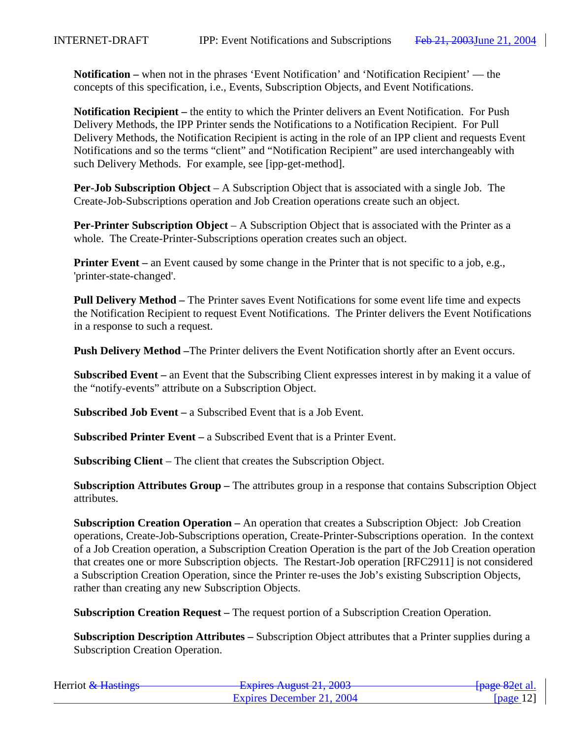**Notification –** when not in the phrases 'Event Notification' and 'Notification Recipient' — the concepts of this specification, i.e., Events, Subscription Objects, and Event Notifications.

**Notification Recipient –** the entity to which the Printer delivers an Event Notification. For Push Delivery Methods, the IPP Printer sends the Notifications to a Notification Recipient. For Pull Delivery Methods, the Notification Recipient is acting in the role of an IPP client and requests Event Notifications and so the terms "client" and "Notification Recipient" are used interchangeably with such Delivery Methods. For example, see [ipp-get-method].

**Per-Job Subscription Object** – A Subscription Object that is associated with a single Job. The Create-Job-Subscriptions operation and Job Creation operations create such an object.

**Per-Printer Subscription Object** – A Subscription Object that is associated with the Printer as a whole. The Create-Printer-Subscriptions operation creates such an object.

**Printer Event –** an Event caused by some change in the Printer that is not specific to a job, e.g., 'printer-state-changed'.

**Pull Delivery Method –** The Printer saves Event Notifications for some event life time and expects the Notification Recipient to request Event Notifications. The Printer delivers the Event Notifications in a response to such a request.

**Push Delivery Method –**The Printer delivers the Event Notification shortly after an Event occurs.

**Subscribed Event –** an Event that the Subscribing Client expresses interest in by making it a value of the "notify-events" attribute on a Subscription Object.

**Subscribed Job Event –** a Subscribed Event that is a Job Event.

**Subscribed Printer Event –** a Subscribed Event that is a Printer Event.

**Subscribing Client** – The client that creates the Subscription Object.

**Subscription Attributes Group –** The attributes group in a response that contains Subscription Object attributes.

**Subscription Creation Operation –** An operation that creates a Subscription Object: Job Creation operations, Create-Job-Subscriptions operation, Create-Printer-Subscriptions operation. In the context of a Job Creation operation, a Subscription Creation Operation is the part of the Job Creation operation that creates one or more Subscription objects. The Restart-Job operation [RFC2911] is not considered a Subscription Creation Operation, since the Printer re-uses the Job's existing Subscription Objects, rather than creating any new Subscription Objects.

**Subscription Creation Request –** The request portion of a Subscription Creation Operation.

**Subscription Description Attributes –** Subscription Object attributes that a Printer supplies during a Subscription Creation Operation.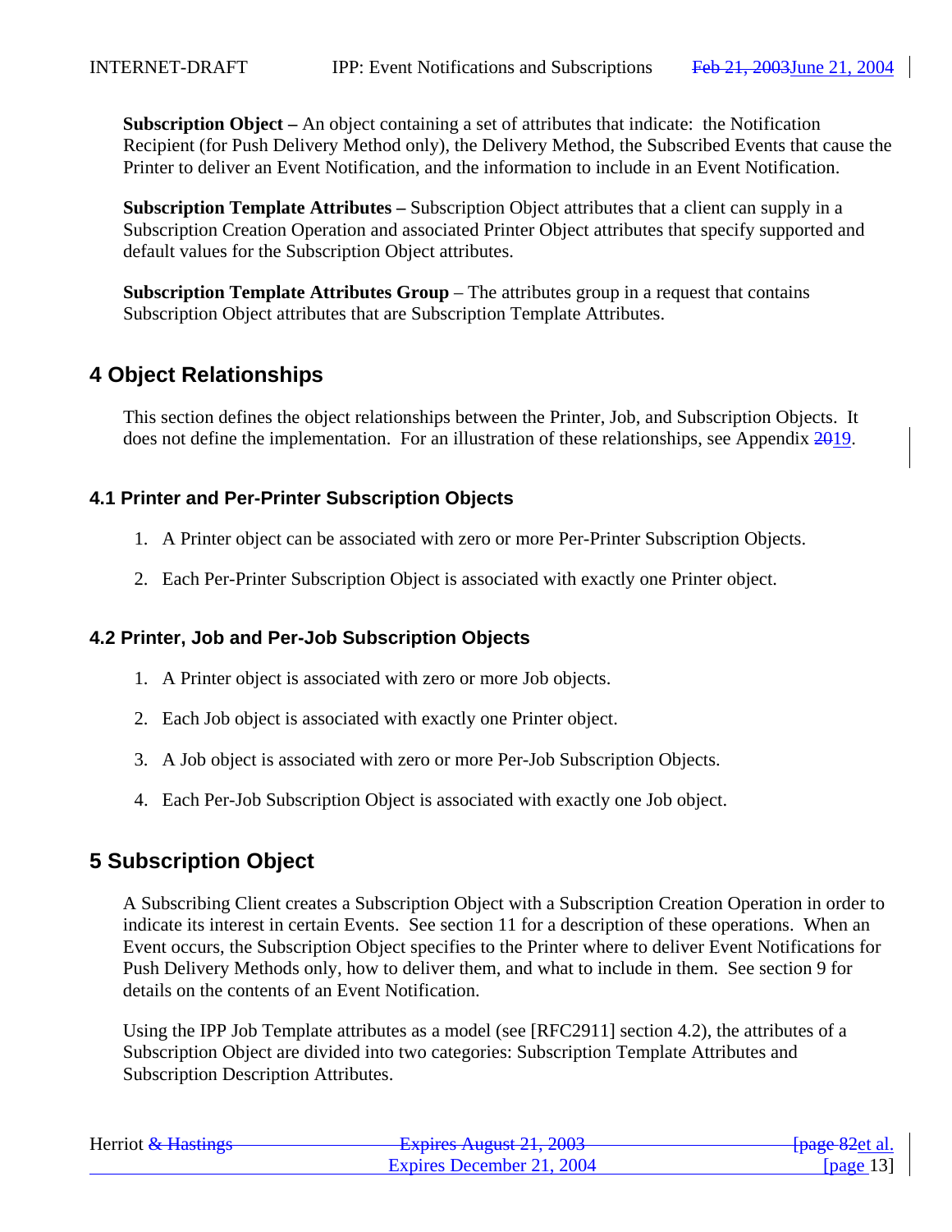**Subscription Object –** An object containing a set of attributes that indicate: the Notification Recipient (for Push Delivery Method only), the Delivery Method, the Subscribed Events that cause the Printer to deliver an Event Notification, and the information to include in an Event Notification.

**Subscription Template Attributes –** Subscription Object attributes that a client can supply in a Subscription Creation Operation and associated Printer Object attributes that specify supported and default values for the Subscription Object attributes.

**Subscription Template Attributes Group** – The attributes group in a request that contains Subscription Object attributes that are Subscription Template Attributes.

# 4 Object Relationships

This section defines the object relationships between the Printer, Job, and Subscription Objects. It does not define the implementation. For an illustration of these relationships, see Appendix ~~20~~19.

## 4.1 Printer and Per-Printer Subscription Objects

1. A Printer object can be associated with zero or more Per-Printer Subscription Objects.

2. Each Per-Printer Subscription Object is associated with exactly one Printer object.

## 4.2 Printer, Job and Per-Job Subscription Objects

1. A Printer object is associated with zero or more Job objects.

2. Each Job object is associated with exactly one Printer object.

3. A Job object is associated with zero or more Per-Job Subscription Objects.

4. Each Per-Job Subscription Object is associated with exactly one Job object.

# 5 Subscription Object

A Subscribing Client creates a Subscription Object with a Subscription Creation Operation in order to indicate its interest in certain Events. See section 11 for a description of these operations. When an Event occurs, the Subscription Object specifies to the Printer where to deliver Event Notifications for Push Delivery Methods only, how to deliver them, and what to include in them. See section 9 for details on the contents of an Event Notification.

Using the IPP Job Template attributes as a model (see [RFC2911] section 4.2), the attributes of a Subscription Object are divided into two categories: Subscription Template Attributes and Subscription Description Attributes.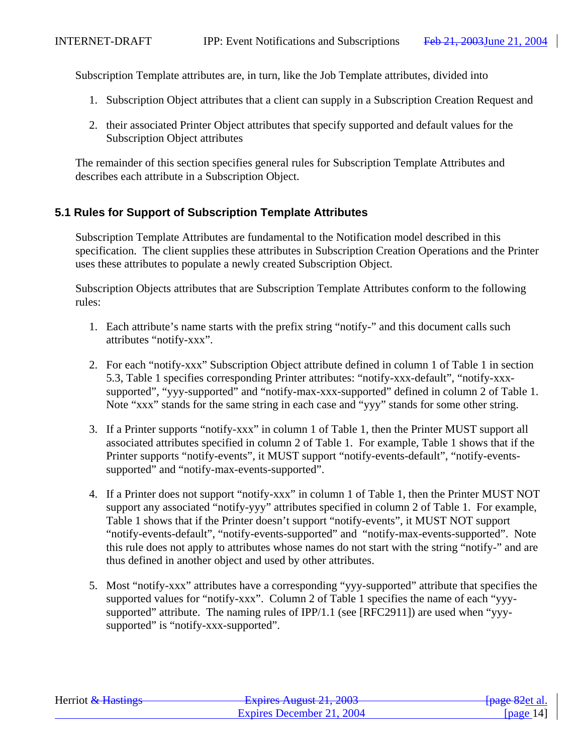Subscription Template attributes are, in turn, like the Job Template attributes, divided into

1. Subscription Object attributes that a client can supply in a Subscription Creation Request and

2. their associated Printer Object attributes that specify supported and default values for the Subscription Object attributes

The remainder of this section specifies general rules for Subscription Template Attributes and describes each attribute in a Subscription Object.

## 5.1 Rules for Support of Subscription Template Attributes

Subscription Template Attributes are fundamental to the Notification model described in this specification. The client supplies these attributes in Subscription Creation Operations and the Printer uses these attributes to populate a newly created Subscription Object.

Subscription Objects attributes that are Subscription Template Attributes conform to the following rules:

1. Each attribute's name starts with the prefix string "notify-" and this document calls such attributes "notify-xxx".

2. For each "notify-xxx" Subscription Object attribute defined in column 1 of Table 1 in section 5.3, Table 1 specifies corresponding Printer attributes: "notify-xxx-default", "notify-xxx-supported", "yyy-supported" and "notify-max-xxx-supported" defined in column 2 of Table 1. Note "xxx" stands for the same string in each case and "yyy" stands for some other string.

3. If a Printer supports "notify-xxx" in column 1 of Table 1, then the Printer MUST support all associated attributes specified in column 2 of Table 1. For example, Table 1 shows that if the Printer supports "notify-events", it MUST support "notify-events-default", "notify-events-supported" and "notify-max-events-supported".

4. If a Printer does not support "notify-xxx" in column 1 of Table 1, then the Printer MUST NOT support any associated "notify-yyy" attributes specified in column 2 of Table 1. For example, Table 1 shows that if the Printer doesn't support "notify-events", it MUST NOT support "notify-events-default", "notify-events-supported" and "notify-max-events-supported". Note this rule does not apply to attributes whose names do not start with the string "notify-" and are thus defined in another object and used by other attributes.

5. Most "notify-xxx" attributes have a corresponding "yyy-supported" attribute that specifies the supported values for "notify-xxx". Column 2 of Table 1 specifies the name of each "yyy-supported" attribute. The naming rules of IPP/1.1 (see [RFC2911]) are used when "yyy-supported" is "notify-xxx-supported".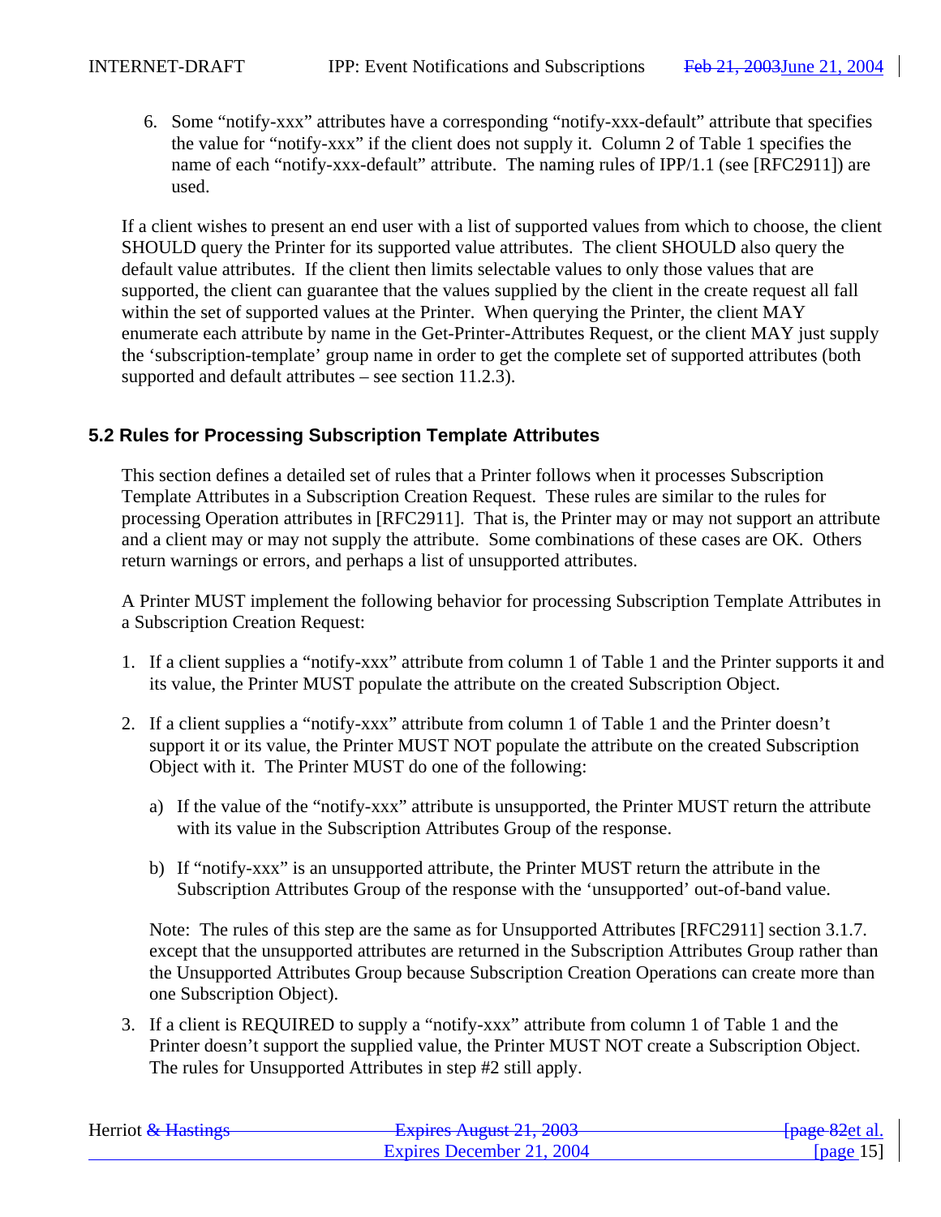6. Some "notify-xxx" attributes have a corresponding "notify-xxx-default" attribute that specifies the value for "notify-xxx" if the client does not supply it. Column 2 of Table 1 specifies the name of each "notify-xxx-default" attribute. The naming rules of IPP/1.1 (see [RFC2911]) are used.

If a client wishes to present an end user with a list of supported values from which to choose, the client SHOULD query the Printer for its supported value attributes. The client SHOULD also query the default value attributes. If the client then limits selectable values to only those values that are supported, the client can guarantee that the values supplied by the client in the create request all fall within the set of supported values at the Printer. When querying the Printer, the client MAY enumerate each attribute by name in the Get-Printer-Attributes Request, or the client MAY just supply the 'subscription-template' group name in order to get the complete set of supported attributes (both supported and default attributes – see section 11.2.3).

## 5.2 Rules for Processing Subscription Template Attributes

This section defines a detailed set of rules that a Printer follows when it processes Subscription Template Attributes in a Subscription Creation Request. These rules are similar to the rules for processing Operation attributes in [RFC2911]. That is, the Printer may or may not support an attribute and a client may or may not supply the attribute. Some combinations of these cases are OK. Others return warnings or errors, and perhaps a list of unsupported attributes.

A Printer MUST implement the following behavior for processing Subscription Template Attributes in a Subscription Creation Request:

1. If a client supplies a "notify-xxx" attribute from column 1 of Table 1 and the Printer supports it and its value, the Printer MUST populate the attribute on the created Subscription Object.

2. If a client supplies a "notify-xxx" attribute from column 1 of Table 1 and the Printer doesn't support it or its value, the Printer MUST NOT populate the attribute on the created Subscription Object with it. The Printer MUST do one of the following:

   a) If the value of the "notify-xxx" attribute is unsupported, the Printer MUST return the attribute with its value in the Subscription Attributes Group of the response.

   b) If "notify-xxx" is an unsupported attribute, the Printer MUST return the attribute in the Subscription Attributes Group of the response with the 'unsupported' out-of-band value.

   Note: The rules of this step are the same as for Unsupported Attributes [RFC2911] section 3.1.7. except that the unsupported attributes are returned in the Subscription Attributes Group rather than the Unsupported Attributes Group because Subscription Creation Operations can create more than one Subscription Object).

3. If a client is REQUIRED to supply a "notify-xxx" attribute from column 1 of Table 1 and the Printer doesn't support the supplied value, the Printer MUST NOT create a Subscription Object. The rules for Unsupported Attributes in step #2 still apply.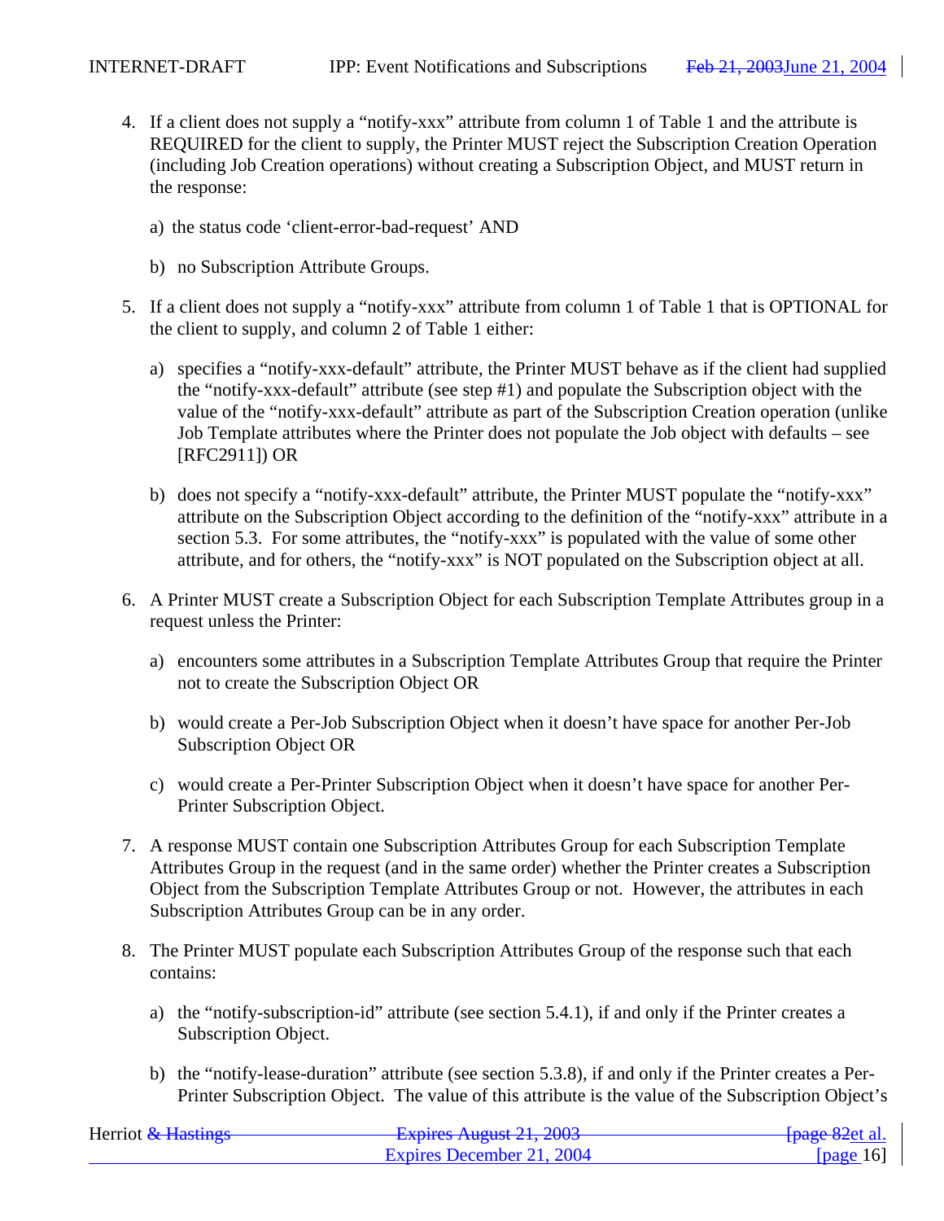4. If a client does not supply a "notify-xxx" attribute from column 1 of Table 1 and the attribute is REQUIRED for the client to supply, the Printer MUST reject the Subscription Creation Operation (including Job Creation operations) without creating a Subscription Object, and MUST return in the response:

   a) the status code 'client-error-bad-request' AND

   b) no Subscription Attribute Groups.

5. If a client does not supply a "notify-xxx" attribute from column 1 of Table 1 that is OPTIONAL for the client to supply, and column 2 of Table 1 either:

   a) specifies a "notify-xxx-default" attribute, the Printer MUST behave as if the client had supplied the "notify-xxx-default" attribute (see step #1) and populate the Subscription object with the value of the "notify-xxx-default" attribute as part of the Subscription Creation operation (unlike Job Template attributes where the Printer does not populate the Job object with defaults – see [RFC2911]) OR

   b) does not specify a "notify-xxx-default" attribute, the Printer MUST populate the "notify-xxx" attribute on the Subscription Object according to the definition of the "notify-xxx" attribute in a section 5.3. For some attributes, the "notify-xxx" is populated with the value of some other attribute, and for others, the "notify-xxx" is NOT populated on the Subscription object at all.

6. A Printer MUST create a Subscription Object for each Subscription Template Attributes group in a request unless the Printer:

   a) encounters some attributes in a Subscription Template Attributes Group that require the Printer not to create the Subscription Object OR

   b) would create a Per-Job Subscription Object when it doesn't have space for another Per-Job Subscription Object OR

   c) would create a Per-Printer Subscription Object when it doesn't have space for another Per-Printer Subscription Object.

7. A response MUST contain one Subscription Attributes Group for each Subscription Template Attributes Group in the request (and in the same order) whether the Printer creates a Subscription Object from the Subscription Template Attributes Group or not. However, the attributes in each Subscription Attributes Group can be in any order.

8. The Printer MUST populate each Subscription Attributes Group of the response such that each contains:

   a) the "notify-subscription-id" attribute (see section 5.4.1), if and only if the Printer creates a Subscription Object.

   b) the "notify-lease-duration" attribute (see section 5.3.8), if and only if the Printer creates a Per-Printer Subscription Object. The value of this attribute is the value of the Subscription Object's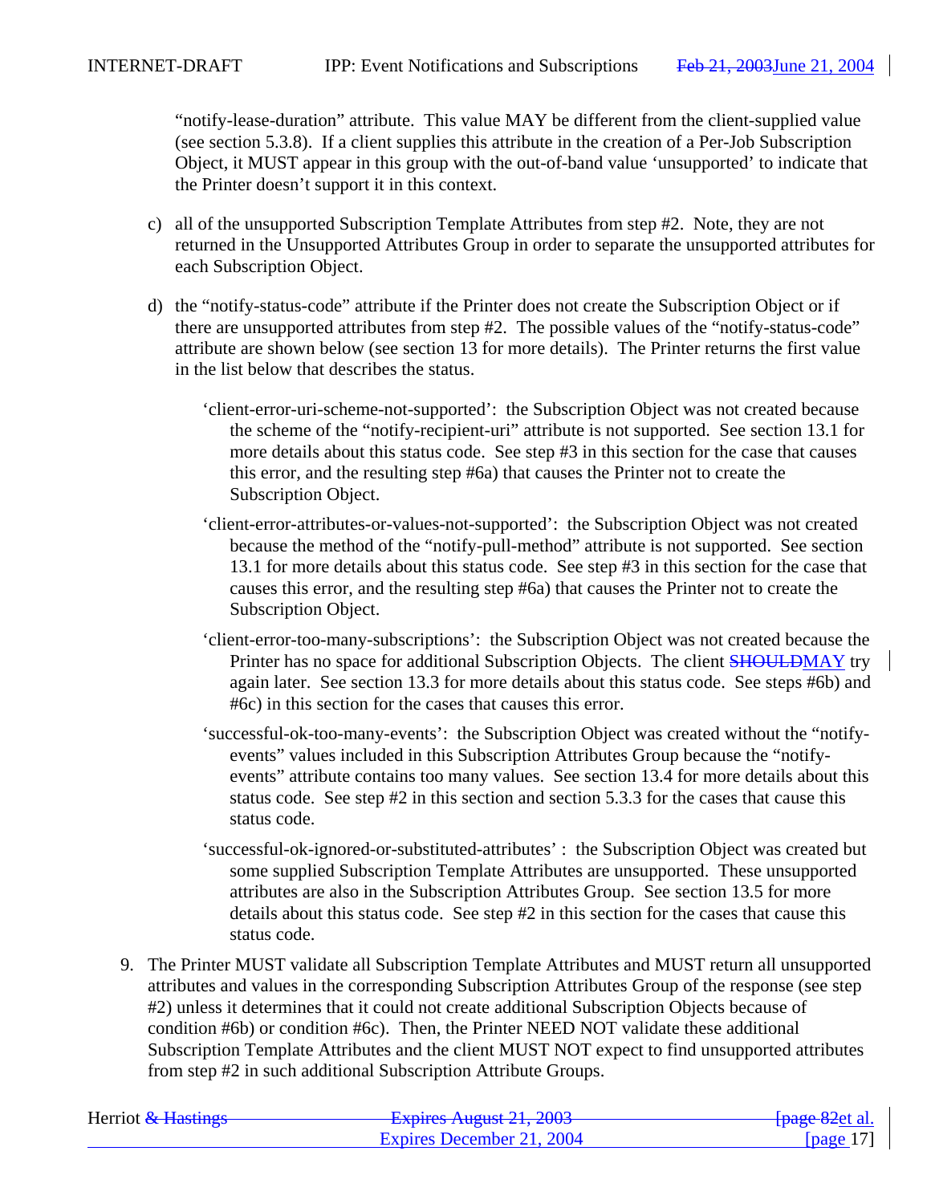"notify-lease-duration" attribute. This value MAY be different from the client-supplied value (see section 5.3.8). If a client supplies this attribute in the creation of a Per-Job Subscription Object, it MUST appear in this group with the out-of-band value 'unsupported' to indicate that the Printer doesn't support it in this context.

c) all of the unsupported Subscription Template Attributes from step #2. Note, they are not returned in the Unsupported Attributes Group in order to separate the unsupported attributes for each Subscription Object.

d) the "notify-status-code" attribute if the Printer does not create the Subscription Object or if there are unsupported attributes from step #2. The possible values of the "notify-status-code" attribute are shown below (see section 13 for more details). The Printer returns the first value in the list below that describes the status.

'client-error-uri-scheme-not-supported': the Subscription Object was not created because the scheme of the "notify-recipient-uri" attribute is not supported. See section 13.1 for more details about this status code. See step #3 in this section for the case that causes this error, and the resulting step #6a) that causes the Printer not to create the Subscription Object.

'client-error-attributes-or-values-not-supported': the Subscription Object was not created because the method of the "notify-pull-method" attribute is not supported. See section 13.1 for more details about this status code. See step #3 in this section for the case that causes this error, and the resulting step #6a) that causes the Printer not to create the Subscription Object.

'client-error-too-many-subscriptions': the Subscription Object was not created because the Printer has no space for additional Subscription Objects. The client ~~SHOULD~~MAY try again later. See section 13.3 for more details about this status code. See steps #6b) and #6c) in this section for the cases that causes this error.

'successful-ok-too-many-events': the Subscription Object was created without the "notify-events" values included in this Subscription Attributes Group because the "notify-events" attribute contains too many values. See section 13.4 for more details about this status code. See step #2 in this section and section 5.3.3 for the cases that cause this status code.

'successful-ok-ignored-or-substituted-attributes' : the Subscription Object was created but some supplied Subscription Template Attributes are unsupported. These unsupported attributes are also in the Subscription Attributes Group. See section 13.5 for more details about this status code. See step #2 in this section for the cases that cause this status code.

9. The Printer MUST validate all Subscription Template Attributes and MUST return all unsupported attributes and values in the corresponding Subscription Attributes Group of the response (see step #2) unless it determines that it could not create additional Subscription Objects because of condition #6b) or condition #6c). Then, the Printer NEED NOT validate these additional Subscription Template Attributes and the client MUST NOT expect to find unsupported attributes from step #2 in such additional Subscription Attribute Groups.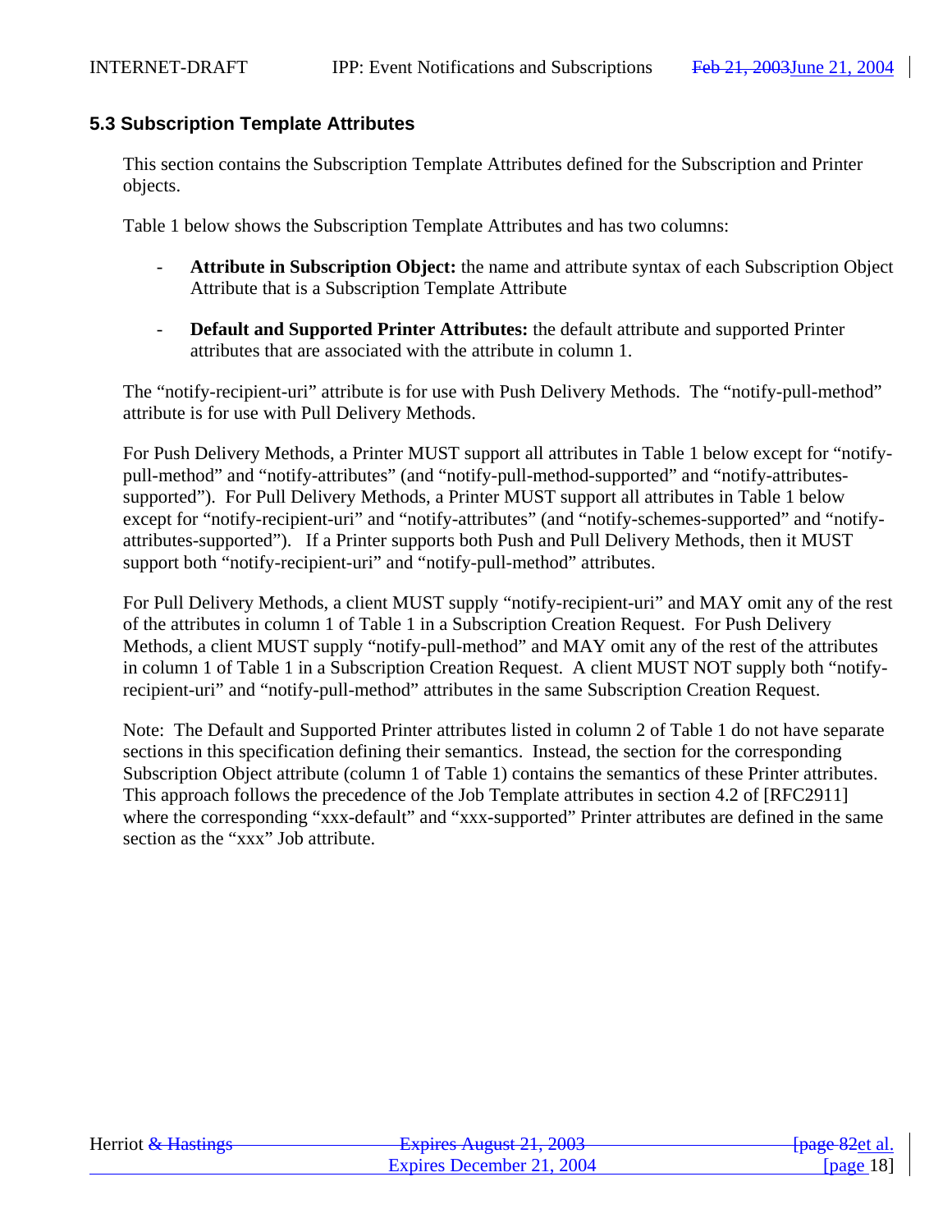### 5.3 Subscription Template Attributes

This section contains the Subscription Template Attributes defined for the Subscription and Printer objects.

Table 1 below shows the Subscription Template Attributes and has two columns:

- **Attribute in Subscription Object:** the name and attribute syntax of each Subscription Object Attribute that is a Subscription Template Attribute

- **Default and Supported Printer Attributes:** the default attribute and supported Printer attributes that are associated with the attribute in column 1.

The “notify-recipient-uri” attribute is for use with Push Delivery Methods. The “notify-pull-method” attribute is for use with Pull Delivery Methods.

For Push Delivery Methods, a Printer MUST support all attributes in Table 1 below except for “notify-pull-method” and “notify-attributes” (and “notify-pull-method-supported” and “notify-attributes-supported”). For Pull Delivery Methods, a Printer MUST support all attributes in Table 1 below except for “notify-recipient-uri” and “notify-attributes” (and “notify-schemes-supported” and “notify-attributes-supported”). If a Printer supports both Push and Pull Delivery Methods, then it MUST support both “notify-recipient-uri” and “notify-pull-method” attributes.

For Pull Delivery Methods, a client MUST supply “notify-recipient-uri” and MAY omit any of the rest of the attributes in column 1 of Table 1 in a Subscription Creation Request. For Push Delivery Methods, a client MUST supply “notify-pull-method” and MAY omit any of the rest of the attributes in column 1 of Table 1 in a Subscription Creation Request. A client MUST NOT supply both “notify-recipient-uri” and “notify-pull-method” attributes in the same Subscription Creation Request.

Note: The Default and Supported Printer attributes listed in column 2 of Table 1 do not have separate sections in this specification defining their semantics. Instead, the section for the corresponding Subscription Object attribute (column 1 of Table 1) contains the semantics of these Printer attributes. This approach follows the precedence of the Job Template attributes in section 4.2 of [RFC2911] where the corresponding “xxx-default” and “xxx-supported” Printer attributes are defined in the same section as the “xxx” Job attribute.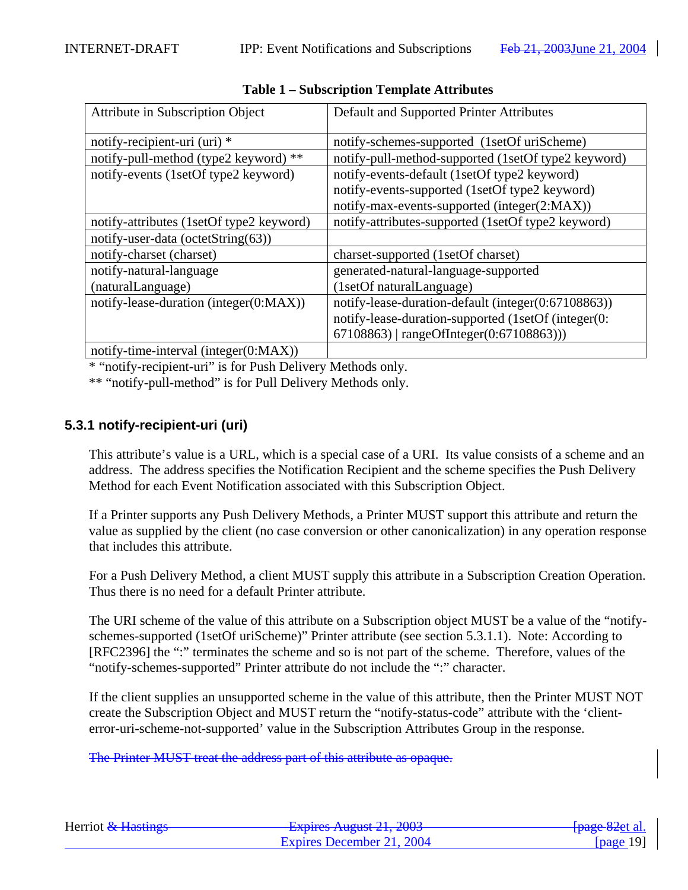**Table 1 – Subscription Template Attributes**

| Attribute in Subscription Object | Default and Supported Printer Attributes |
|---|---|
| notify-recipient-uri (uri) * | notify-schemes-supported (1setOf uriScheme) |
| notify-pull-method (type2 keyword) ** | notify-pull-method-supported (1setOf type2 keyword) |
| notify-events (1setOf type2 keyword) | notify-events-default (1setOf type2 keyword)<br>notify-events-supported (1setOf type2 keyword)<br>notify-max-events-supported (integer(2:MAX)) |
| notify-attributes (1setOf type2 keyword) | notify-attributes-supported (1setOf type2 keyword) |
| notify-user-data (octetString(63)) | |
| notify-charset (charset) | charset-supported (1setOf charset) |
| notify-natural-language (naturalLanguage) | generated-natural-language-supported (1setOf naturalLanguage) |
| notify-lease-duration (integer(0:MAX)) | notify-lease-duration-default (integer(0:67108863))<br>notify-lease-duration-supported (1setOf (integer(0:67108863) \| rangeOfInteger(0:67108863))) |
| notify-time-interval (integer(0:MAX)) | |

* "notify-recipient-uri" is for Push Delivery Methods only.

** "notify-pull-method" is for Pull Delivery Methods only.

### 5.3.1 notify-recipient-uri (uri)

This attribute's value is a URL, which is a special case of a URI. Its value consists of a scheme and an address. The address specifies the Notification Recipient and the scheme specifies the Push Delivery Method for each Event Notification associated with this Subscription Object.

If a Printer supports any Push Delivery Methods, a Printer MUST support this attribute and return the value as supplied by the client (no case conversion or other canonicalization) in any operation response that includes this attribute.

For a Push Delivery Method, a client MUST supply this attribute in a Subscription Creation Operation. Thus there is no need for a default Printer attribute.

The URI scheme of the value of this attribute on a Subscription object MUST be a value of the "notify-schemes-supported (1setOf uriScheme)" Printer attribute (see section 5.3.1.1). Note: According to [RFC2396] the ":" terminates the scheme and so is not part of the scheme. Therefore, values of the "notify-schemes-supported" Printer attribute do not include the ":" character.

If the client supplies an unsupported scheme in the value of this attribute, then the Printer MUST NOT create the Subscription Object and MUST return the "notify-status-code" attribute with the 'client-error-uri-scheme-not-supported' value in the Subscription Attributes Group in the response.

~~The Printer MUST treat the address part of this attribute as opaque.~~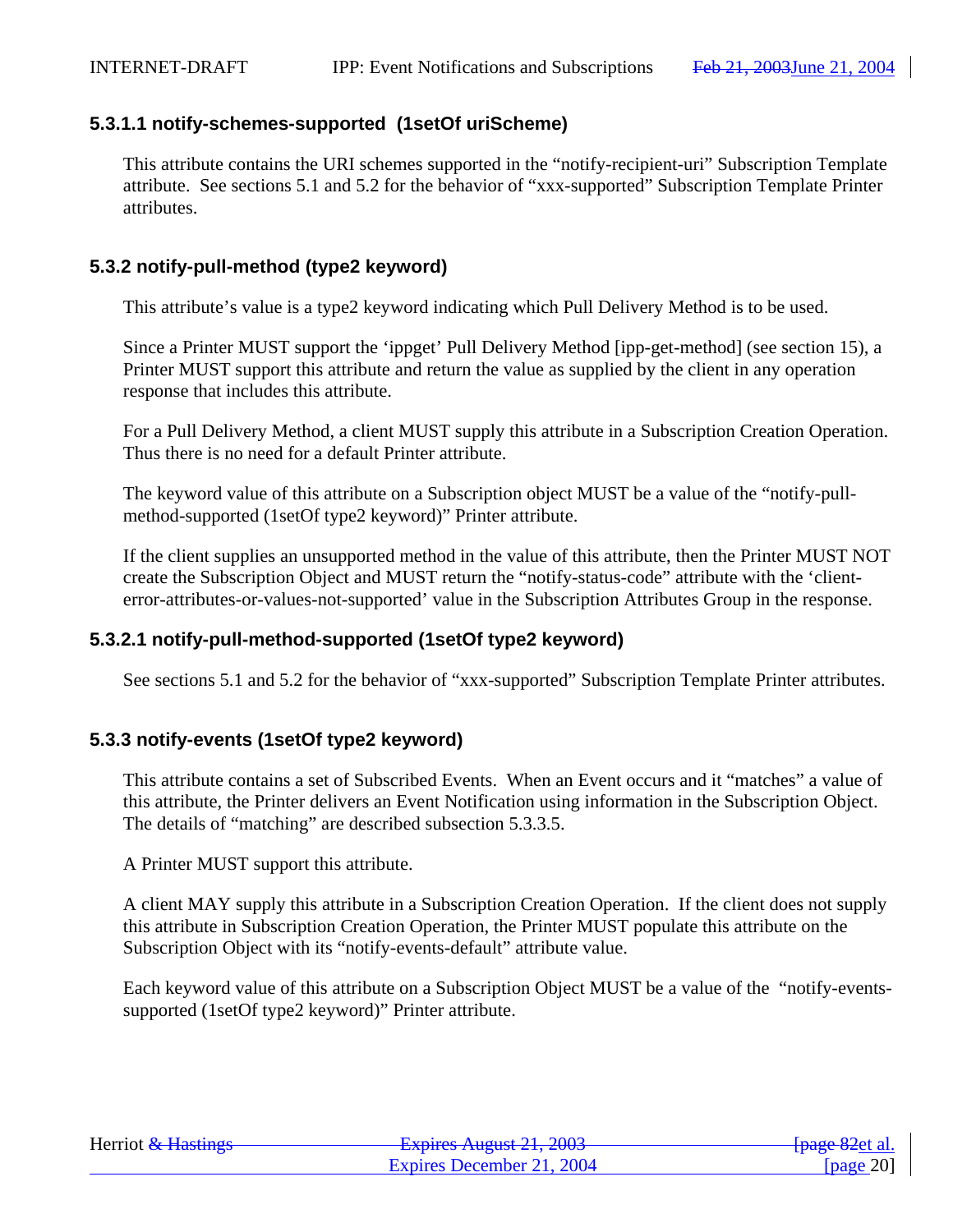#### 5.3.1.1 notify-schemes-supported (1setOf uriScheme)

This attribute contains the URI schemes supported in the “notify-recipient-uri” Subscription Template attribute. See sections 5.1 and 5.2 for the behavior of “xxx-supported” Subscription Template Printer attributes.

### 5.3.2 notify-pull-method (type2 keyword)

This attribute’s value is a type2 keyword indicating which Pull Delivery Method is to be used.

Since a Printer MUST support the ‘ippget’ Pull Delivery Method [ipp-get-method] (see section 15), a Printer MUST support this attribute and return the value as supplied by the client in any operation response that includes this attribute.

For a Pull Delivery Method, a client MUST supply this attribute in a Subscription Creation Operation. Thus there is no need for a default Printer attribute.

The keyword value of this attribute on a Subscription object MUST be a value of the “notify-pull-method-supported (1setOf type2 keyword)” Printer attribute.

If the client supplies an unsupported method in the value of this attribute, then the Printer MUST NOT create the Subscription Object and MUST return the “notify-status-code” attribute with the ‘client-error-attributes-or-values-not-supported’ value in the Subscription Attributes Group in the response.

#### 5.3.2.1 notify-pull-method-supported (1setOf type2 keyword)

See sections 5.1 and 5.2 for the behavior of “xxx-supported” Subscription Template Printer attributes.

### 5.3.3 notify-events (1setOf type2 keyword)

This attribute contains a set of Subscribed Events. When an Event occurs and it “matches” a value of this attribute, the Printer delivers an Event Notification using information in the Subscription Object. The details of “matching” are described subsection 5.3.3.5.

A Printer MUST support this attribute.

A client MAY supply this attribute in a Subscription Creation Operation. If the client does not supply this attribute in Subscription Creation Operation, the Printer MUST populate this attribute on the Subscription Object with its “notify-events-default” attribute value.

Each keyword value of this attribute on a Subscription Object MUST be a value of the “notify-events-supported (1setOf type2 keyword)” Printer attribute.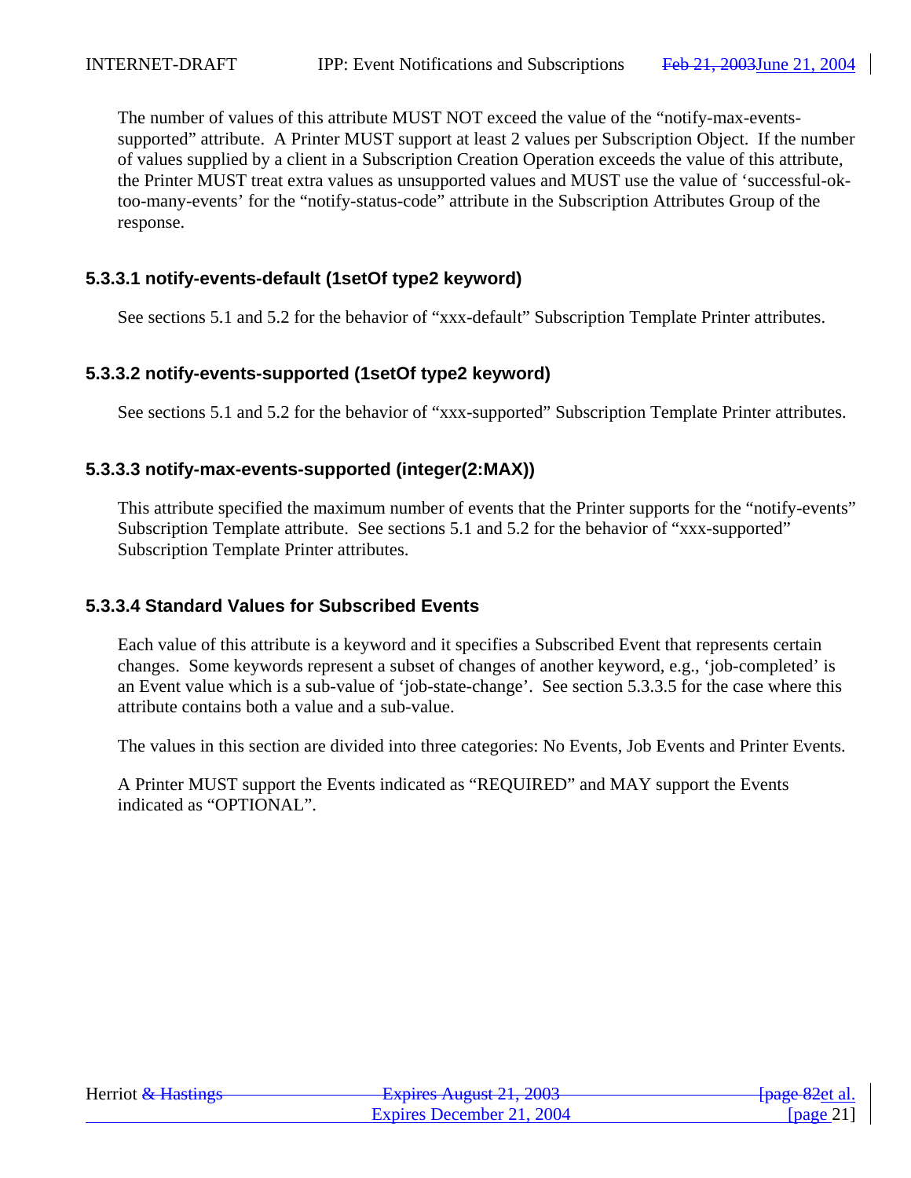The number of values of this attribute MUST NOT exceed the value of the “notify-max-events-supported” attribute. A Printer MUST support at least 2 values per Subscription Object. If the number of values supplied by a client in a Subscription Creation Operation exceeds the value of this attribute, the Printer MUST treat extra values as unsupported values and MUST use the value of ‘successful-ok-too-many-events’ for the “notify-status-code” attribute in the Subscription Attributes Group of the response.

#### 5.3.3.1 notify-events-default (1setOf type2 keyword)

See sections 5.1 and 5.2 for the behavior of “xxx-default” Subscription Template Printer attributes.

#### 5.3.3.2 notify-events-supported (1setOf type2 keyword)

See sections 5.1 and 5.2 for the behavior of “xxx-supported” Subscription Template Printer attributes.

#### 5.3.3.3 notify-max-events-supported (integer(2:MAX))

This attribute specified the maximum number of events that the Printer supports for the “notify-events” Subscription Template attribute. See sections 5.1 and 5.2 for the behavior of “xxx-supported” Subscription Template Printer attributes.

#### 5.3.3.4 Standard Values for Subscribed Events

Each value of this attribute is a keyword and it specifies a Subscribed Event that represents certain changes. Some keywords represent a subset of changes of another keyword, e.g., ‘job-completed’ is an Event value which is a sub-value of ‘job-state-change’. See section 5.3.3.5 for the case where this attribute contains both a value and a sub-value.

The values in this section are divided into three categories: No Events, Job Events and Printer Events.

A Printer MUST support the Events indicated as “REQUIRED” and MAY support the Events indicated as “OPTIONAL”.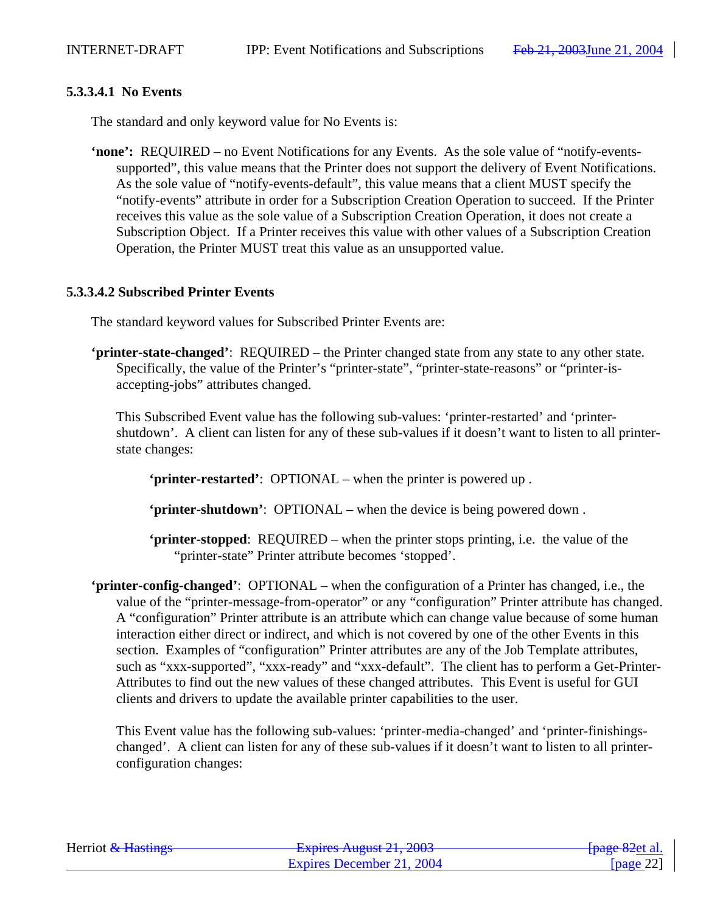#### 5.3.3.4.1 No Events

The standard and only keyword value for No Events is:

**'none':** REQUIRED – no Event Notifications for any Events. As the sole value of "notify-events-supported", this value means that the Printer does not support the delivery of Event Notifications. As the sole value of "notify-events-default", this value means that a client MUST specify the "notify-events" attribute in order for a Subscription Creation Operation to succeed. If the Printer receives this value as the sole value of a Subscription Creation Operation, it does not create a Subscription Object. If a Printer receives this value with other values of a Subscription Creation Operation, the Printer MUST treat this value as an unsupported value.

#### 5.3.3.4.2 Subscribed Printer Events

The standard keyword values for Subscribed Printer Events are:

**'printer-state-changed'**: REQUIRED – the Printer changed state from any state to any other state. Specifically, the value of the Printer's "printer-state", "printer-state-reasons" or "printer-is-accepting-jobs" attributes changed.

This Subscribed Event value has the following sub-values: 'printer-restarted' and 'printer-shutdown'. A client can listen for any of these sub-values if it doesn't want to listen to all printer-state changes:

**'printer-restarted'**: OPTIONAL – when the printer is powered up .

**'printer-shutdown'**: OPTIONAL – when the device is being powered down .

**'printer-stopped**: REQUIRED – when the printer stops printing, i.e. the value of the "printer-state" Printer attribute becomes 'stopped'.

**'printer-config-changed'**: OPTIONAL – when the configuration of a Printer has changed, i.e., the value of the "printer-message-from-operator" or any "configuration" Printer attribute has changed. A "configuration" Printer attribute is an attribute which can change value because of some human interaction either direct or indirect, and which is not covered by one of the other Events in this section. Examples of "configuration" Printer attributes are any of the Job Template attributes, such as "xxx-supported", "xxx-ready" and "xxx-default". The client has to perform a Get-Printer-Attributes to find out the new values of these changed attributes. This Event is useful for GUI clients and drivers to update the available printer capabilities to the user.

This Event value has the following sub-values: 'printer-media-changed' and 'printer-finishings-changed'. A client can listen for any of these sub-values if it doesn't want to listen to all printer-configuration changes: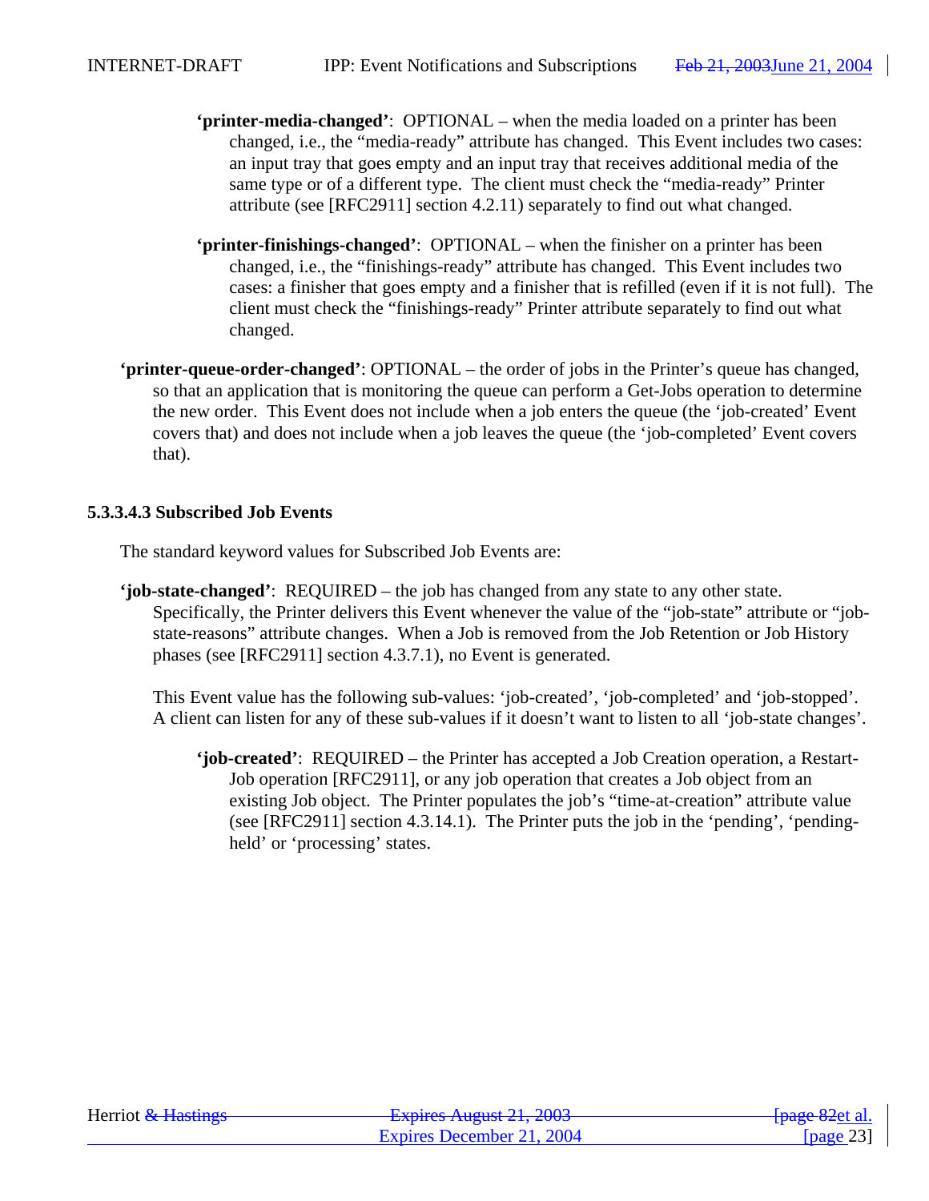**'printer-media-changed'**: OPTIONAL – when the media loaded on a printer has been changed, i.e., the "media-ready" attribute has changed. This Event includes two cases: an input tray that goes empty and an input tray that receives additional media of the same type or of a different type. The client must check the "media-ready" Printer attribute (see [RFC2911] section 4.2.11) separately to find out what changed.

**'printer-finishings-changed'**: OPTIONAL – when the finisher on a printer has been changed, i.e., the "finishings-ready" attribute has changed. This Event includes two cases: a finisher that goes empty and a finisher that is refilled (even if it is not full). The client must check the "finishings-ready" Printer attribute separately to find out what changed.

**'printer-queue-order-changed'**: OPTIONAL – the order of jobs in the Printer's queue has changed, so that an application that is monitoring the queue can perform a Get-Jobs operation to determine the new order. This Event does not include when a job enters the queue (the 'job-created' Event covers that) and does not include when a job leaves the queue (the 'job-completed' Event covers that).

#### 5.3.3.4.3 Subscribed Job Events

The standard keyword values for Subscribed Job Events are:

**'job-state-changed'**: REQUIRED – the job has changed from any state to any other state. Specifically, the Printer delivers this Event whenever the value of the "job-state" attribute or "job-state-reasons" attribute changes. When a Job is removed from the Job Retention or Job History phases (see [RFC2911] section 4.3.7.1), no Event is generated.

This Event value has the following sub-values: 'job-created', 'job-completed' and 'job-stopped'. A client can listen for any of these sub-values if it doesn't want to listen to all 'job-state changes'.

**'job-created'**: REQUIRED – the Printer has accepted a Job Creation operation, a Restart-Job operation [RFC2911], or any job operation that creates a Job object from an existing Job object. The Printer populates the job's "time-at-creation" attribute value (see [RFC2911] section 4.3.14.1). The Printer puts the job in the 'pending', 'pending-held' or 'processing' states.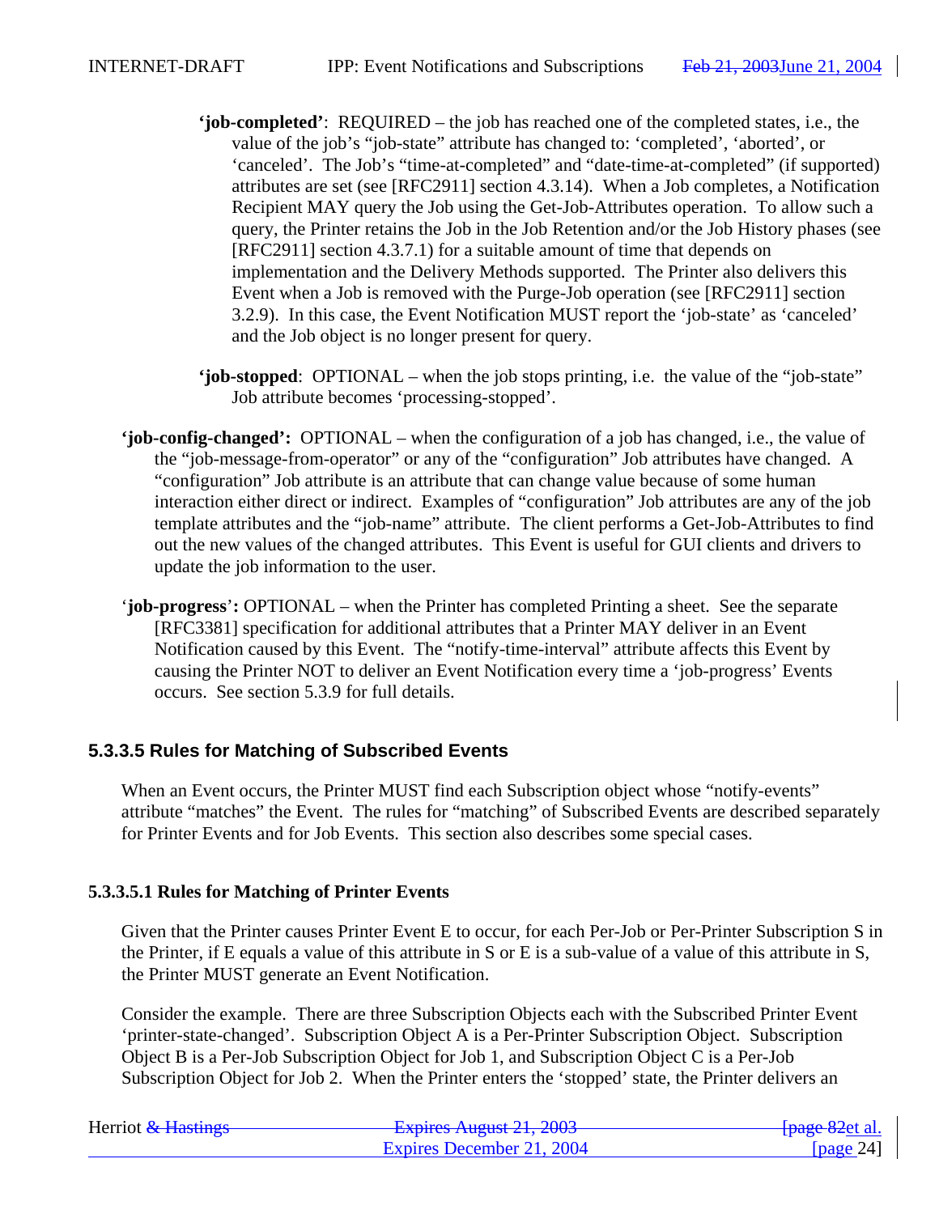**'job-completed'**: REQUIRED – the job has reached one of the completed states, i.e., the value of the job's "job-state" attribute has changed to: 'completed', 'aborted', or 'canceled'. The Job's "time-at-completed" and "date-time-at-completed" (if supported) attributes are set (see [RFC2911] section 4.3.14). When a Job completes, a Notification Recipient MAY query the Job using the Get-Job-Attributes operation. To allow such a query, the Printer retains the Job in the Job Retention and/or the Job History phases (see [RFC2911] section 4.3.7.1) for a suitable amount of time that depends on implementation and the Delivery Methods supported. The Printer also delivers this Event when a Job is removed with the Purge-Job operation (see [RFC2911] section 3.2.9). In this case, the Event Notification MUST report the 'job-state' as 'canceled' and the Job object is no longer present for query.

**'job-stopped**: OPTIONAL – when the job stops printing, i.e. the value of the "job-state" Job attribute becomes 'processing-stopped'.

**'job-config-changed':** OPTIONAL – when the configuration of a job has changed, i.e., the value of the "job-message-from-operator" or any of the "configuration" Job attributes have changed. A "configuration" Job attribute is an attribute that can change value because of some human interaction either direct or indirect. Examples of "configuration" Job attributes are any of the job template attributes and the "job-name" attribute. The client performs a Get-Job-Attributes to find out the new values of the changed attributes. This Event is useful for GUI clients and drivers to update the job information to the user.

'**job-progress**'**:** OPTIONAL – when the Printer has completed Printing a sheet. See the separate [RFC3381] specification for additional attributes that a Printer MAY deliver in an Event Notification caused by this Event. The "notify-time-interval" attribute affects this Event by causing the Printer NOT to deliver an Event Notification every time a 'job-progress' Events occurs. See section 5.3.9 for full details.

### 5.3.3.5 Rules for Matching of Subscribed Events

When an Event occurs, the Printer MUST find each Subscription object whose "notify-events" attribute "matches" the Event. The rules for "matching" of Subscribed Events are described separately for Printer Events and for Job Events. This section also describes some special cases.

#### 5.3.3.5.1 Rules for Matching of Printer Events

Given that the Printer causes Printer Event E to occur, for each Per-Job or Per-Printer Subscription S in the Printer, if E equals a value of this attribute in S or E is a sub-value of a value of this attribute in S, the Printer MUST generate an Event Notification.

Consider the example. There are three Subscription Objects each with the Subscribed Printer Event 'printer-state-changed'. Subscription Object A is a Per-Printer Subscription Object. Subscription Object B is a Per-Job Subscription Object for Job 1, and Subscription Object C is a Per-Job Subscription Object for Job 2. When the Printer enters the 'stopped' state, the Printer delivers an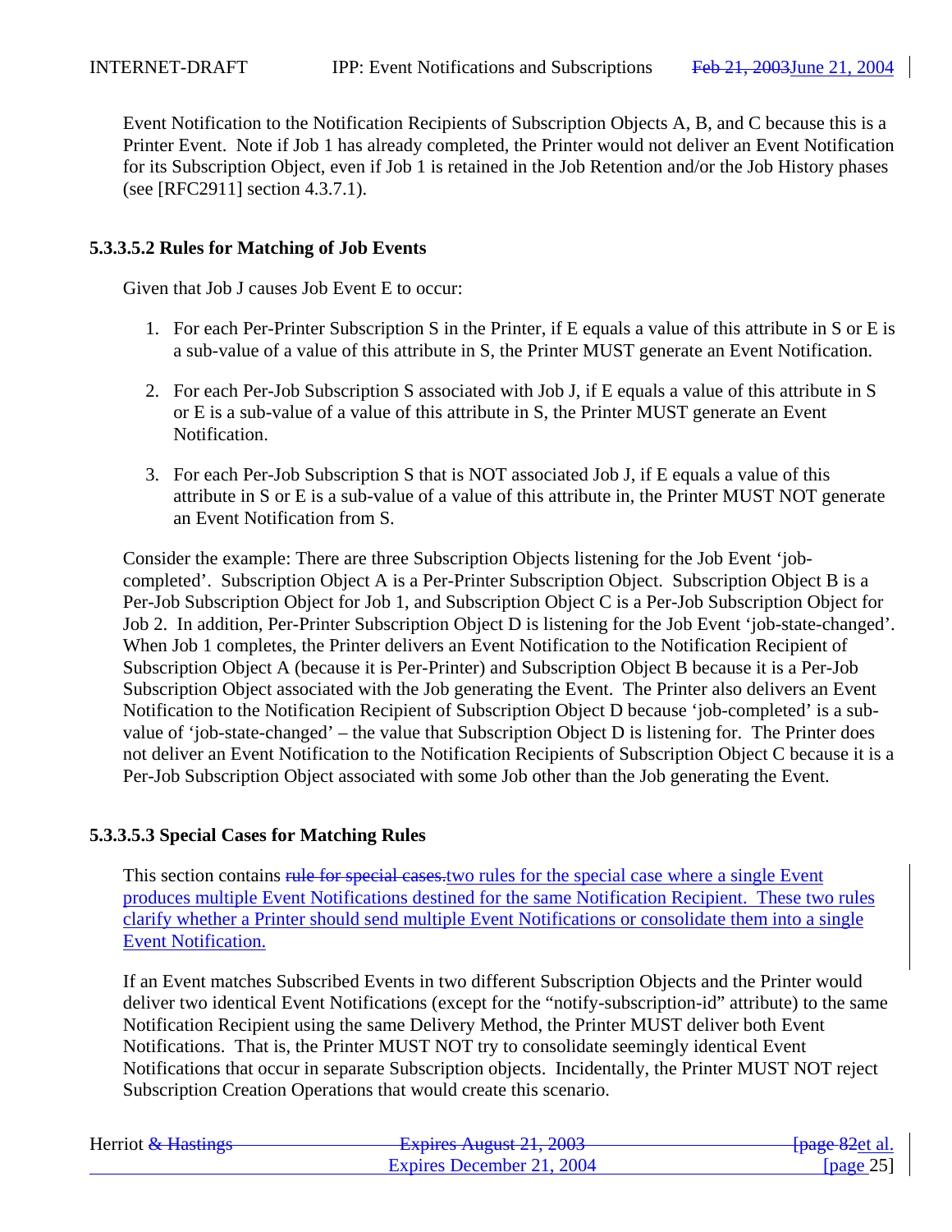Event Notification to the Notification Recipients of Subscription Objects A, B, and C because this is a Printer Event. Note if Job 1 has already completed, the Printer would not deliver an Event Notification for its Subscription Object, even if Job 1 is retained in the Job Retention and/or the Job History phases (see [RFC2911] section 4.3.7.1).

#### 5.3.3.5.2 Rules for Matching of Job Events

Given that Job J causes Job Event E to occur:

1. For each Per-Printer Subscription S in the Printer, if E equals a value of this attribute in S or E is a sub-value of a value of this attribute in S, the Printer MUST generate an Event Notification.

2. For each Per-Job Subscription S associated with Job J, if E equals a value of this attribute in S or E is a sub-value of a value of this attribute in S, the Printer MUST generate an Event Notification.

3. For each Per-Job Subscription S that is NOT associated Job J, if E equals a value of this attribute in S or E is a sub-value of a value of this attribute in, the Printer MUST NOT generate an Event Notification from S.

Consider the example: There are three Subscription Objects listening for the Job Event 'job-completed'. Subscription Object A is a Per-Printer Subscription Object. Subscription Object B is a Per-Job Subscription Object for Job 1, and Subscription Object C is a Per-Job Subscription Object for Job 2. In addition, Per-Printer Subscription Object D is listening for the Job Event 'job-state-changed'. When Job 1 completes, the Printer delivers an Event Notification to the Notification Recipient of Subscription Object A (because it is Per-Printer) and Subscription Object B because it is a Per-Job Subscription Object associated with the Job generating the Event. The Printer also delivers an Event Notification to the Notification Recipient of Subscription Object D because 'job-completed' is a sub-value of 'job-state-changed' – the value that Subscription Object D is listening for. The Printer does not deliver an Event Notification to the Notification Recipients of Subscription Object C because it is a Per-Job Subscription Object associated with some Job other than the Job generating the Event.

#### 5.3.3.5.3 Special Cases for Matching Rules

This section contains ~~rule for special cases.~~two rules for the special case where a single Event produces multiple Event Notifications destined for the same Notification Recipient. These two rules clarify whether a Printer should send multiple Event Notifications or consolidate them into a single Event Notification.

If an Event matches Subscribed Events in two different Subscription Objects and the Printer would deliver two identical Event Notifications (except for the "notify-subscription-id" attribute) to the same Notification Recipient using the same Delivery Method, the Printer MUST deliver both Event Notifications. That is, the Printer MUST NOT try to consolidate seemingly identical Event Notifications that occur in separate Subscription objects. Incidentally, the Printer MUST NOT reject Subscription Creation Operations that would create this scenario.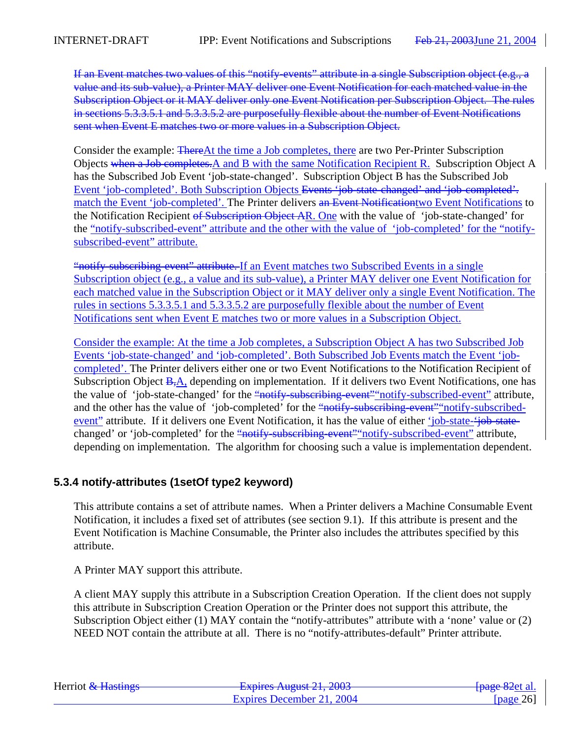~~If an Event matches two values of this "notify-events" attribute in a single Subscription object (e.g., a value and its sub-value), a Printer MAY deliver one Event Notification for each matched value in the Subscription Object or it MAY deliver only one Event Notification per Subscription Object. The rules in sections 5.3.3.5.1 and 5.3.3.5.2 are purposefully flexible about the number of Event Notifications sent when Event E matches two or more values in a Subscription Object.~~

Consider the example: ~~There~~At the time a Job completes, there are two Per-Printer Subscription Objects ~~when a Job completes.~~A and B with the same Notification Recipient R. Subscription Object A has the Subscribed Job Event 'job-state-changed'. Subscription Object B has the Subscribed Job Event 'job-completed'. Both Subscription Objects ~~Events 'job-state-changed' and 'job-completed'.~~ match the Event 'job-completed'. The Printer delivers ~~an Event Notification~~two Event Notifications to the Notification Recipient ~~of Subscription Object A~~R. One with the value of 'job-state-changed' for the "notify-subscribed-event" attribute and the other with the value of 'job-completed' for the "notify-subscribed-event" attribute.

~~"notify-subscribing-event" attribute.~~If an Event matches two Subscribed Events in a single Subscription object (e.g., a value and its sub-value), a Printer MAY deliver one Event Notification for each matched value in the Subscription Object or it MAY deliver only a single Event Notification. The rules in sections 5.3.3.5.1 and 5.3.3.5.2 are purposefully flexible about the number of Event Notifications sent when Event E matches two or more values in a Subscription Object.

Consider the example: At the time a Job completes, a Subscription Object A has two Subscribed Job Events 'job-state-changed' and 'job-completed'. Both Subscribed Job Events match the Event 'job-completed'. The Printer delivers either one or two Event Notifications to the Notification Recipient of Subscription Object ~~B,~~A, depending on implementation. If it delivers two Event Notifications, one has the value of 'job-state-changed' for the ~~"notify-subscribing-event"~~"notify-subscribed-event" attribute, and the other has the value of 'job-completed' for the ~~"notify-subscribing-event"~~"notify-subscribed-event" attribute. If it delivers one Event Notification, it has the value of either 'job-state-~~'job-state-~~changed' or 'job-completed' for the ~~"notify-subscribing-event"~~"notify-subscribed-event" attribute, depending on implementation. The algorithm for choosing such a value is implementation dependent.

### 5.3.4 notify-attributes (1setOf type2 keyword)

This attribute contains a set of attribute names. When a Printer delivers a Machine Consumable Event Notification, it includes a fixed set of attributes (see section 9.1). If this attribute is present and the Event Notification is Machine Consumable, the Printer also includes the attributes specified by this attribute.

A Printer MAY support this attribute.

A client MAY supply this attribute in a Subscription Creation Operation. If the client does not supply this attribute in Subscription Creation Operation or the Printer does not support this attribute, the Subscription Object either (1) MAY contain the "notify-attributes" attribute with a 'none' value or (2) NEED NOT contain the attribute at all. There is no "notify-attributes-default" Printer attribute.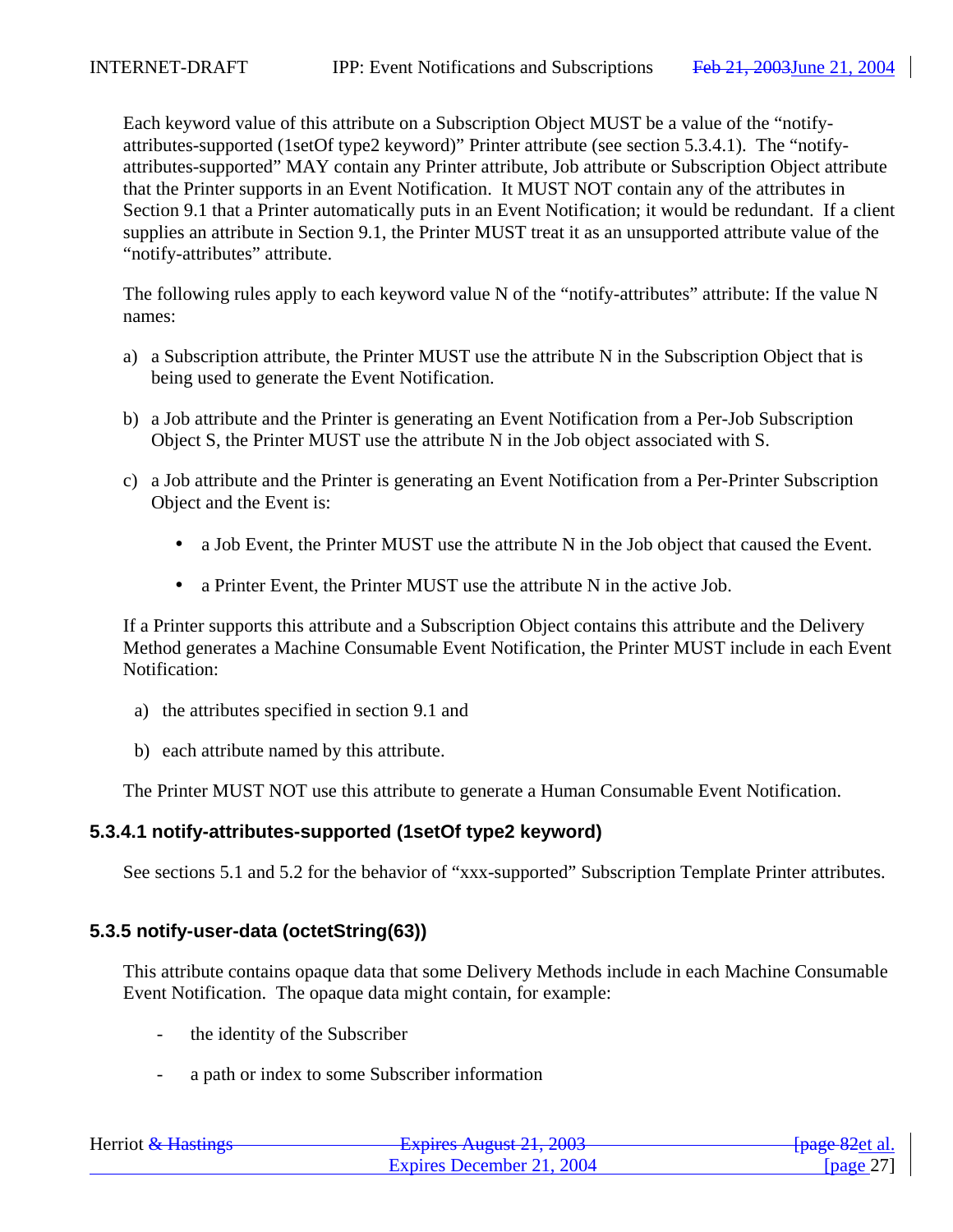Each keyword value of this attribute on a Subscription Object MUST be a value of the "notify-attributes-supported (1setOf type2 keyword)" Printer attribute (see section 5.3.4.1). The "notify-attributes-supported" MAY contain any Printer attribute, Job attribute or Subscription Object attribute that the Printer supports in an Event Notification. It MUST NOT contain any of the attributes in Section 9.1 that a Printer automatically puts in an Event Notification; it would be redundant. If a client supplies an attribute in Section 9.1, the Printer MUST treat it as an unsupported attribute value of the "notify-attributes" attribute.

The following rules apply to each keyword value N of the "notify-attributes" attribute: If the value N names:

a) a Subscription attribute, the Printer MUST use the attribute N in the Subscription Object that is being used to generate the Event Notification.

b) a Job attribute and the Printer is generating an Event Notification from a Per-Job Subscription Object S, the Printer MUST use the attribute N in the Job object associated with S.

c) a Job attribute and the Printer is generating an Event Notification from a Per-Printer Subscription Object and the Event is:

   - a Job Event, the Printer MUST use the attribute N in the Job object that caused the Event.

   - a Printer Event, the Printer MUST use the attribute N in the active Job.

If a Printer supports this attribute and a Subscription Object contains this attribute and the Delivery Method generates a Machine Consumable Event Notification, the Printer MUST include in each Event Notification:

a) the attributes specified in section 9.1 and

b) each attribute named by this attribute.

The Printer MUST NOT use this attribute to generate a Human Consumable Event Notification.

### 5.3.4.1 notify-attributes-supported (1setOf type2 keyword)

See sections 5.1 and 5.2 for the behavior of "xxx-supported" Subscription Template Printer attributes.

### 5.3.5 notify-user-data (octetString(63))

This attribute contains opaque data that some Delivery Methods include in each Machine Consumable Event Notification. The opaque data might contain, for example:

- the identity of the Subscriber

- a path or index to some Subscriber information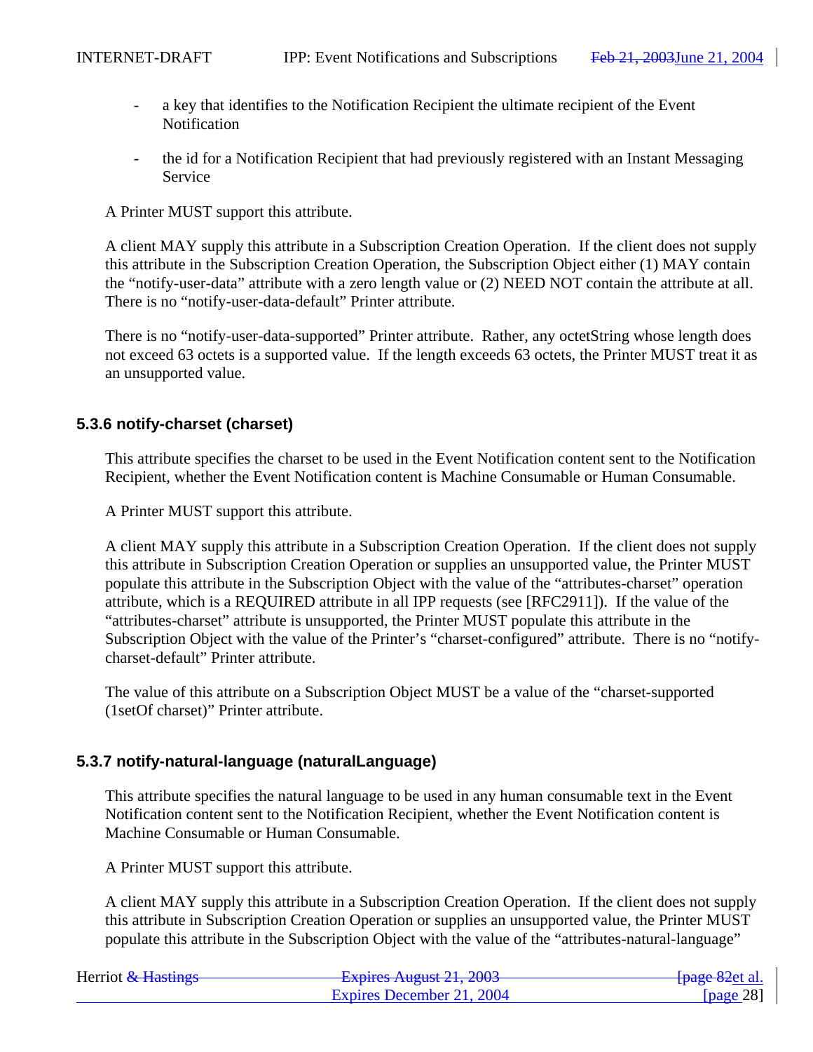- a key that identifies to the Notification Recipient the ultimate recipient of the Event Notification

- the id for a Notification Recipient that had previously registered with an Instant Messaging Service

A Printer MUST support this attribute.

A client MAY supply this attribute in a Subscription Creation Operation. If the client does not supply this attribute in the Subscription Creation Operation, the Subscription Object either (1) MAY contain the "notify-user-data" attribute with a zero length value or (2) NEED NOT contain the attribute at all. There is no "notify-user-data-default" Printer attribute.

There is no "notify-user-data-supported" Printer attribute. Rather, any octetString whose length does not exceed 63 octets is a supported value. If the length exceeds 63 octets, the Printer MUST treat it as an unsupported value.

### 5.3.6 notify-charset (charset)

This attribute specifies the charset to be used in the Event Notification content sent to the Notification Recipient, whether the Event Notification content is Machine Consumable or Human Consumable.

A Printer MUST support this attribute.

A client MAY supply this attribute in a Subscription Creation Operation. If the client does not supply this attribute in Subscription Creation Operation or supplies an unsupported value, the Printer MUST populate this attribute in the Subscription Object with the value of the "attributes-charset" operation attribute, which is a REQUIRED attribute in all IPP requests (see [RFC2911]). If the value of the "attributes-charset" attribute is unsupported, the Printer MUST populate this attribute in the Subscription Object with the value of the Printer's "charset-configured" attribute. There is no "notify-charset-default" Printer attribute.

The value of this attribute on a Subscription Object MUST be a value of the "charset-supported (1setOf charset)" Printer attribute.

### 5.3.7 notify-natural-language (naturalLanguage)

This attribute specifies the natural language to be used in any human consumable text in the Event Notification content sent to the Notification Recipient, whether the Event Notification content is Machine Consumable or Human Consumable.

A Printer MUST support this attribute.

A client MAY supply this attribute in a Subscription Creation Operation. If the client does not supply this attribute in Subscription Creation Operation or supplies an unsupported value, the Printer MUST populate this attribute in the Subscription Object with the value of the "attributes-natural-language"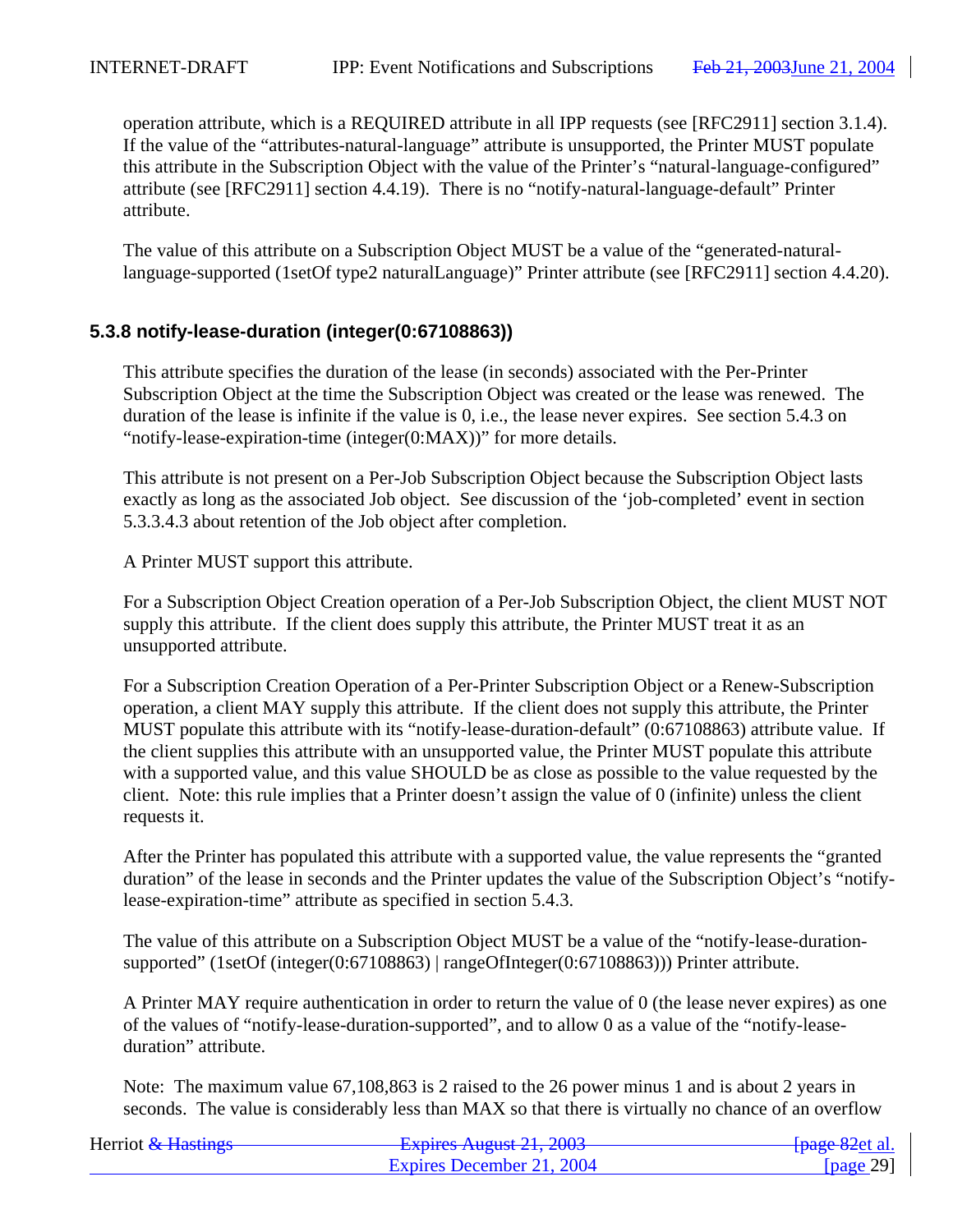operation attribute, which is a REQUIRED attribute in all IPP requests (see [RFC2911] section 3.1.4). If the value of the “attributes-natural-language” attribute is unsupported, the Printer MUST populate this attribute in the Subscription Object with the value of the Printer’s “natural-language-configured” attribute (see [RFC2911] section 4.4.19). There is no “notify-natural-language-default” Printer attribute.

The value of this attribute on a Subscription Object MUST be a value of the “generated-natural-language-supported (1setOf type2 naturalLanguage)” Printer attribute (see [RFC2911] section 4.4.20).

### 5.3.8 notify-lease-duration (integer(0:67108863))

This attribute specifies the duration of the lease (in seconds) associated with the Per-Printer Subscription Object at the time the Subscription Object was created or the lease was renewed. The duration of the lease is infinite if the value is 0, i.e., the lease never expires. See section 5.4.3 on “notify-lease-expiration-time (integer(0:MAX))” for more details.

This attribute is not present on a Per-Job Subscription Object because the Subscription Object lasts exactly as long as the associated Job object. See discussion of the ‘job-completed’ event in section 5.3.3.4.3 about retention of the Job object after completion.

A Printer MUST support this attribute.

For a Subscription Object Creation operation of a Per-Job Subscription Object, the client MUST NOT supply this attribute. If the client does supply this attribute, the Printer MUST treat it as an unsupported attribute.

For a Subscription Creation Operation of a Per-Printer Subscription Object or a Renew-Subscription operation, a client MAY supply this attribute. If the client does not supply this attribute, the Printer MUST populate this attribute with its “notify-lease-duration-default” (0:67108863) attribute value. If the client supplies this attribute with an unsupported value, the Printer MUST populate this attribute with a supported value, and this value SHOULD be as close as possible to the value requested by the client. Note: this rule implies that a Printer doesn’t assign the value of 0 (infinite) unless the client requests it.

After the Printer has populated this attribute with a supported value, the value represents the “granted duration” of the lease in seconds and the Printer updates the value of the Subscription Object’s “notify-lease-expiration-time” attribute as specified in section 5.4.3.

The value of this attribute on a Subscription Object MUST be a value of the “notify-lease-duration-supported” (1setOf (integer(0:67108863) | rangeOfInteger(0:67108863))) Printer attribute.

A Printer MAY require authentication in order to return the value of 0 (the lease never expires) as one of the values of “notify-lease-duration-supported”, and to allow 0 as a value of the “notify-lease-duration” attribute.

Note: The maximum value 67,108,863 is 2 raised to the 26 power minus 1 and is about 2 years in seconds. The value is considerably less than MAX so that there is virtually no chance of an overflow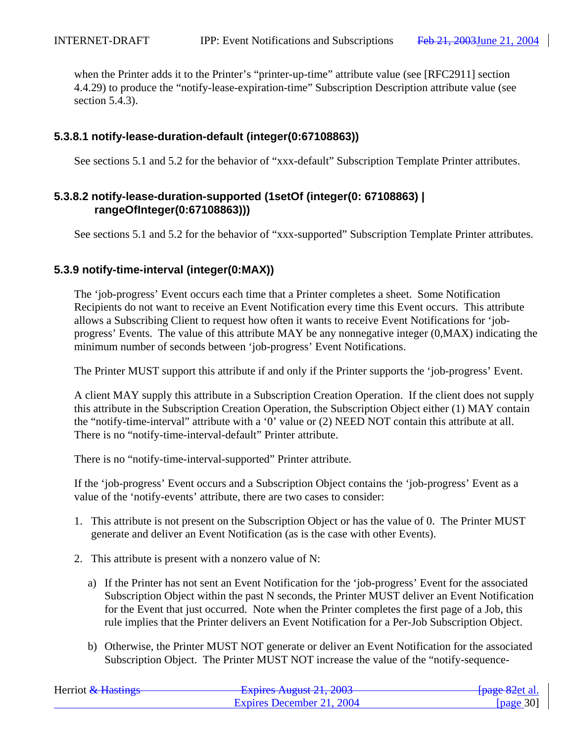when the Printer adds it to the Printer's "printer-up-time" attribute value (see [RFC2911] section 4.4.29) to produce the "notify-lease-expiration-time" Subscription Description attribute value (see section 5.4.3).

#### 5.3.8.1 notify-lease-duration-default (integer(0:67108863))

See sections 5.1 and 5.2 for the behavior of "xxx-default" Subscription Template Printer attributes.

#### 5.3.8.2 notify-lease-duration-supported (1setOf (integer(0: 67108863) | rangeOfInteger(0:67108863)))

See sections 5.1 and 5.2 for the behavior of "xxx-supported" Subscription Template Printer attributes.

### 5.3.9 notify-time-interval (integer(0:MAX))

The 'job-progress' Event occurs each time that a Printer completes a sheet. Some Notification Recipients do not want to receive an Event Notification every time this Event occurs. This attribute allows a Subscribing Client to request how often it wants to receive Event Notifications for 'job-progress' Events. The value of this attribute MAY be any nonnegative integer (0,MAX) indicating the minimum number of seconds between 'job-progress' Event Notifications.

The Printer MUST support this attribute if and only if the Printer supports the 'job-progress' Event.

A client MAY supply this attribute in a Subscription Creation Operation. If the client does not supply this attribute in the Subscription Creation Operation, the Subscription Object either (1) MAY contain the "notify-time-interval" attribute with a '0' value or (2) NEED NOT contain this attribute at all. There is no "notify-time-interval-default" Printer attribute.

There is no "notify-time-interval-supported" Printer attribute.

If the 'job-progress' Event occurs and a Subscription Object contains the 'job-progress' Event as a value of the 'notify-events' attribute, there are two cases to consider:

1. This attribute is not present on the Subscription Object or has the value of 0. The Printer MUST generate and deliver an Event Notification (as is the case with other Events).

2. This attribute is present with a nonzero value of N:

   a) If the Printer has not sent an Event Notification for the 'job-progress' Event for the associated Subscription Object within the past N seconds, the Printer MUST deliver an Event Notification for the Event that just occurred. Note when the Printer completes the first page of a Job, this rule implies that the Printer delivers an Event Notification for a Per-Job Subscription Object.

   b) Otherwise, the Printer MUST NOT generate or deliver an Event Notification for the associated Subscription Object. The Printer MUST NOT increase the value of the "notify-sequence-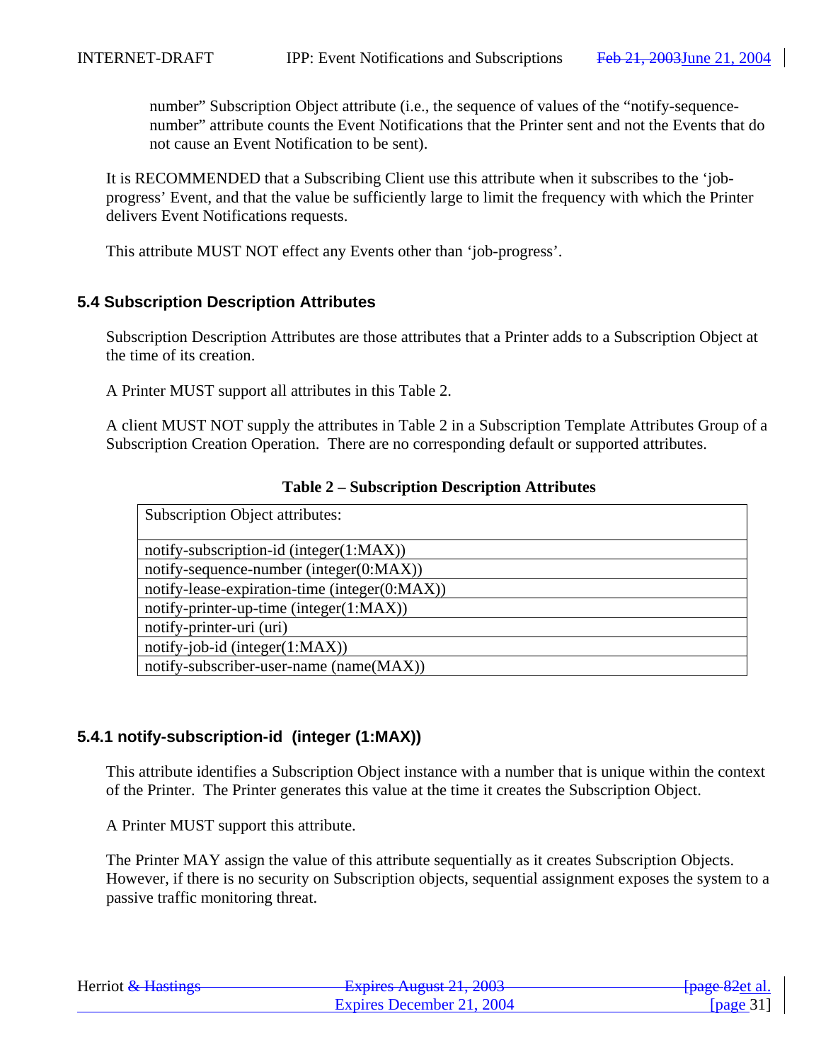number" Subscription Object attribute (i.e., the sequence of values of the "notify-sequence-number" attribute counts the Event Notifications that the Printer sent and not the Events that do not cause an Event Notification to be sent).

It is RECOMMENDED that a Subscribing Client use this attribute when it subscribes to the 'job-progress' Event, and that the value be sufficiently large to limit the frequency with which the Printer delivers Event Notifications requests.

This attribute MUST NOT effect any Events other than 'job-progress'.

### 5.4 Subscription Description Attributes

Subscription Description Attributes are those attributes that a Printer adds to a Subscription Object at the time of its creation.

A Printer MUST support all attributes in this Table 2.

A client MUST NOT supply the attributes in Table 2 in a Subscription Template Attributes Group of a Subscription Creation Operation. There are no corresponding default or supported attributes.

**Table 2 – Subscription Description Attributes**

| Subscription Object attributes: |
|---|
| notify-subscription-id (integer(1:MAX)) |
| notify-sequence-number (integer(0:MAX)) |
| notify-lease-expiration-time (integer(0:MAX)) |
| notify-printer-up-time (integer(1:MAX)) |
| notify-printer-uri (uri) |
| notify-job-id (integer(1:MAX)) |
| notify-subscriber-user-name (name(MAX)) |

#### 5.4.1 notify-subscription-id (integer (1:MAX))

This attribute identifies a Subscription Object instance with a number that is unique within the context of the Printer. The Printer generates this value at the time it creates the Subscription Object.

A Printer MUST support this attribute.

The Printer MAY assign the value of this attribute sequentially as it creates Subscription Objects. However, if there is no security on Subscription objects, sequential assignment exposes the system to a passive traffic monitoring threat.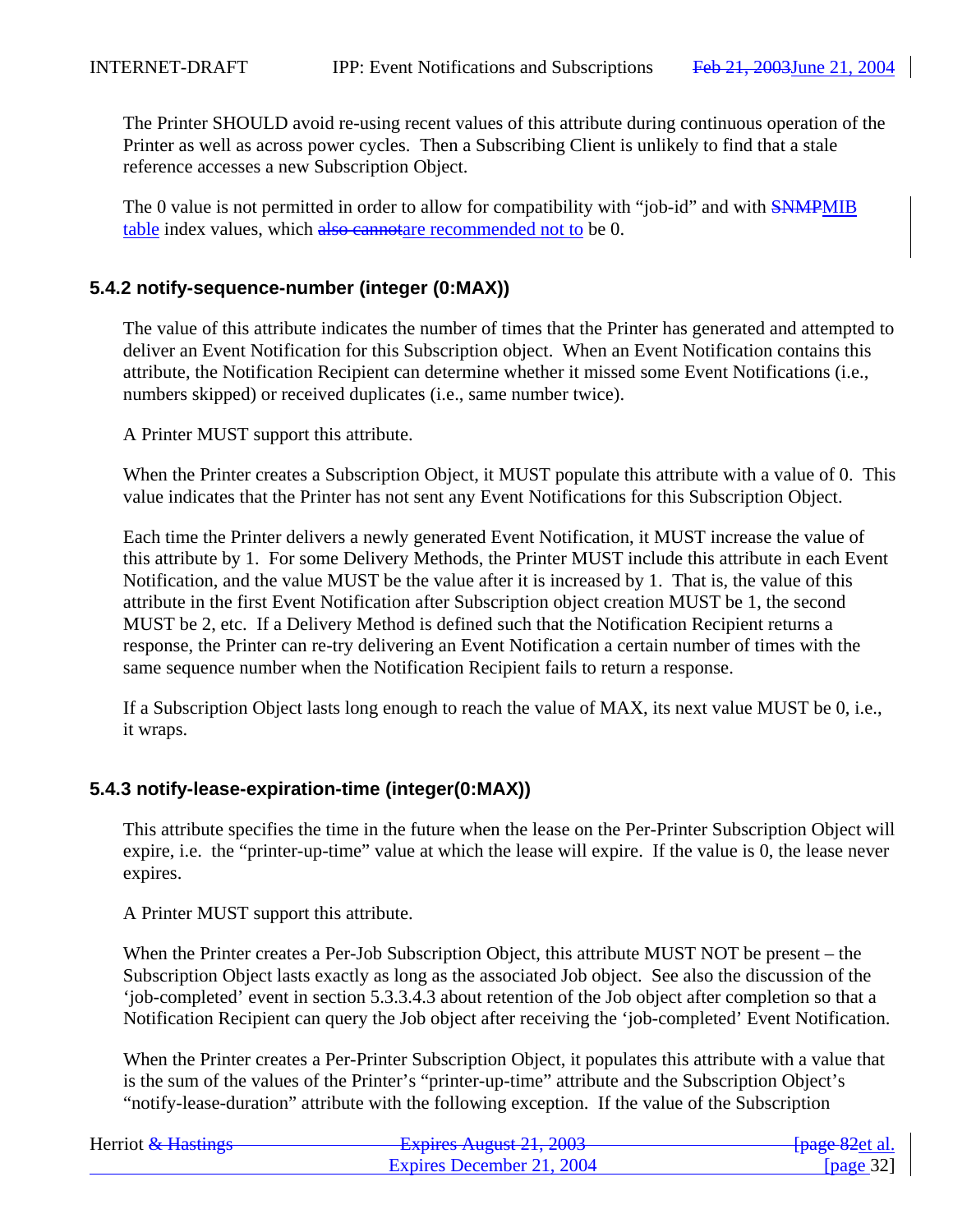The Printer SHOULD avoid re-using recent values of this attribute during continuous operation of the Printer as well as across power cycles. Then a Subscribing Client is unlikely to find that a stale reference accesses a new Subscription Object.

The 0 value is not permitted in order to allow for compatibility with "job-id" and with ~~SNMP~~MIB table index values, which ~~also cannot~~are recommended not to be 0.

### 5.4.2 notify-sequence-number (integer (0:MAX))

The value of this attribute indicates the number of times that the Printer has generated and attempted to deliver an Event Notification for this Subscription object. When an Event Notification contains this attribute, the Notification Recipient can determine whether it missed some Event Notifications (i.e., numbers skipped) or received duplicates (i.e., same number twice).

A Printer MUST support this attribute.

When the Printer creates a Subscription Object, it MUST populate this attribute with a value of 0. This value indicates that the Printer has not sent any Event Notifications for this Subscription Object.

Each time the Printer delivers a newly generated Event Notification, it MUST increase the value of this attribute by 1. For some Delivery Methods, the Printer MUST include this attribute in each Event Notification, and the value MUST be the value after it is increased by 1. That is, the value of this attribute in the first Event Notification after Subscription object creation MUST be 1, the second MUST be 2, etc. If a Delivery Method is defined such that the Notification Recipient returns a response, the Printer can re-try delivering an Event Notification a certain number of times with the same sequence number when the Notification Recipient fails to return a response.

If a Subscription Object lasts long enough to reach the value of MAX, its next value MUST be 0, i.e., it wraps.

### 5.4.3 notify-lease-expiration-time (integer(0:MAX))

This attribute specifies the time in the future when the lease on the Per-Printer Subscription Object will expire, i.e. the "printer-up-time" value at which the lease will expire. If the value is 0, the lease never expires.

A Printer MUST support this attribute.

When the Printer creates a Per-Job Subscription Object, this attribute MUST NOT be present – the Subscription Object lasts exactly as long as the associated Job object. See also the discussion of the 'job-completed' event in section 5.3.3.4.3 about retention of the Job object after completion so that a Notification Recipient can query the Job object after receiving the 'job-completed' Event Notification.

When the Printer creates a Per-Printer Subscription Object, it populates this attribute with a value that is the sum of the values of the Printer's "printer-up-time" attribute and the Subscription Object's "notify-lease-duration" attribute with the following exception. If the value of the Subscription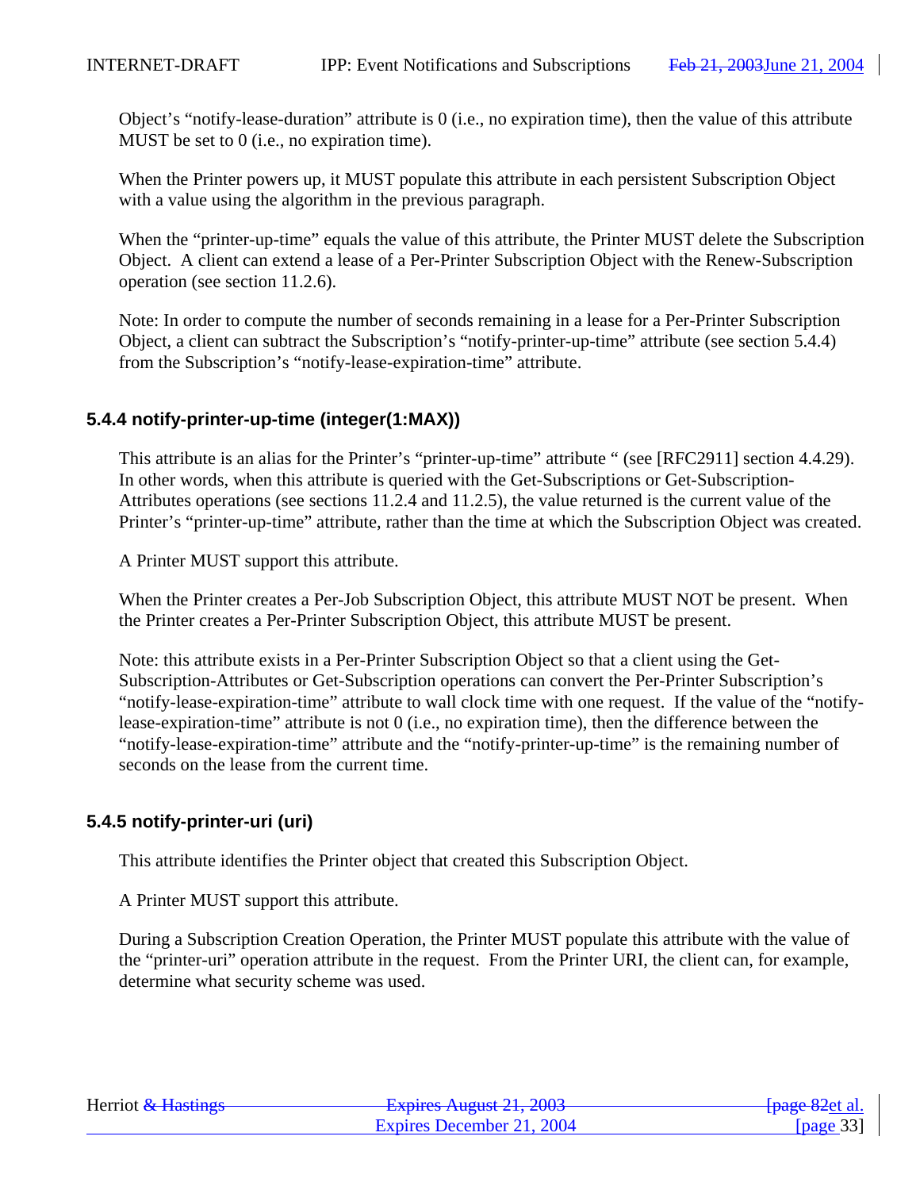Object's "notify-lease-duration" attribute is 0 (i.e., no expiration time), then the value of this attribute MUST be set to 0 (i.e., no expiration time).

When the Printer powers up, it MUST populate this attribute in each persistent Subscription Object with a value using the algorithm in the previous paragraph.

When the "printer-up-time" equals the value of this attribute, the Printer MUST delete the Subscription Object. A client can extend a lease of a Per-Printer Subscription Object with the Renew-Subscription operation (see section 11.2.6).

Note: In order to compute the number of seconds remaining in a lease for a Per-Printer Subscription Object, a client can subtract the Subscription's "notify-printer-up-time" attribute (see section 5.4.4) from the Subscription's "notify-lease-expiration-time" attribute.

### 5.4.4 notify-printer-up-time (integer(1:MAX))

This attribute is an alias for the Printer's "printer-up-time" attribute " (see [RFC2911] section 4.4.29). In other words, when this attribute is queried with the Get-Subscriptions or Get-Subscription-Attributes operations (see sections 11.2.4 and 11.2.5), the value returned is the current value of the Printer's "printer-up-time" attribute, rather than the time at which the Subscription Object was created.

A Printer MUST support this attribute.

When the Printer creates a Per-Job Subscription Object, this attribute MUST NOT be present. When the Printer creates a Per-Printer Subscription Object, this attribute MUST be present.

Note: this attribute exists in a Per-Printer Subscription Object so that a client using the Get-Subscription-Attributes or Get-Subscription operations can convert the Per-Printer Subscription's "notify-lease-expiration-time" attribute to wall clock time with one request. If the value of the "notify-lease-expiration-time" attribute is not 0 (i.e., no expiration time), then the difference between the "notify-lease-expiration-time" attribute and the "notify-printer-up-time" is the remaining number of seconds on the lease from the current time.

### 5.4.5 notify-printer-uri (uri)

This attribute identifies the Printer object that created this Subscription Object.

A Printer MUST support this attribute.

During a Subscription Creation Operation, the Printer MUST populate this attribute with the value of the "printer-uri" operation attribute in the request. From the Printer URI, the client can, for example, determine what security scheme was used.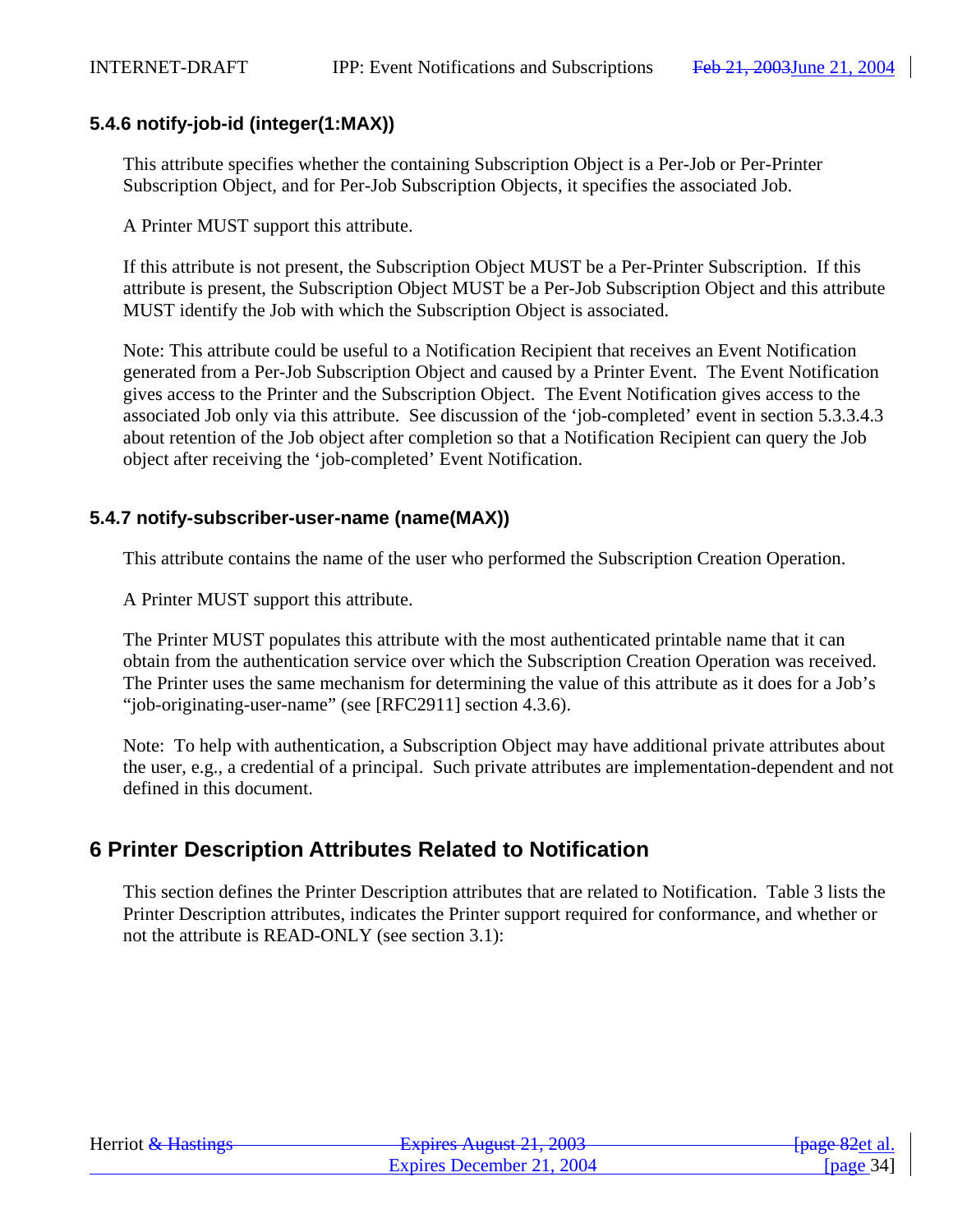### 5.4.6 notify-job-id (integer(1:MAX))

This attribute specifies whether the containing Subscription Object is a Per-Job or Per-Printer Subscription Object, and for Per-Job Subscription Objects, it specifies the associated Job.

A Printer MUST support this attribute.

If this attribute is not present, the Subscription Object MUST be a Per-Printer Subscription. If this attribute is present, the Subscription Object MUST be a Per-Job Subscription Object and this attribute MUST identify the Job with which the Subscription Object is associated.

Note: This attribute could be useful to a Notification Recipient that receives an Event Notification generated from a Per-Job Subscription Object and caused by a Printer Event. The Event Notification gives access to the Printer and the Subscription Object. The Event Notification gives access to the associated Job only via this attribute. See discussion of the 'job-completed' event in section 5.3.3.4.3 about retention of the Job object after completion so that a Notification Recipient can query the Job object after receiving the 'job-completed' Event Notification.

### 5.4.7 notify-subscriber-user-name (name(MAX))

This attribute contains the name of the user who performed the Subscription Creation Operation.

A Printer MUST support this attribute.

The Printer MUST populates this attribute with the most authenticated printable name that it can obtain from the authentication service over which the Subscription Creation Operation was received. The Printer uses the same mechanism for determining the value of this attribute as it does for a Job's "job-originating-user-name" (see [RFC2911] section 4.3.6).

Note: To help with authentication, a Subscription Object may have additional private attributes about the user, e.g., a credential of a principal. Such private attributes are implementation-dependent and not defined in this document.

## 6 Printer Description Attributes Related to Notification

This section defines the Printer Description attributes that are related to Notification. Table 3 lists the Printer Description attributes, indicates the Printer support required for conformance, and whether or not the attribute is READ-ONLY (see section 3.1):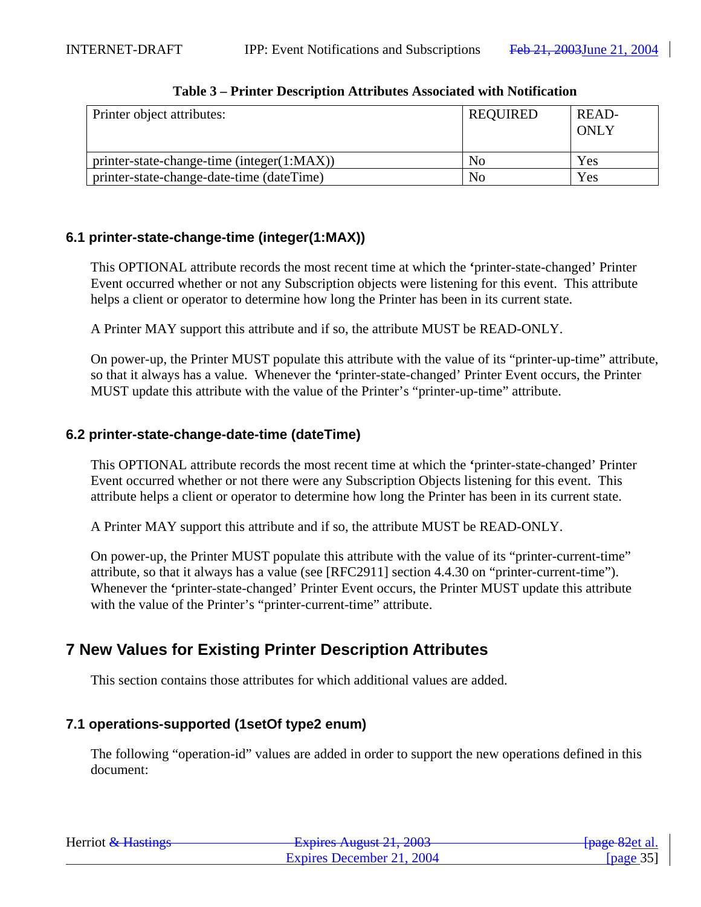**Table 3 – Printer Description Attributes Associated with Notification**

| Printer object attributes: | REQUIRED | READ-ONLY |
|---|---|---|
| printer-state-change-time (integer(1:MAX)) | No | Yes |
| printer-state-change-date-time (dateTime) | No | Yes |

### 6.1 printer-state-change-time (integer(1:MAX))

This OPTIONAL attribute records the most recent time at which the 'printer-state-changed' Printer Event occurred whether or not any Subscription objects were listening for this event. This attribute helps a client or operator to determine how long the Printer has been in its current state.

A Printer MAY support this attribute and if so, the attribute MUST be READ-ONLY.

On power-up, the Printer MUST populate this attribute with the value of its "printer-up-time" attribute, so that it always has a value. Whenever the 'printer-state-changed' Printer Event occurs, the Printer MUST update this attribute with the value of the Printer's "printer-up-time" attribute.

### 6.2 printer-state-change-date-time (dateTime)

This OPTIONAL attribute records the most recent time at which the 'printer-state-changed' Printer Event occurred whether or not there were any Subscription Objects listening for this event. This attribute helps a client or operator to determine how long the Printer has been in its current state.

A Printer MAY support this attribute and if so, the attribute MUST be READ-ONLY.

On power-up, the Printer MUST populate this attribute with the value of its "printer-current-time" attribute, so that it always has a value (see [RFC2911] section 4.4.30 on "printer-current-time"). Whenever the 'printer-state-changed' Printer Event occurs, the Printer MUST update this attribute with the value of the Printer's "printer-current-time" attribute.

## 7 New Values for Existing Printer Description Attributes

This section contains those attributes for which additional values are added.

### 7.1 operations-supported (1setOf type2 enum)

The following "operation-id" values are added in order to support the new operations defined in this document: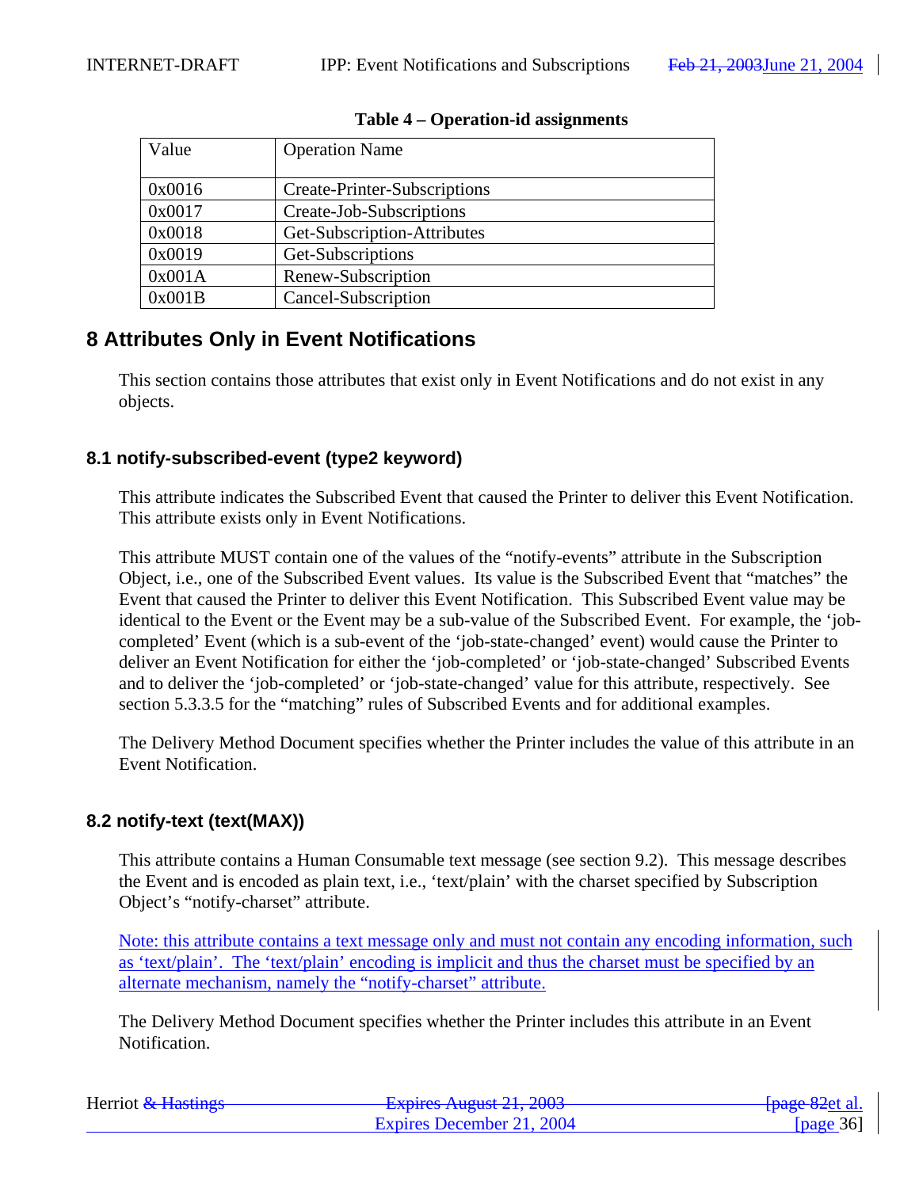**Table 4 – Operation-id assignments**

| Value | Operation Name |
|---|---|
| 0x0016 | Create-Printer-Subscriptions |
| 0x0017 | Create-Job-Subscriptions |
| 0x0018 | Get-Subscription-Attributes |
| 0x0019 | Get-Subscriptions |
| 0x001A | Renew-Subscription |
| 0x001B | Cancel-Subscription |

# 8 Attributes Only in Event Notifications

This section contains those attributes that exist only in Event Notifications and do not exist in any objects.

## 8.1 notify-subscribed-event (type2 keyword)

This attribute indicates the Subscribed Event that caused the Printer to deliver this Event Notification. This attribute exists only in Event Notifications.

This attribute MUST contain one of the values of the "notify-events" attribute in the Subscription Object, i.e., one of the Subscribed Event values. Its value is the Subscribed Event that "matches" the Event that caused the Printer to deliver this Event Notification. This Subscribed Event value may be identical to the Event or the Event may be a sub-value of the Subscribed Event. For example, the 'job-completed' Event (which is a sub-event of the 'job-state-changed' event) would cause the Printer to deliver an Event Notification for either the 'job-completed' or 'job-state-changed' Subscribed Events and to deliver the 'job-completed' or 'job-state-changed' value for this attribute, respectively. See section 5.3.3.5 for the "matching" rules of Subscribed Events and for additional examples.

The Delivery Method Document specifies whether the Printer includes the value of this attribute in an Event Notification.

## 8.2 notify-text (text(MAX))

This attribute contains a Human Consumable text message (see section 9.2). This message describes the Event and is encoded as plain text, i.e., 'text/plain' with the charset specified by Subscription Object's "notify-charset" attribute.

Note: this attribute contains a text message only and must not contain any encoding information, such as 'text/plain'. The 'text/plain' encoding is implicit and thus the charset must be specified by an alternate mechanism, namely the "notify-charset" attribute.

The Delivery Method Document specifies whether the Printer includes this attribute in an Event Notification.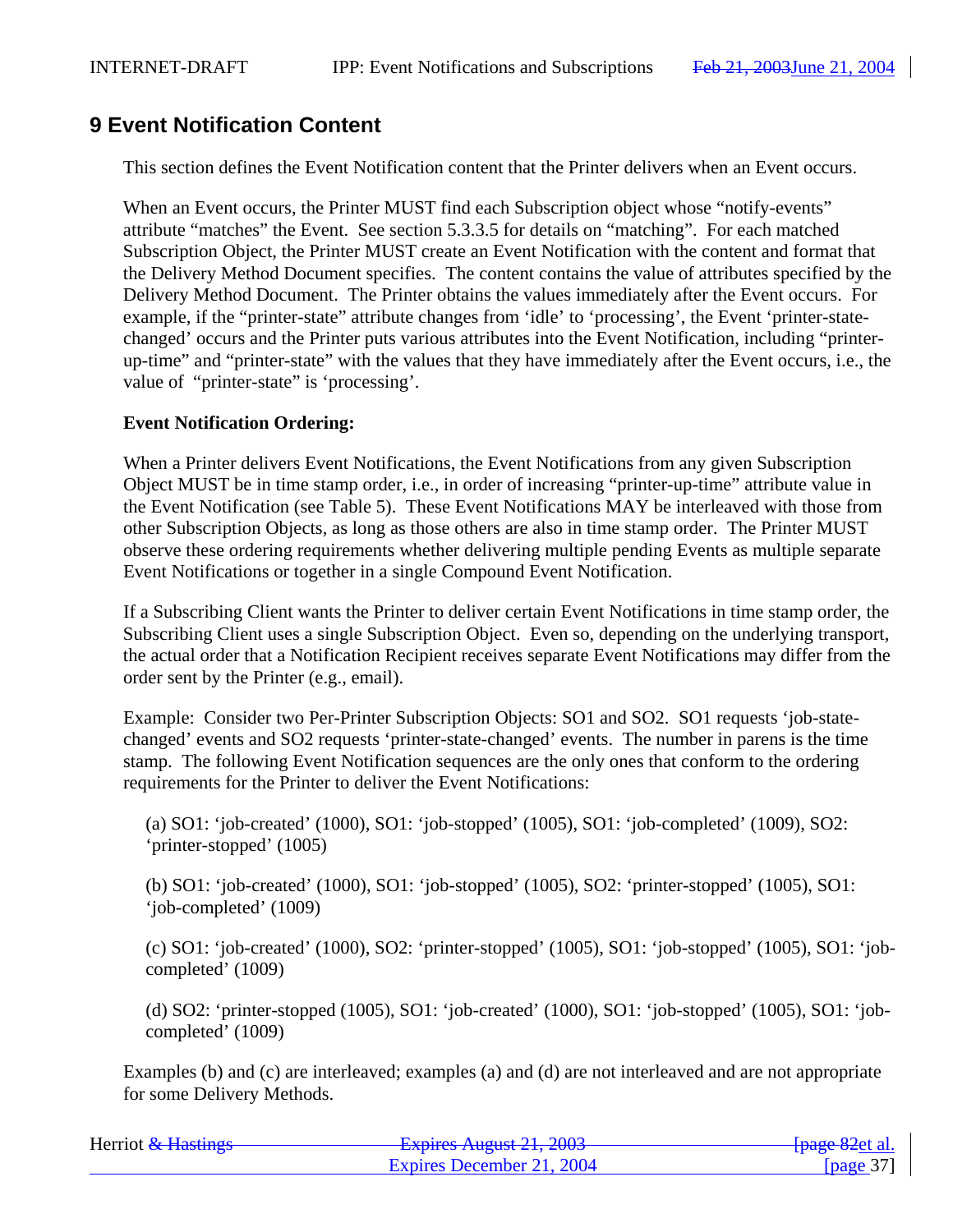# 9 Event Notification Content

This section defines the Event Notification content that the Printer delivers when an Event occurs.

When an Event occurs, the Printer MUST find each Subscription object whose "notify-events" attribute "matches" the Event. See section 5.3.3.5 for details on "matching". For each matched Subscription Object, the Printer MUST create an Event Notification with the content and format that the Delivery Method Document specifies. The content contains the value of attributes specified by the Delivery Method Document. The Printer obtains the values immediately after the Event occurs. For example, if the "printer-state" attribute changes from 'idle' to 'processing', the Event 'printer-state-changed' occurs and the Printer puts various attributes into the Event Notification, including "printer-up-time" and "printer-state" with the values that they have immediately after the Event occurs, i.e., the value of "printer-state" is 'processing'.

**Event Notification Ordering:**

When a Printer delivers Event Notifications, the Event Notifications from any given Subscription Object MUST be in time stamp order, i.e., in order of increasing "printer-up-time" attribute value in the Event Notification (see Table 5). These Event Notifications MAY be interleaved with those from other Subscription Objects, as long as those others are also in time stamp order. The Printer MUST observe these ordering requirements whether delivering multiple pending Events as multiple separate Event Notifications or together in a single Compound Event Notification.

If a Subscribing Client wants the Printer to deliver certain Event Notifications in time stamp order, the Subscribing Client uses a single Subscription Object. Even so, depending on the underlying transport, the actual order that a Notification Recipient receives separate Event Notifications may differ from the order sent by the Printer (e.g., email).

Example: Consider two Per-Printer Subscription Objects: SO1 and SO2. SO1 requests 'job-state-changed' events and SO2 requests 'printer-state-changed' events. The number in parens is the time stamp. The following Event Notification sequences are the only ones that conform to the ordering requirements for the Printer to deliver the Event Notifications:

(a) SO1: 'job-created' (1000), SO1: 'job-stopped' (1005), SO1: 'job-completed' (1009), SO2: 'printer-stopped' (1005)

(b) SO1: 'job-created' (1000), SO1: 'job-stopped' (1005), SO2: 'printer-stopped' (1005), SO1: 'job-completed' (1009)

(c) SO1: 'job-created' (1000), SO2: 'printer-stopped' (1005), SO1: 'job-stopped' (1005), SO1: 'job-completed' (1009)

(d) SO2: 'printer-stopped (1005), SO1: 'job-created' (1000), SO1: 'job-stopped' (1005), SO1: 'job-completed' (1009)

Examples (b) and (c) are interleaved; examples (a) and (d) are not interleaved and are not appropriate for some Delivery Methods.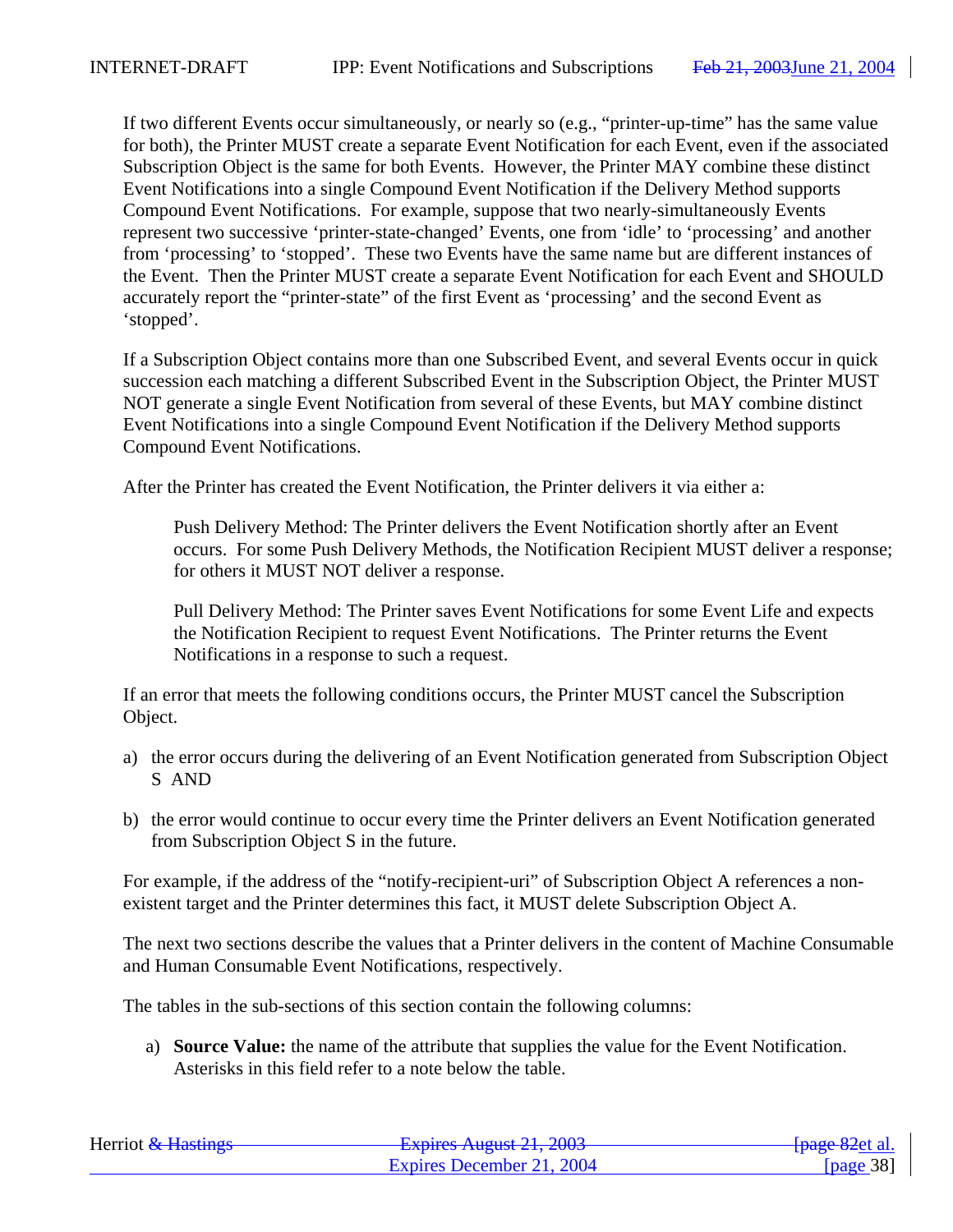If two different Events occur simultaneously, or nearly so (e.g., “printer-up-time” has the same value for both), the Printer MUST create a separate Event Notification for each Event, even if the associated Subscription Object is the same for both Events. However, the Printer MAY combine these distinct Event Notifications into a single Compound Event Notification if the Delivery Method supports Compound Event Notifications. For example, suppose that two nearly-simultaneously Events represent two successive ‘printer-state-changed’ Events, one from ‘idle’ to ‘processing’ and another from ‘processing’ to ‘stopped’. These two Events have the same name but are different instances of the Event. Then the Printer MUST create a separate Event Notification for each Event and SHOULD accurately report the “printer-state” of the first Event as ‘processing’ and the second Event as ‘stopped’.

If a Subscription Object contains more than one Subscribed Event, and several Events occur in quick succession each matching a different Subscribed Event in the Subscription Object, the Printer MUST NOT generate a single Event Notification from several of these Events, but MAY combine distinct Event Notifications into a single Compound Event Notification if the Delivery Method supports Compound Event Notifications.

After the Printer has created the Event Notification, the Printer delivers it via either a:

> Push Delivery Method: The Printer delivers the Event Notification shortly after an Event occurs. For some Push Delivery Methods, the Notification Recipient MUST deliver a response; for others it MUST NOT deliver a response.
>
> Pull Delivery Method: The Printer saves Event Notifications for some Event Life and expects the Notification Recipient to request Event Notifications. The Printer returns the Event Notifications in a response to such a request.

If an error that meets the following conditions occurs, the Printer MUST cancel the Subscription Object.

a) the error occurs during the delivering of an Event Notification generated from Subscription Object S AND

b) the error would continue to occur every time the Printer delivers an Event Notification generated from Subscription Object S in the future.

For example, if the address of the “notify-recipient-uri” of Subscription Object A references a non-existent target and the Printer determines this fact, it MUST delete Subscription Object A.

The next two sections describe the values that a Printer delivers in the content of Machine Consumable and Human Consumable Event Notifications, respectively.

The tables in the sub-sections of this section contain the following columns:

a) **Source Value:** the name of the attribute that supplies the value for the Event Notification. Asterisks in this field refer to a note below the table.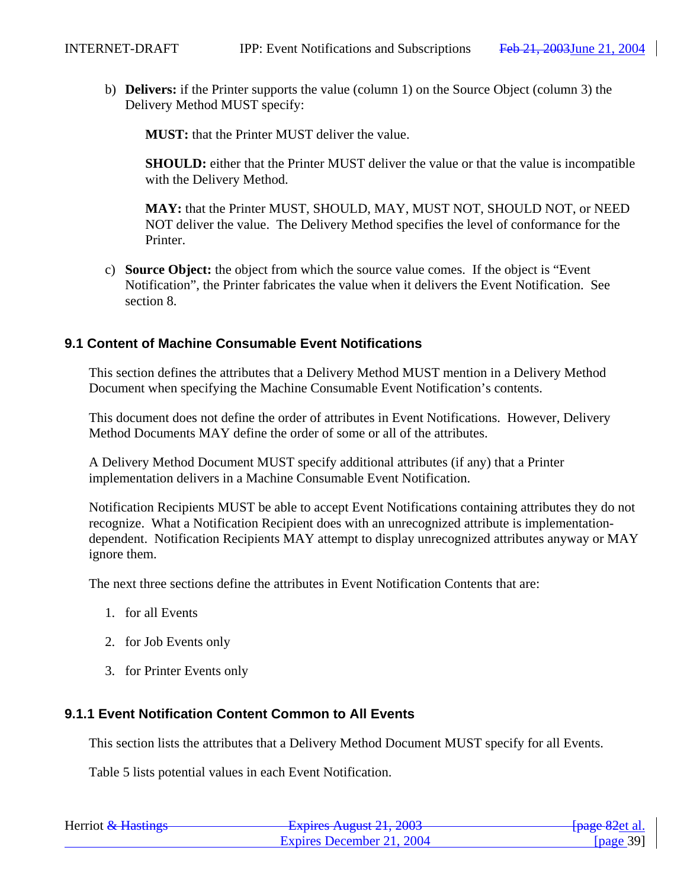b) **Delivers:** if the Printer supports the value (column 1) on the Source Object (column 3) the Delivery Method MUST specify:

   **MUST:** that the Printer MUST deliver the value.

   **SHOULD:** either that the Printer MUST deliver the value or that the value is incompatible with the Delivery Method.

   **MAY:** that the Printer MUST, SHOULD, MAY, MUST NOT, SHOULD NOT, or NEED NOT deliver the value. The Delivery Method specifies the level of conformance for the Printer.

c) **Source Object:** the object from which the source value comes. If the object is "Event Notification", the Printer fabricates the value when it delivers the Event Notification. See section 8.

### 9.1 Content of Machine Consumable Event Notifications

This section defines the attributes that a Delivery Method MUST mention in a Delivery Method Document when specifying the Machine Consumable Event Notification's contents.

This document does not define the order of attributes in Event Notifications. However, Delivery Method Documents MAY define the order of some or all of the attributes.

A Delivery Method Document MUST specify additional attributes (if any) that a Printer implementation delivers in a Machine Consumable Event Notification.

Notification Recipients MUST be able to accept Event Notifications containing attributes they do not recognize. What a Notification Recipient does with an unrecognized attribute is implementation-dependent. Notification Recipients MAY attempt to display unrecognized attributes anyway or MAY ignore them.

The next three sections define the attributes in Event Notification Contents that are:

1. for all Events

2. for Job Events only

3. for Printer Events only

#### 9.1.1 Event Notification Content Common to All Events

This section lists the attributes that a Delivery Method Document MUST specify for all Events.

Table 5 lists potential values in each Event Notification.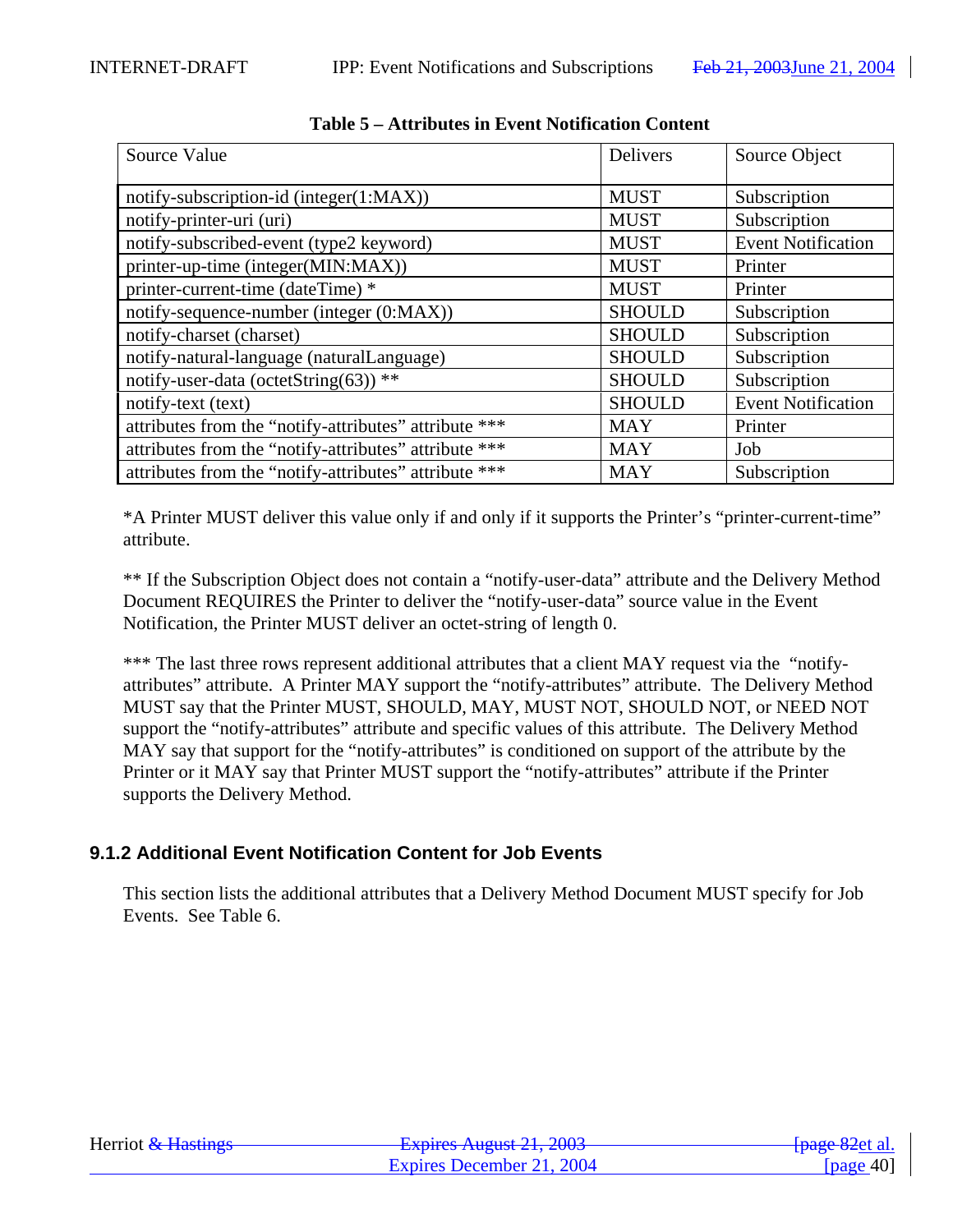**Table 5 – Attributes in Event Notification Content**

| Source Value | Delivers | Source Object |
|---|---|---|
| notify-subscription-id (integer(1:MAX)) | MUST | Subscription |
| notify-printer-uri (uri) | MUST | Subscription |
| notify-subscribed-event (type2 keyword) | MUST | Event Notification |
| printer-up-time (integer(MIN:MAX)) | MUST | Printer |
| printer-current-time (dateTime) * | MUST | Printer |
| notify-sequence-number (integer (0:MAX)) | SHOULD | Subscription |
| notify-charset (charset) | SHOULD | Subscription |
| notify-natural-language (naturalLanguage) | SHOULD | Subscription |
| notify-user-data (octetString(63)) ** | SHOULD | Subscription |
| notify-text (text) | SHOULD | Event Notification |
| attributes from the “notify-attributes” attribute *** | MAY | Printer |
| attributes from the “notify-attributes” attribute *** | MAY | Job |
| attributes from the “notify-attributes” attribute *** | MAY | Subscription |

*A Printer MUST deliver this value only if and only if it supports the Printer’s “printer-current-time” attribute.

** If the Subscription Object does not contain a “notify-user-data” attribute and the Delivery Method Document REQUIRES the Printer to deliver the “notify-user-data” source value in the Event Notification, the Printer MUST deliver an octet-string of length 0.

*** The last three rows represent additional attributes that a client MAY request via the “notify-attributes” attribute. A Printer MAY support the “notify-attributes” attribute. The Delivery Method MUST say that the Printer MUST, SHOULD, MAY, MUST NOT, SHOULD NOT, or NEED NOT support the “notify-attributes” attribute and specific values of this attribute. The Delivery Method MAY say that support for the “notify-attributes” is conditioned on support of the attribute by the Printer or it MAY say that Printer MUST support the “notify-attributes” attribute if the Printer supports the Delivery Method.

### 9.1.2 Additional Event Notification Content for Job Events

This section lists the additional attributes that a Delivery Method Document MUST specify for Job Events. See Table 6.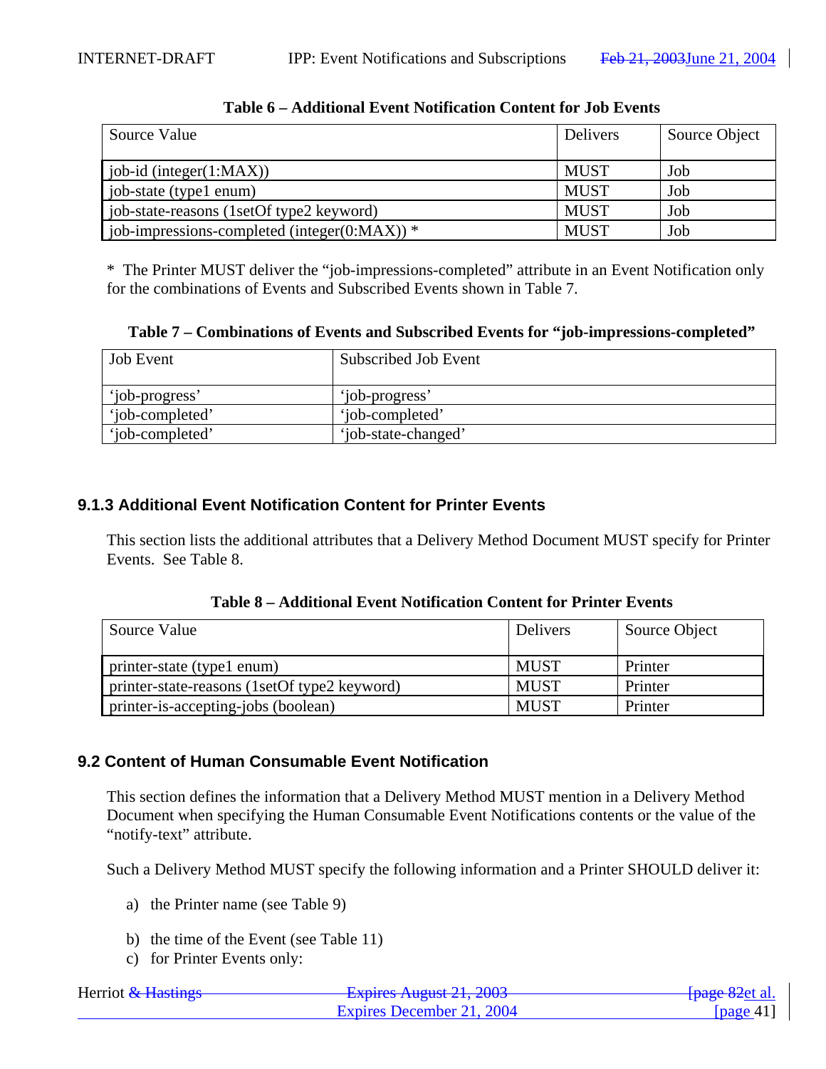**Table 6 – Additional Event Notification Content for Job Events**

| Source Value | Delivers | Source Object |
|---|---|---|
| job-id (integer(1:MAX)) | MUST | Job |
| job-state (type1 enum) | MUST | Job |
| job-state-reasons (1setOf type2 keyword) | MUST | Job |
| job-impressions-completed (integer(0:MAX)) * | MUST | Job |

* The Printer MUST deliver the "job-impressions-completed" attribute in an Event Notification only for the combinations of Events and Subscribed Events shown in Table 7.

**Table 7 – Combinations of Events and Subscribed Events for "job-impressions-completed"**

| Job Event | Subscribed Job Event |
|---|---|
| 'job-progress' | 'job-progress' |
| 'job-completed' | 'job-completed' |
| 'job-completed' | 'job-state-changed' |

### 9.1.3 Additional Event Notification Content for Printer Events

This section lists the additional attributes that a Delivery Method Document MUST specify for Printer Events. See Table 8.

**Table 8 – Additional Event Notification Content for Printer Events**

| Source Value | Delivers | Source Object |
|---|---|---|
| printer-state (type1 enum) | MUST | Printer |
| printer-state-reasons (1setOf type2 keyword) | MUST | Printer |
| printer-is-accepting-jobs (boolean) | MUST | Printer |

## 9.2 Content of Human Consumable Event Notification

This section defines the information that a Delivery Method MUST mention in a Delivery Method Document when specifying the Human Consumable Event Notifications contents or the value of the "notify-text" attribute.

Such a Delivery Method MUST specify the following information and a Printer SHOULD deliver it:

a) the Printer name (see Table 9)

b) the time of the Event (see Table 11)

c) for Printer Events only: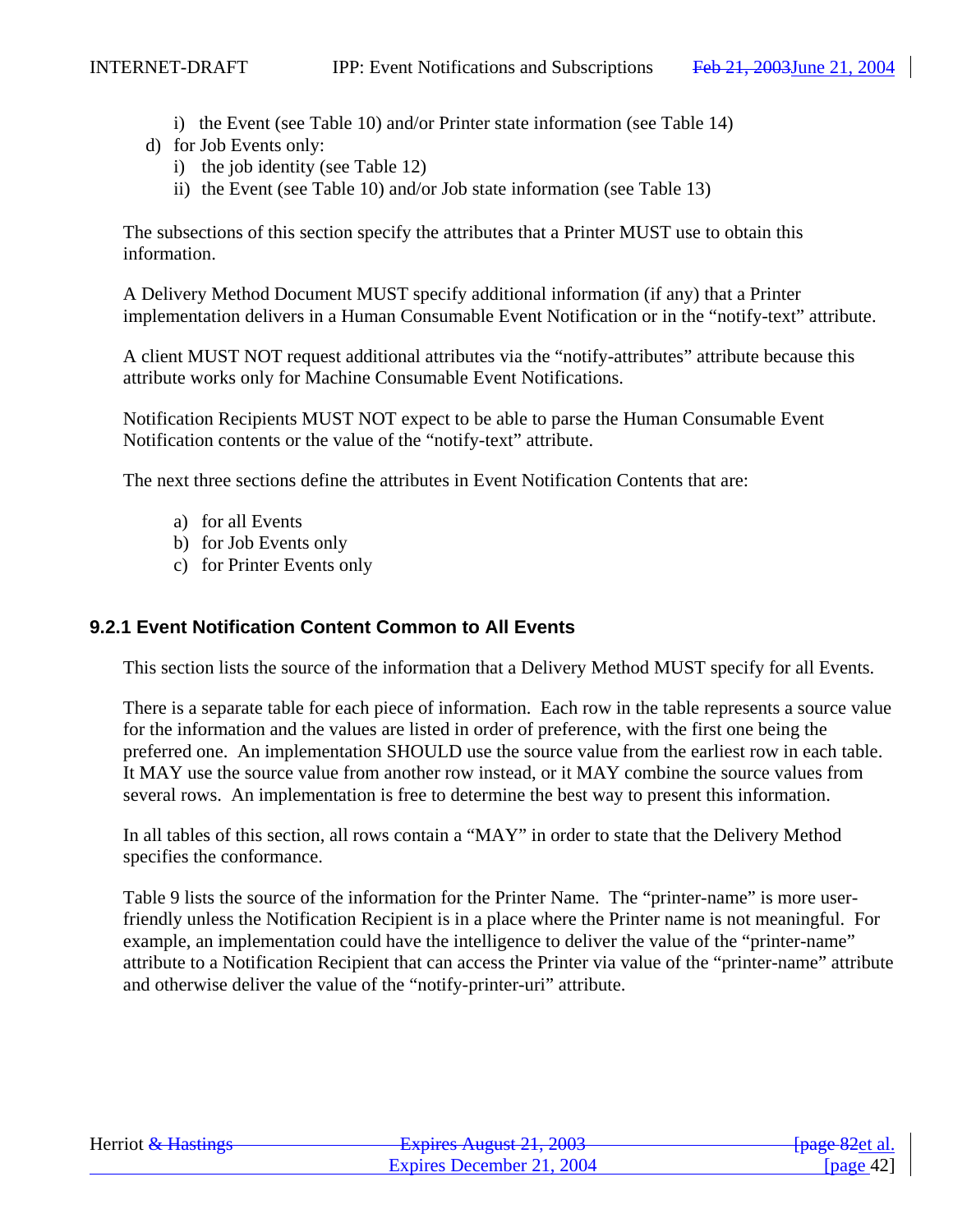i) the Event (see Table 10) and/or Printer state information (see Table 14)

d) for Job Events only:
   i) the job identity (see Table 12)
   ii) the Event (see Table 10) and/or Job state information (see Table 13)

The subsections of this section specify the attributes that a Printer MUST use to obtain this information.

A Delivery Method Document MUST specify additional information (if any) that a Printer implementation delivers in a Human Consumable Event Notification or in the "notify-text" attribute.

A client MUST NOT request additional attributes via the "notify-attributes" attribute because this attribute works only for Machine Consumable Event Notifications.

Notification Recipients MUST NOT expect to be able to parse the Human Consumable Event Notification contents or the value of the "notify-text" attribute.

The next three sections define the attributes in Event Notification Contents that are:

a) for all Events
b) for Job Events only
c) for Printer Events only

### 9.2.1 Event Notification Content Common to All Events

This section lists the source of the information that a Delivery Method MUST specify for all Events.

There is a separate table for each piece of information. Each row in the table represents a source value for the information and the values are listed in order of preference, with the first one being the preferred one. An implementation SHOULD use the source value from the earliest row in each table. It MAY use the source value from another row instead, or it MAY combine the source values from several rows. An implementation is free to determine the best way to present this information.

In all tables of this section, all rows contain a "MAY" in order to state that the Delivery Method specifies the conformance.

Table 9 lists the source of the information for the Printer Name. The "printer-name" is more user-friendly unless the Notification Recipient is in a place where the Printer name is not meaningful. For example, an implementation could have the intelligence to deliver the value of the "printer-name" attribute to a Notification Recipient that can access the Printer via value of the "printer-name" attribute and otherwise deliver the value of the "notify-printer-uri" attribute.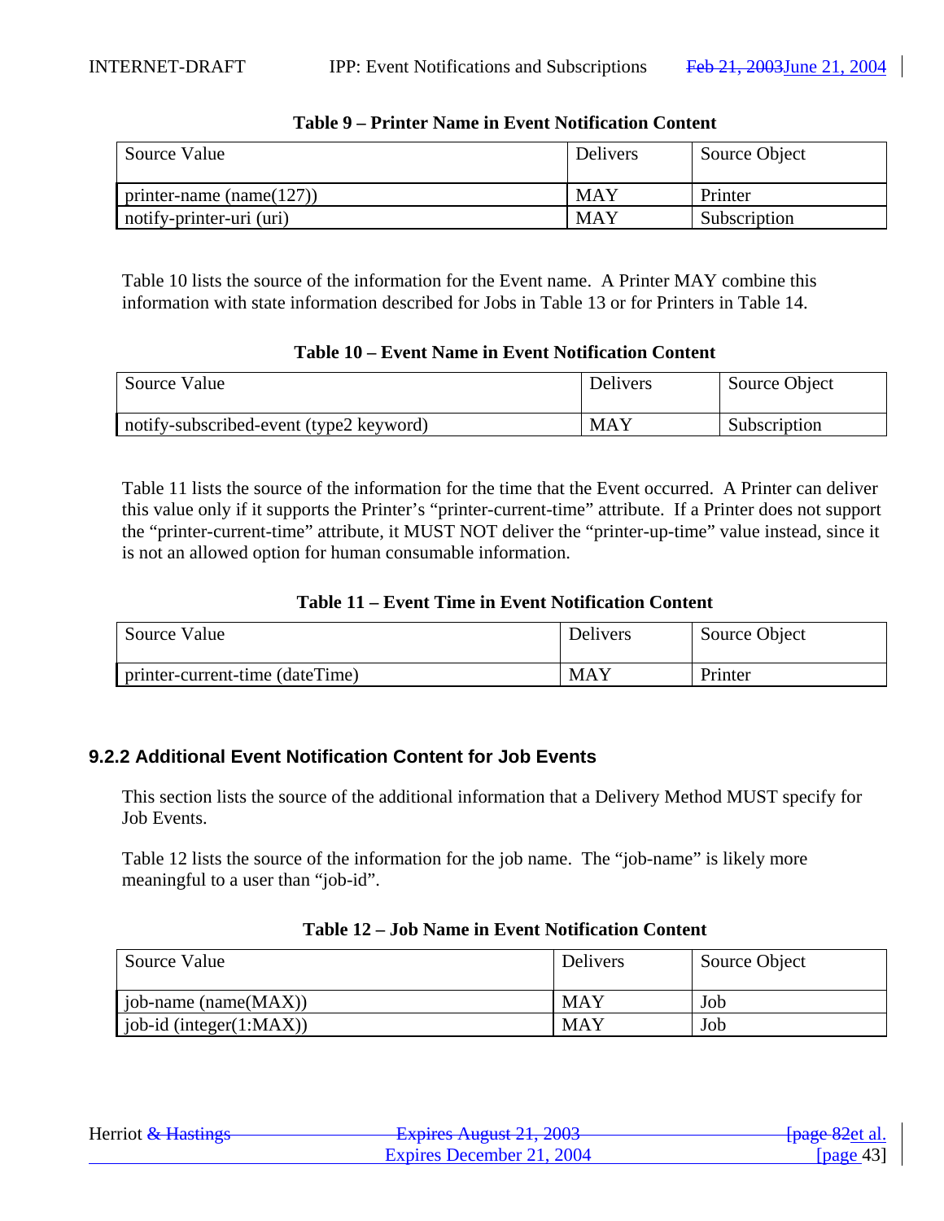**Table 9 – Printer Name in Event Notification Content**

| Source Value | Delivers | Source Object |
|---|---|---|
| printer-name (name(127)) | MAY | Printer |
| notify-printer-uri (uri) | MAY | Subscription |

Table 10 lists the source of the information for the Event name. A Printer MAY combine this information with state information described for Jobs in Table 13 or for Printers in Table 14.

**Table 10 – Event Name in Event Notification Content**

| Source Value | Delivers | Source Object |
|---|---|---|
| notify-subscribed-event (type2 keyword) | MAY | Subscription |

Table 11 lists the source of the information for the time that the Event occurred. A Printer can deliver this value only if it supports the Printer's "printer-current-time" attribute. If a Printer does not support the "printer-current-time" attribute, it MUST NOT deliver the "printer-up-time" value instead, since it is not an allowed option for human consumable information.

**Table 11 – Event Time in Event Notification Content**

| Source Value | Delivers | Source Object |
|---|---|---|
| printer-current-time (dateTime) | MAY | Printer |

### 9.2.2 Additional Event Notification Content for Job Events

This section lists the source of the additional information that a Delivery Method MUST specify for Job Events.

Table 12 lists the source of the information for the job name. The "job-name" is likely more meaningful to a user than "job-id".

**Table 12 – Job Name in Event Notification Content**

| Source Value | Delivers | Source Object |
|---|---|---|
| job-name (name(MAX)) | MAY | Job |
| job-id (integer(1:MAX)) | MAY | Job |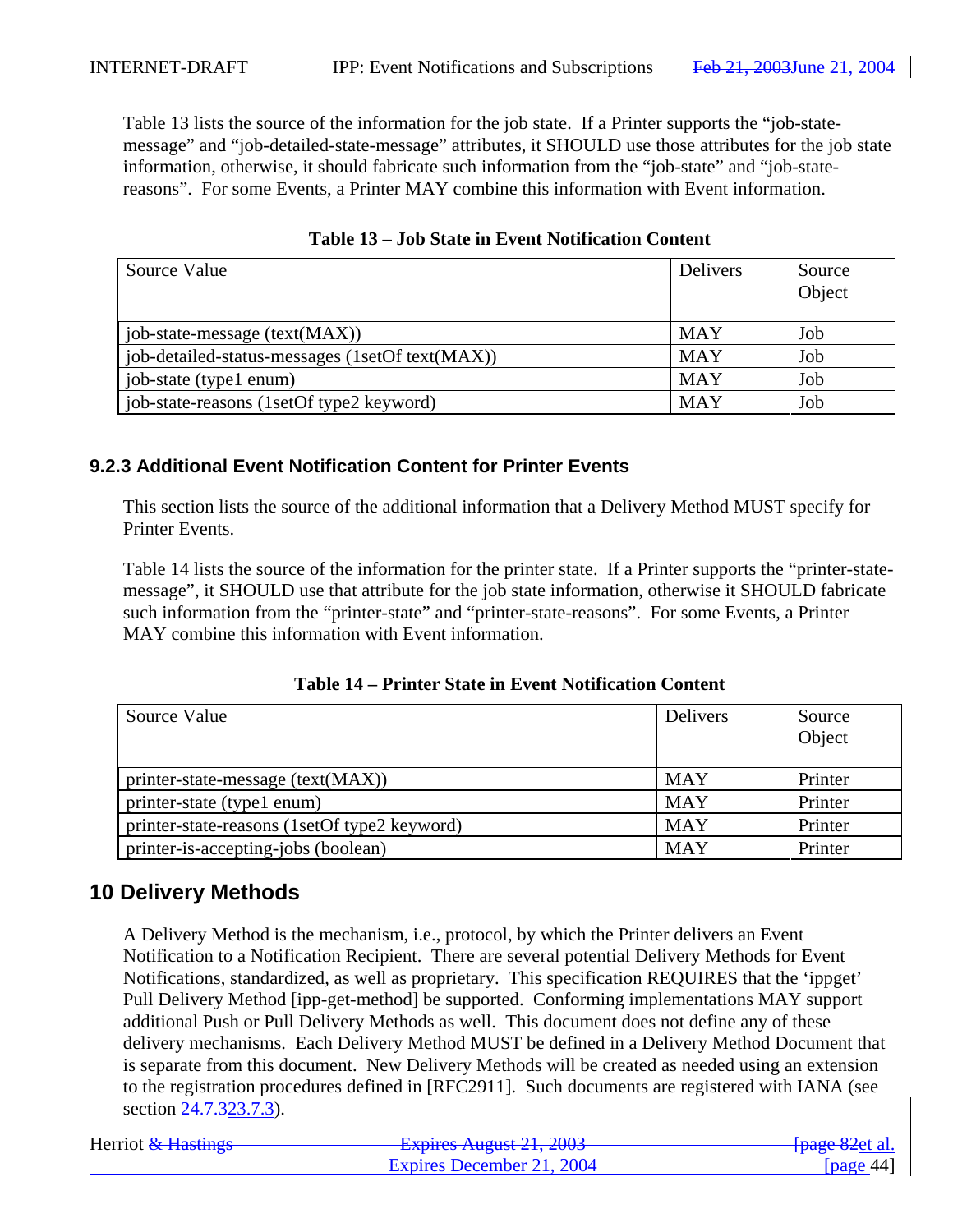Table 13 lists the source of the information for the job state. If a Printer supports the “job-state-message” and “job-detailed-state-message” attributes, it SHOULD use those attributes for the job state information, otherwise, it should fabricate such information from the “job-state” and “job-state-reasons”. For some Events, a Printer MAY combine this information with Event information.

**Table 13 – Job State in Event Notification Content**

| Source Value | Delivers | Source Object |
|---|---|---|
| job-state-message (text(MAX)) | MAY | Job |
| job-detailed-status-messages (1setOf text(MAX)) | MAY | Job |
| job-state (type1 enum) | MAY | Job |
| job-state-reasons (1setOf type2 keyword) | MAY | Job |

### 9.2.3 Additional Event Notification Content for Printer Events

This section lists the source of the additional information that a Delivery Method MUST specify for Printer Events.

Table 14 lists the source of the information for the printer state. If a Printer supports the “printer-state-message”, it SHOULD use that attribute for the job state information, otherwise it SHOULD fabricate such information from the “printer-state” and “printer-state-reasons”. For some Events, a Printer MAY combine this information with Event information.

**Table 14 – Printer State in Event Notification Content**

| Source Value | Delivers | Source Object |
|---|---|---|
| printer-state-message (text(MAX)) | MAY | Printer |
| printer-state (type1 enum) | MAY | Printer |
| printer-state-reasons (1setOf type2 keyword) | MAY | Printer |
| printer-is-accepting-jobs (boolean) | MAY | Printer |

## 10 Delivery Methods

A Delivery Method is the mechanism, i.e., protocol, by which the Printer delivers an Event Notification to a Notification Recipient. There are several potential Delivery Methods for Event Notifications, standardized, as well as proprietary. This specification REQUIRES that the ‘ippget’ Pull Delivery Method [ipp-get-method] be supported. Conforming implementations MAY support additional Push or Pull Delivery Methods as well. This document does not define any of these delivery mechanisms. Each Delivery Method MUST be defined in a Delivery Method Document that is separate from this document. New Delivery Methods will be created as needed using an extension to the registration procedures defined in [RFC2911]. Such documents are registered with IANA (see section ~~24.7.3~~23.7.3).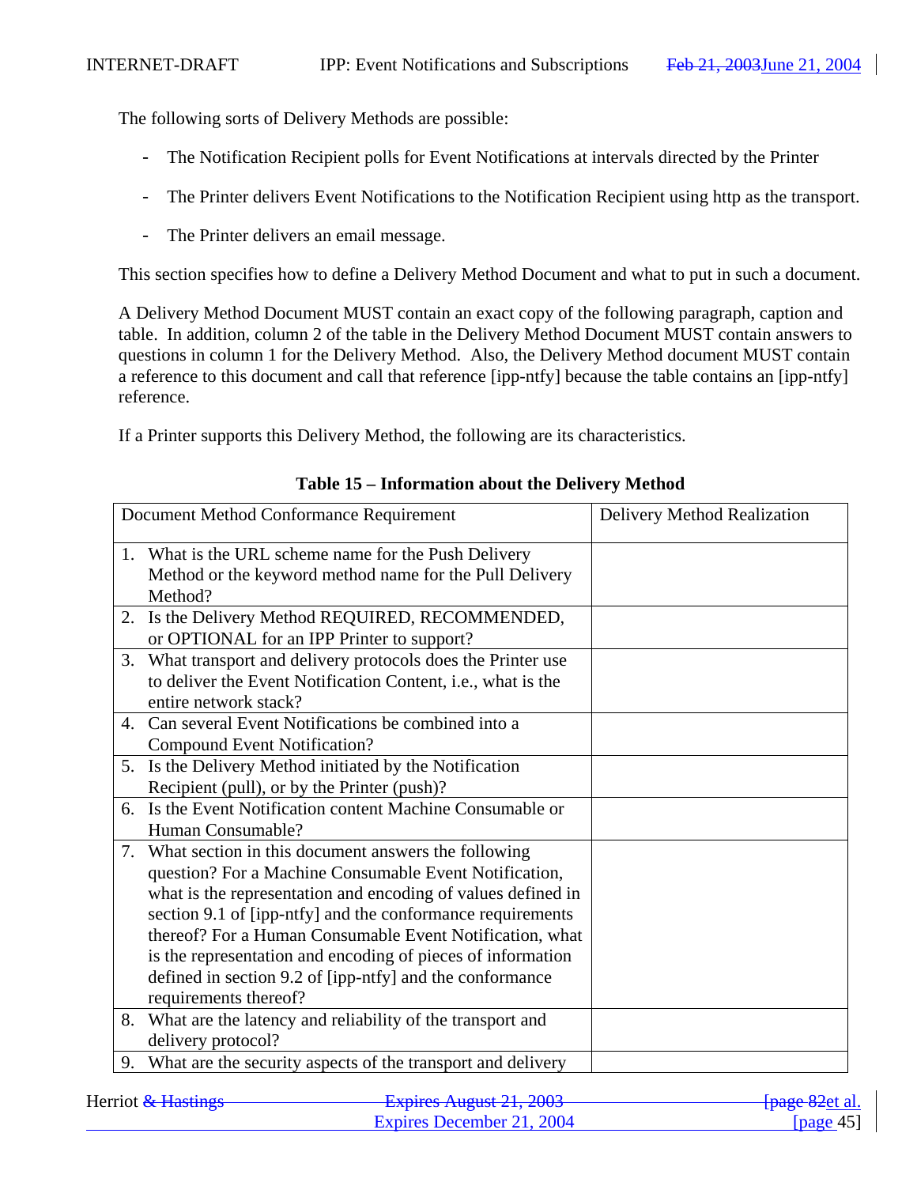The following sorts of Delivery Methods are possible:

- The Notification Recipient polls for Event Notifications at intervals directed by the Printer
- The Printer delivers Event Notifications to the Notification Recipient using http as the transport.
- The Printer delivers an email message.

This section specifies how to define a Delivery Method Document and what to put in such a document.

A Delivery Method Document MUST contain an exact copy of the following paragraph, caption and table. In addition, column 2 of the table in the Delivery Method Document MUST contain answers to questions in column 1 for the Delivery Method. Also, the Delivery Method document MUST contain a reference to this document and call that reference [ipp-ntfy] because the table contains an [ipp-ntfy] reference.

If a Printer supports this Delivery Method, the following are its characteristics.

**Table 15 – Information about the Delivery Method**

| Document Method Conformance Requirement | Delivery Method Realization |
|---|---|
| 1. What is the URL scheme name for the Push Delivery Method or the keyword method name for the Pull Delivery Method? | |
| 2. Is the Delivery Method REQUIRED, RECOMMENDED, or OPTIONAL for an IPP Printer to support? | |
| 3. What transport and delivery protocols does the Printer use to deliver the Event Notification Content, i.e., what is the entire network stack? | |
| 4. Can several Event Notifications be combined into a Compound Event Notification? | |
| 5. Is the Delivery Method initiated by the Notification Recipient (pull), or by the Printer (push)? | |
| 6. Is the Event Notification content Machine Consumable or Human Consumable? | |
| 7. What section in this document answers the following question? For a Machine Consumable Event Notification, what is the representation and encoding of values defined in section 9.1 of [ipp-ntfy] and the conformance requirements thereof? For a Human Consumable Event Notification, what is the representation and encoding of pieces of information defined in section 9.2 of [ipp-ntfy] and the conformance requirements thereof? | |
| 8. What are the latency and reliability of the transport and delivery protocol? | |
| 9. What are the security aspects of the transport and delivery | |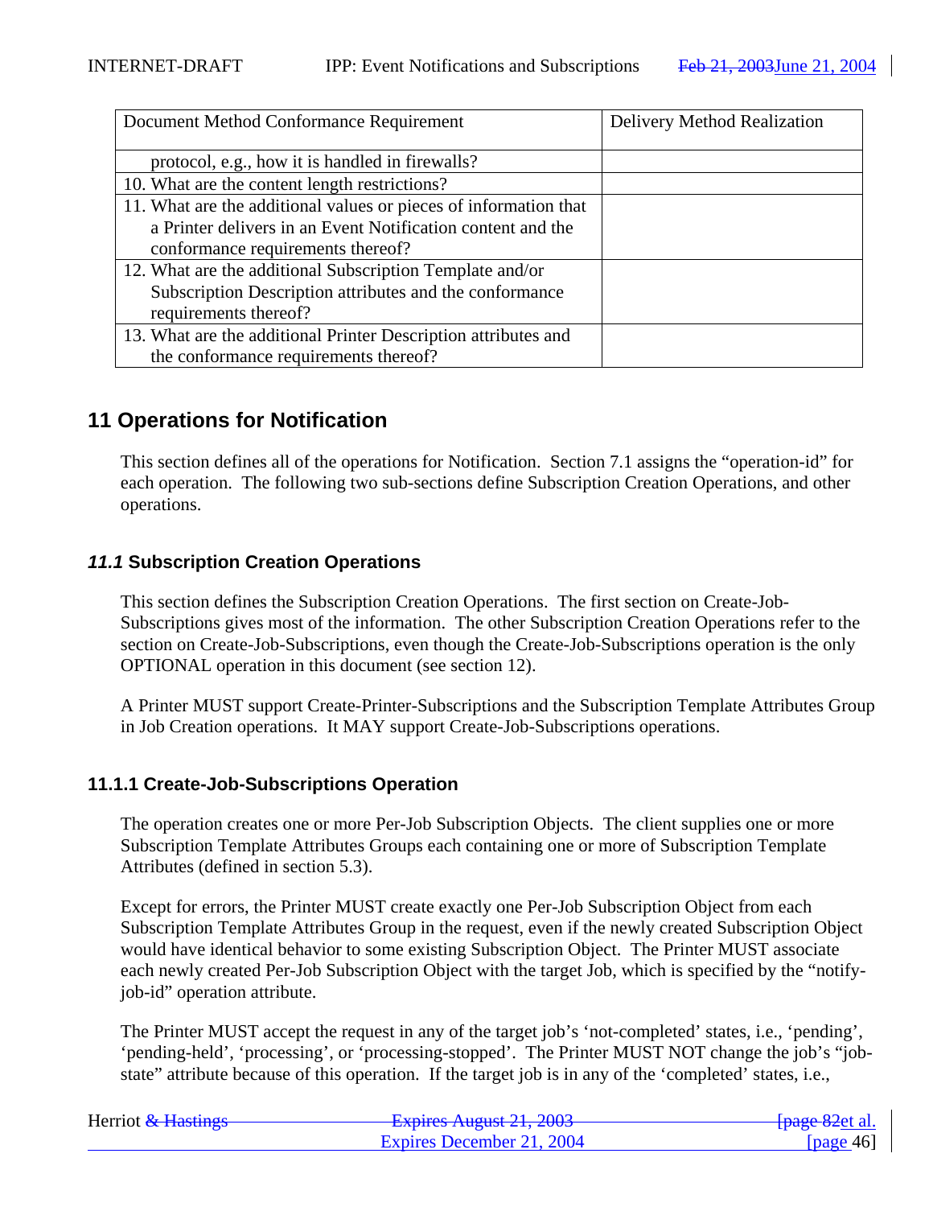| Document Method Conformance Requirement | Delivery Method Realization |
|---|---|
| protocol, e.g., how it is handled in firewalls? | |
| 10. What are the content length restrictions? | |
| 11. What are the additional values or pieces of information that a Printer delivers in an Event Notification content and the conformance requirements thereof? | |
| 12. What are the additional Subscription Template and/or Subscription Description attributes and the conformance requirements thereof? | |
| 13. What are the additional Printer Description attributes and the conformance requirements thereof? | |

# 11 Operations for Notification

This section defines all of the operations for Notification. Section 7.1 assigns the "operation-id" for each operation. The following two sub-sections define Subscription Creation Operations, and other operations.

## *11.1* Subscription Creation Operations

This section defines the Subscription Creation Operations. The first section on Create-Job-Subscriptions gives most of the information. The other Subscription Creation Operations refer to the section on Create-Job-Subscriptions, even though the Create-Job-Subscriptions operation is the only OPTIONAL operation in this document (see section 12).

A Printer MUST support Create-Printer-Subscriptions and the Subscription Template Attributes Group in Job Creation operations. It MAY support Create-Job-Subscriptions operations.

### 11.1.1 Create-Job-Subscriptions Operation

The operation creates one or more Per-Job Subscription Objects. The client supplies one or more Subscription Template Attributes Groups each containing one or more of Subscription Template Attributes (defined in section 5.3).

Except for errors, the Printer MUST create exactly one Per-Job Subscription Object from each Subscription Template Attributes Group in the request, even if the newly created Subscription Object would have identical behavior to some existing Subscription Object. The Printer MUST associate each newly created Per-Job Subscription Object with the target Job, which is specified by the "notify-job-id" operation attribute.

The Printer MUST accept the request in any of the target job's 'not-completed' states, i.e., 'pending', 'pending-held', 'processing', or 'processing-stopped'. The Printer MUST NOT change the job's "job-state" attribute because of this operation. If the target job is in any of the 'completed' states, i.e.,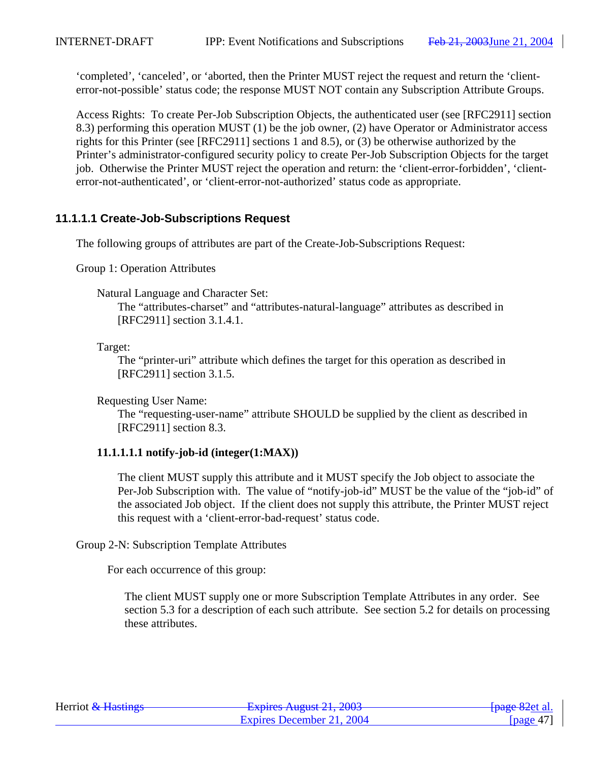'completed', 'canceled', or 'aborted, then the Printer MUST reject the request and return the 'client-error-not-possible' status code; the response MUST NOT contain any Subscription Attribute Groups.

Access Rights: To create Per-Job Subscription Objects, the authenticated user (see [RFC2911] section 8.3) performing this operation MUST (1) be the job owner, (2) have Operator or Administrator access rights for this Printer (see [RFC2911] sections 1 and 8.5), or (3) be otherwise authorized by the Printer's administrator-configured security policy to create Per-Job Subscription Objects for the target job. Otherwise the Printer MUST reject the operation and return: the 'client-error-forbidden', 'client-error-not-authenticated', or 'client-error-not-authorized' status code as appropriate.

#### 11.1.1.1 Create-Job-Subscriptions Request

The following groups of attributes are part of the Create-Job-Subscriptions Request:

Group 1: Operation Attributes

Natural Language and Character Set:
The "attributes-charset" and "attributes-natural-language" attributes as described in [RFC2911] section 3.1.4.1.

Target:
The "printer-uri" attribute which defines the target for this operation as described in [RFC2911] section 3.1.5.

Requesting User Name:
The "requesting-user-name" attribute SHOULD be supplied by the client as described in [RFC2911] section 8.3.

**11.1.1.1.1 notify-job-id (integer(1:MAX))**

The client MUST supply this attribute and it MUST specify the Job object to associate the Per-Job Subscription with. The value of "notify-job-id" MUST be the value of the "job-id" of the associated Job object. If the client does not supply this attribute, the Printer MUST reject this request with a 'client-error-bad-request' status code.

Group 2-N: Subscription Template Attributes

For each occurrence of this group:

The client MUST supply one or more Subscription Template Attributes in any order. See section 5.3 for a description of each such attribute. See section 5.2 for details on processing these attributes.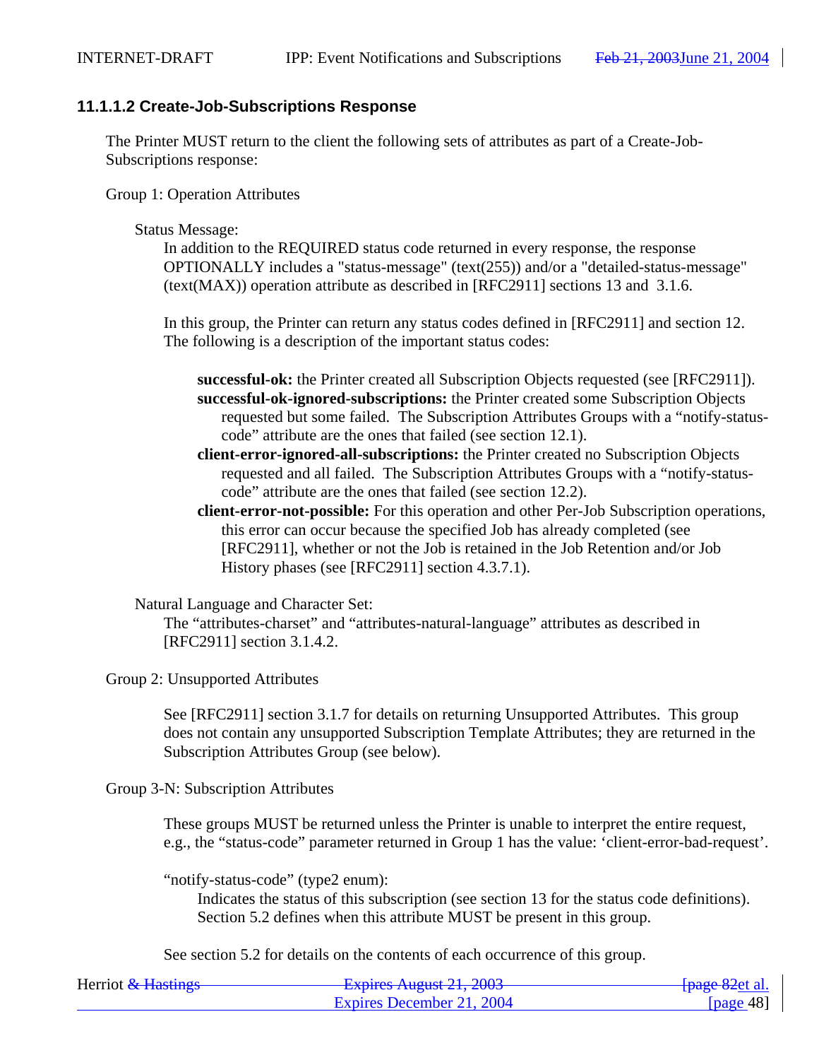### 11.1.1.2 Create-Job-Subscriptions Response

The Printer MUST return to the client the following sets of attributes as part of a Create-Job-Subscriptions response:

Group 1: Operation Attributes

Status Message:

In addition to the REQUIRED status code returned in every response, the response OPTIONALLY includes a "status-message" (text(255)) and/or a "detailed-status-message" (text(MAX)) operation attribute as described in [RFC2911] sections 13 and 3.1.6.

In this group, the Printer can return any status codes defined in [RFC2911] and section 12. The following is a description of the important status codes:

**successful-ok:** the Printer created all Subscription Objects requested (see [RFC2911]).
**successful-ok-ignored-subscriptions:** the Printer created some Subscription Objects requested but some failed. The Subscription Attributes Groups with a "notify-status-code" attribute are the ones that failed (see section 12.1).
**client-error-ignored-all-subscriptions:** the Printer created no Subscription Objects requested and all failed. The Subscription Attributes Groups with a "notify-status-code" attribute are the ones that failed (see section 12.2).
**client-error-not-possible:** For this operation and other Per-Job Subscription operations, this error can occur because the specified Job has already completed (see [RFC2911], whether or not the Job is retained in the Job Retention and/or Job History phases (see [RFC2911] section 4.3.7.1).

Natural Language and Character Set:

The "attributes-charset" and "attributes-natural-language" attributes as described in [RFC2911] section 3.1.4.2.

Group 2: Unsupported Attributes

See [RFC2911] section 3.1.7 for details on returning Unsupported Attributes. This group does not contain any unsupported Subscription Template Attributes; they are returned in the Subscription Attributes Group (see below).

Group 3-N: Subscription Attributes

These groups MUST be returned unless the Printer is unable to interpret the entire request, e.g., the "status-code" parameter returned in Group 1 has the value: 'client-error-bad-request'.

"notify-status-code" (type2 enum):

Indicates the status of this subscription (see section 13 for the status code definitions). Section 5.2 defines when this attribute MUST be present in this group.

See section 5.2 for details on the contents of each occurrence of this group.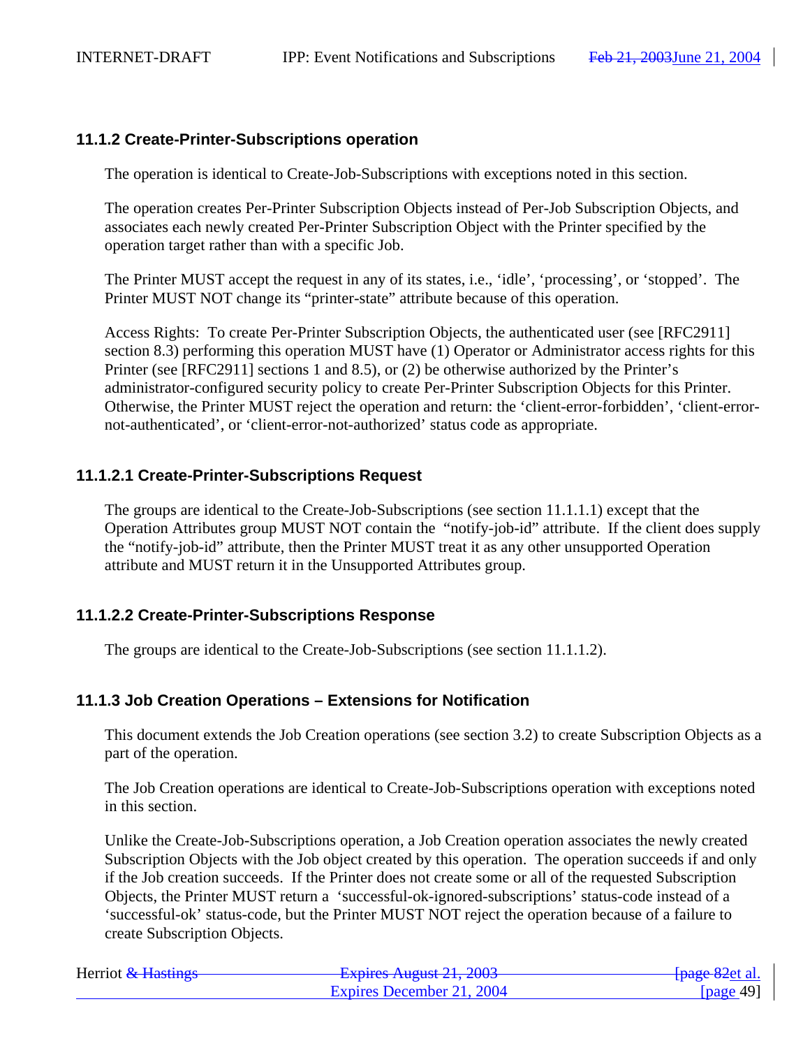### 11.1.2 Create-Printer-Subscriptions operation

The operation is identical to Create-Job-Subscriptions with exceptions noted in this section.

The operation creates Per-Printer Subscription Objects instead of Per-Job Subscription Objects, and associates each newly created Per-Printer Subscription Object with the Printer specified by the operation target rather than with a specific Job.

The Printer MUST accept the request in any of its states, i.e., 'idle', 'processing', or 'stopped'. The Printer MUST NOT change its "printer-state" attribute because of this operation.

Access Rights: To create Per-Printer Subscription Objects, the authenticated user (see [RFC2911] section 8.3) performing this operation MUST have (1) Operator or Administrator access rights for this Printer (see [RFC2911] sections 1 and 8.5), or (2) be otherwise authorized by the Printer's administrator-configured security policy to create Per-Printer Subscription Objects for this Printer. Otherwise, the Printer MUST reject the operation and return: the 'client-error-forbidden', 'client-error-not-authenticated', or 'client-error-not-authorized' status code as appropriate.

#### 11.1.2.1 Create-Printer-Subscriptions Request

The groups are identical to the Create-Job-Subscriptions (see section 11.1.1.1) except that the Operation Attributes group MUST NOT contain the "notify-job-id" attribute. If the client does supply the "notify-job-id" attribute, then the Printer MUST treat it as any other unsupported Operation attribute and MUST return it in the Unsupported Attributes group.

#### 11.1.2.2 Create-Printer-Subscriptions Response

The groups are identical to the Create-Job-Subscriptions (see section 11.1.1.2).

### 11.1.3 Job Creation Operations – Extensions for Notification

This document extends the Job Creation operations (see section 3.2) to create Subscription Objects as a part of the operation.

The Job Creation operations are identical to Create-Job-Subscriptions operation with exceptions noted in this section.

Unlike the Create-Job-Subscriptions operation, a Job Creation operation associates the newly created Subscription Objects with the Job object created by this operation. The operation succeeds if and only if the Job creation succeeds. If the Printer does not create some or all of the requested Subscription Objects, the Printer MUST return a 'successful-ok-ignored-subscriptions' status-code instead of a 'successful-ok' status-code, but the Printer MUST NOT reject the operation because of a failure to create Subscription Objects.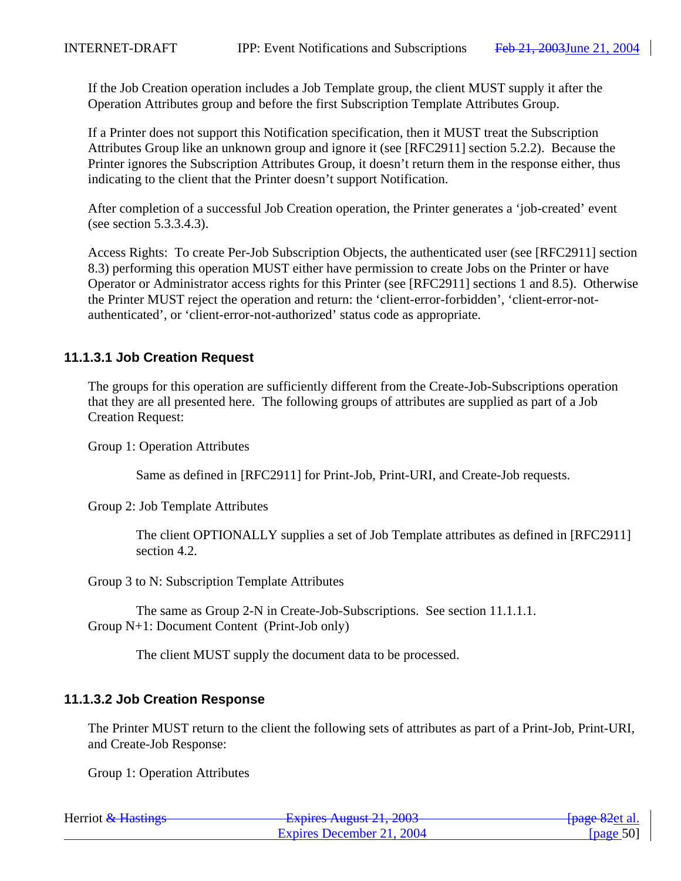If the Job Creation operation includes a Job Template group, the client MUST supply it after the Operation Attributes group and before the first Subscription Template Attributes Group.

If a Printer does not support this Notification specification, then it MUST treat the Subscription Attributes Group like an unknown group and ignore it (see [RFC2911] section 5.2.2). Because the Printer ignores the Subscription Attributes Group, it doesn't return them in the response either, thus indicating to the client that the Printer doesn't support Notification.

After completion of a successful Job Creation operation, the Printer generates a 'job-created' event (see section 5.3.3.4.3).

Access Rights: To create Per-Job Subscription Objects, the authenticated user (see [RFC2911] section 8.3) performing this operation MUST either have permission to create Jobs on the Printer or have Operator or Administrator access rights for this Printer (see [RFC2911] sections 1 and 8.5). Otherwise the Printer MUST reject the operation and return: the 'client-error-forbidden', 'client-error-not-authenticated', or 'client-error-not-authorized' status code as appropriate.

### 11.1.3.1 Job Creation Request

The groups for this operation are sufficiently different from the Create-Job-Subscriptions operation that they are all presented here. The following groups of attributes are supplied as part of a Job Creation Request:

Group 1: Operation Attributes

> Same as defined in [RFC2911] for Print-Job, Print-URI, and Create-Job requests.

Group 2: Job Template Attributes

> The client OPTIONALLY supplies a set of Job Template attributes as defined in [RFC2911] section 4.2.

Group 3 to N: Subscription Template Attributes

> The same as Group 2-N in Create-Job-Subscriptions. See section 11.1.1.1.

Group N+1: Document Content (Print-Job only)

> The client MUST supply the document data to be processed.

### 11.1.3.2 Job Creation Response

The Printer MUST return to the client the following sets of attributes as part of a Print-Job, Print-URI, and Create-Job Response:

Group 1: Operation Attributes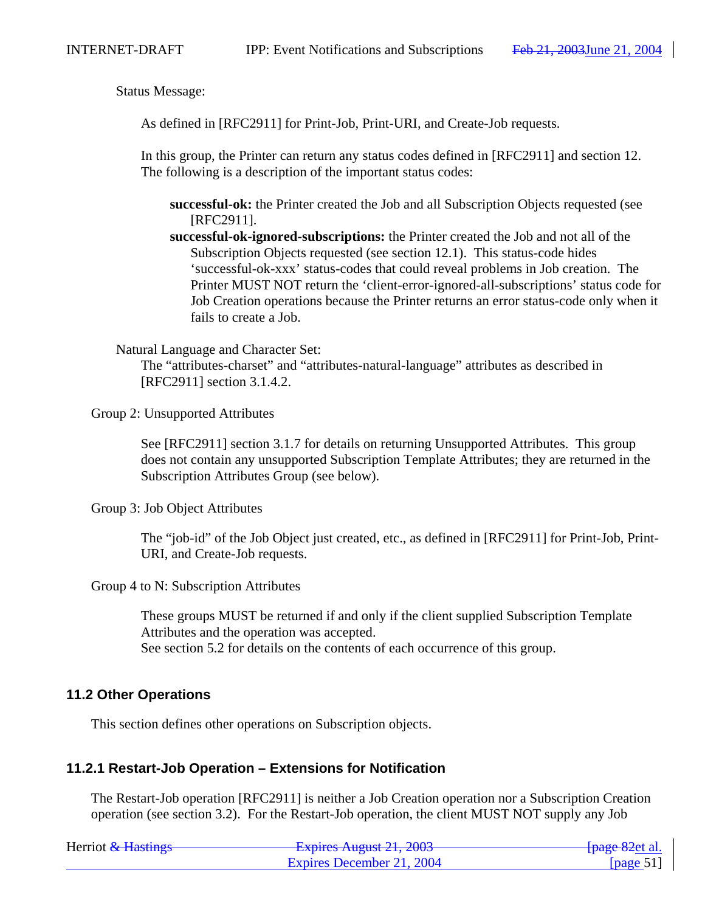Status Message:

As defined in [RFC2911] for Print-Job, Print-URI, and Create-Job requests.

In this group, the Printer can return any status codes defined in [RFC2911] and section 12. The following is a description of the important status codes:

**successful-ok:** the Printer created the Job and all Subscription Objects requested (see [RFC2911].

**successful-ok-ignored-subscriptions:** the Printer created the Job and not all of the Subscription Objects requested (see section 12.1). This status-code hides 'successful-ok-xxx' status-codes that could reveal problems in Job creation. The Printer MUST NOT return the 'client-error-ignored-all-subscriptions' status code for Job Creation operations because the Printer returns an error status-code only when it fails to create a Job.

Natural Language and Character Set:

The "attributes-charset" and "attributes-natural-language" attributes as described in [RFC2911] section 3.1.4.2.

Group 2: Unsupported Attributes

See [RFC2911] section 3.1.7 for details on returning Unsupported Attributes. This group does not contain any unsupported Subscription Template Attributes; they are returned in the Subscription Attributes Group (see below).

Group 3: Job Object Attributes

The "job-id" of the Job Object just created, etc., as defined in [RFC2911] for Print-Job, Print-URI, and Create-Job requests.

Group 4 to N: Subscription Attributes

These groups MUST be returned if and only if the client supplied Subscription Template Attributes and the operation was accepted.
See section 5.2 for details on the contents of each occurrence of this group.

### 11.2 Other Operations

This section defines other operations on Subscription objects.

#### 11.2.1 Restart-Job Operation – Extensions for Notification

The Restart-Job operation [RFC2911] is neither a Job Creation operation nor a Subscription Creation operation (see section 3.2). For the Restart-Job operation, the client MUST NOT supply any Job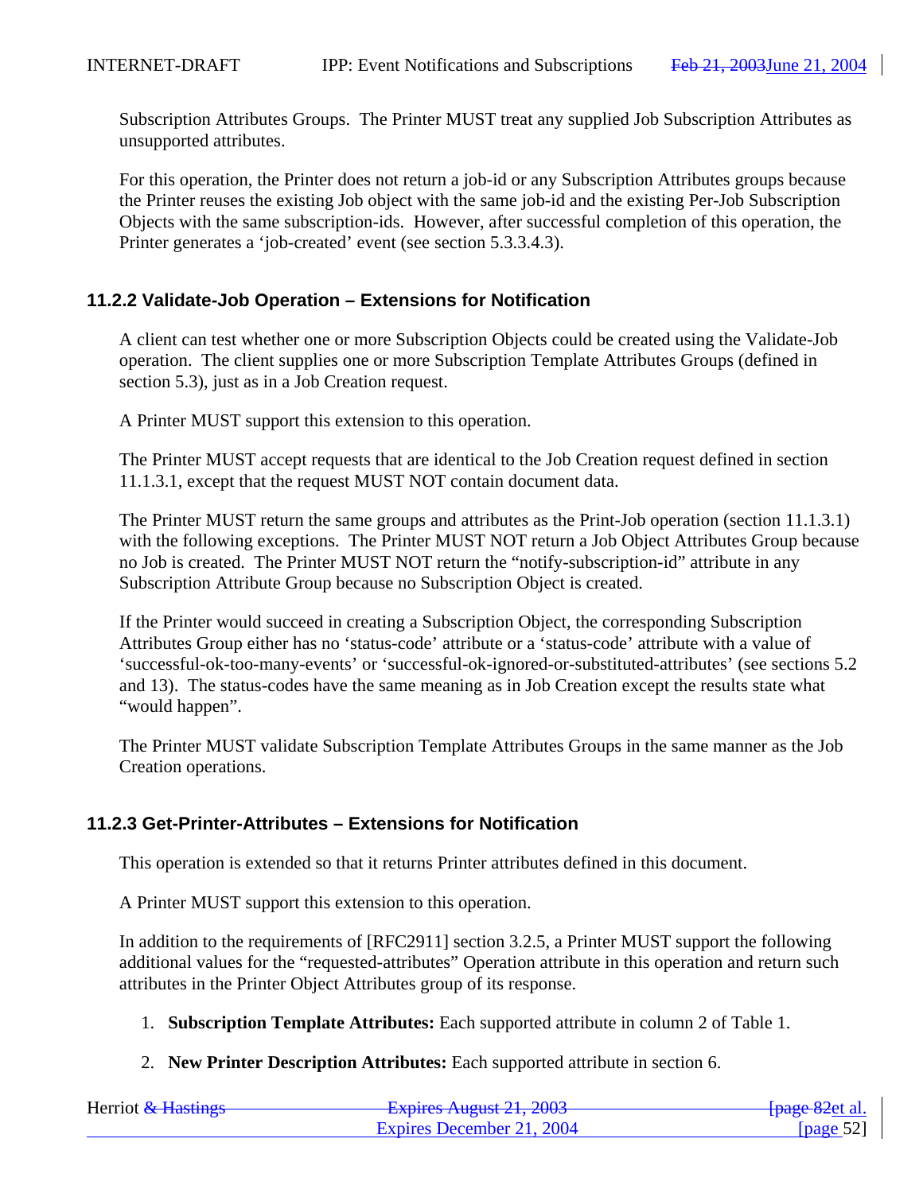Subscription Attributes Groups. The Printer MUST treat any supplied Job Subscription Attributes as unsupported attributes.

For this operation, the Printer does not return a job-id or any Subscription Attributes groups because the Printer reuses the existing Job object with the same job-id and the existing Per-Job Subscription Objects with the same subscription-ids. However, after successful completion of this operation, the Printer generates a 'job-created' event (see section 5.3.3.4.3).

### 11.2.2 Validate-Job Operation – Extensions for Notification

A client can test whether one or more Subscription Objects could be created using the Validate-Job operation. The client supplies one or more Subscription Template Attributes Groups (defined in section 5.3), just as in a Job Creation request.

A Printer MUST support this extension to this operation.

The Printer MUST accept requests that are identical to the Job Creation request defined in section 11.1.3.1, except that the request MUST NOT contain document data.

The Printer MUST return the same groups and attributes as the Print-Job operation (section 11.1.3.1) with the following exceptions. The Printer MUST NOT return a Job Object Attributes Group because no Job is created. The Printer MUST NOT return the "notify-subscription-id" attribute in any Subscription Attribute Group because no Subscription Object is created.

If the Printer would succeed in creating a Subscription Object, the corresponding Subscription Attributes Group either has no 'status-code' attribute or a 'status-code' attribute with a value of 'successful-ok-too-many-events' or 'successful-ok-ignored-or-substituted-attributes' (see sections 5.2 and 13). The status-codes have the same meaning as in Job Creation except the results state what "would happen".

The Printer MUST validate Subscription Template Attributes Groups in the same manner as the Job Creation operations.

### 11.2.3 Get-Printer-Attributes – Extensions for Notification

This operation is extended so that it returns Printer attributes defined in this document.

A Printer MUST support this extension to this operation.

In addition to the requirements of [RFC2911] section 3.2.5, a Printer MUST support the following additional values for the "requested-attributes" Operation attribute in this operation and return such attributes in the Printer Object Attributes group of its response.

1. **Subscription Template Attributes:** Each supported attribute in column 2 of Table 1.

2. **New Printer Description Attributes:** Each supported attribute in section 6.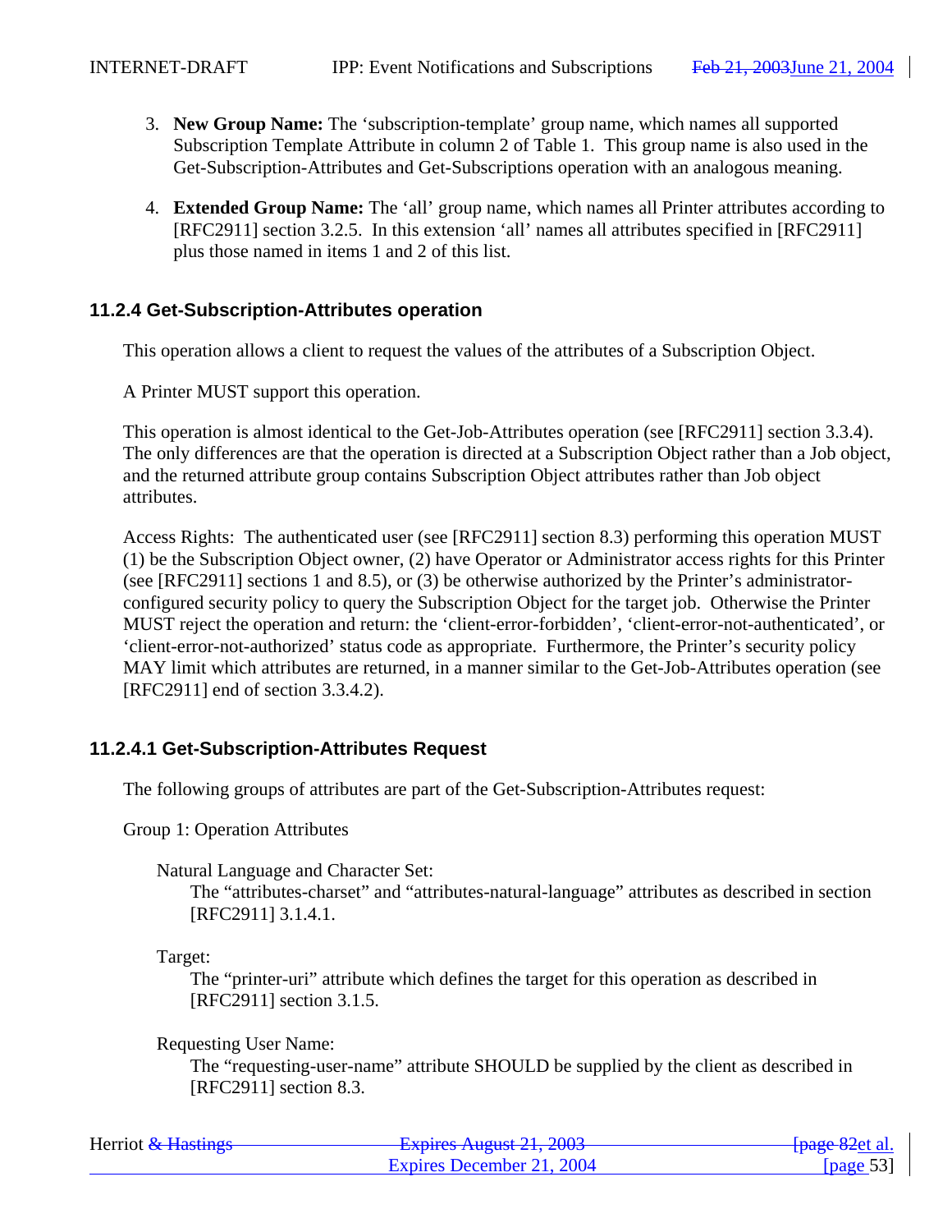3. **New Group Name:** The ‘subscription-template’ group name, which names all supported Subscription Template Attribute in column 2 of Table 1. This group name is also used in the Get-Subscription-Attributes and Get-Subscriptions operation with an analogous meaning.

4. **Extended Group Name:** The ‘all’ group name, which names all Printer attributes according to [RFC2911] section 3.2.5. In this extension ‘all’ names all attributes specified in [RFC2911] plus those named in items 1 and 2 of this list.

### 11.2.4 Get-Subscription-Attributes operation

This operation allows a client to request the values of the attributes of a Subscription Object.

A Printer MUST support this operation.

This operation is almost identical to the Get-Job-Attributes operation (see [RFC2911] section 3.3.4). The only differences are that the operation is directed at a Subscription Object rather than a Job object, and the returned attribute group contains Subscription Object attributes rather than Job object attributes.

Access Rights: The authenticated user (see [RFC2911] section 8.3) performing this operation MUST (1) be the Subscription Object owner, (2) have Operator or Administrator access rights for this Printer (see [RFC2911] sections 1 and 8.5), or (3) be otherwise authorized by the Printer’s administrator-configured security policy to query the Subscription Object for the target job. Otherwise the Printer MUST reject the operation and return: the ‘client-error-forbidden’, ‘client-error-not-authenticated’, or ‘client-error-not-authorized’ status code as appropriate. Furthermore, the Printer’s security policy MAY limit which attributes are returned, in a manner similar to the Get-Job-Attributes operation (see [RFC2911] end of section 3.3.4.2).

#### 11.2.4.1 Get-Subscription-Attributes Request

The following groups of attributes are part of the Get-Subscription-Attributes request:

Group 1: Operation Attributes

Natural Language and Character Set:
The “attributes-charset” and “attributes-natural-language” attributes as described in section [RFC2911] 3.1.4.1.

Target:
The “printer-uri” attribute which defines the target for this operation as described in [RFC2911] section 3.1.5.

Requesting User Name:
The “requesting-user-name” attribute SHOULD be supplied by the client as described in [RFC2911] section 8.3.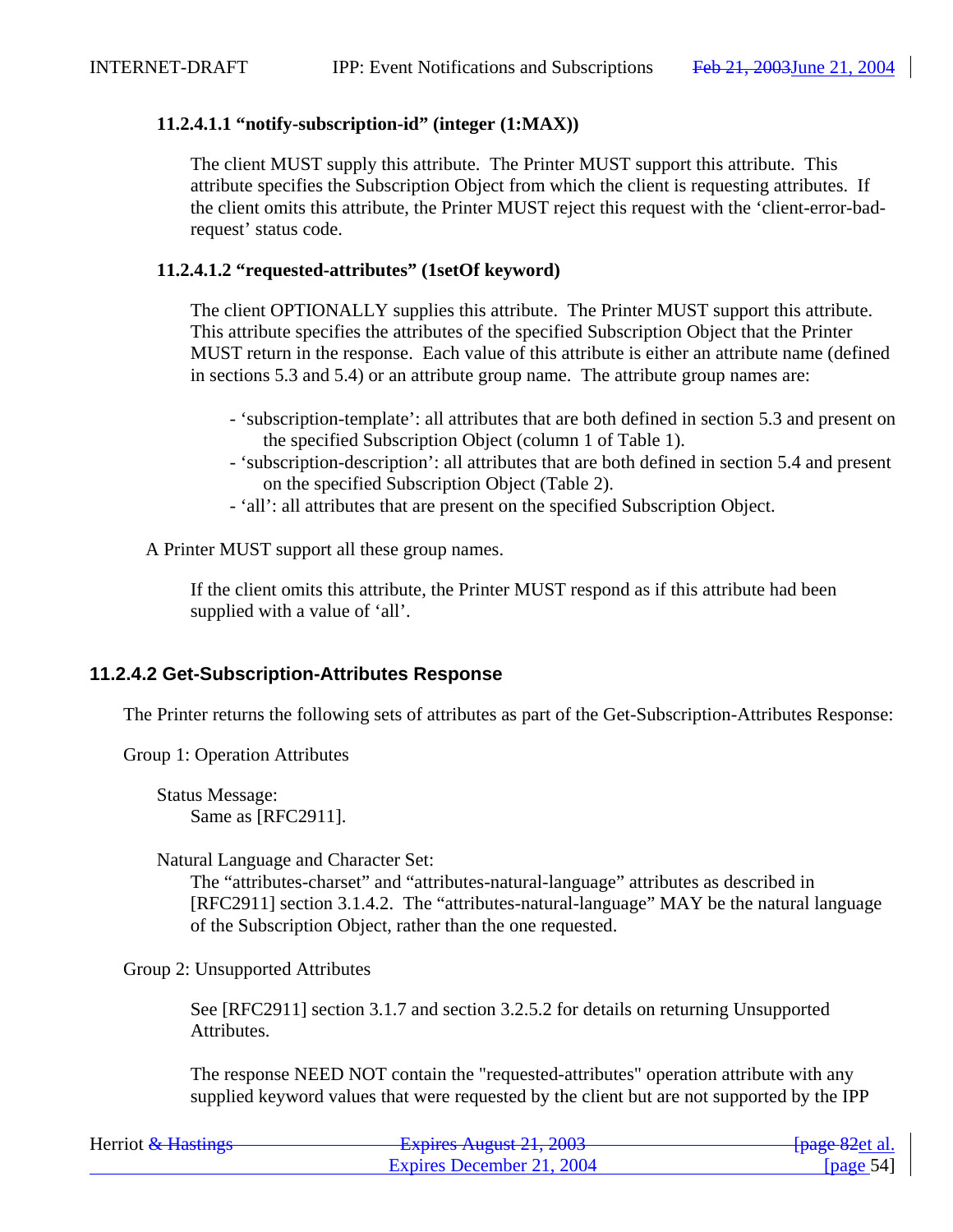#### 11.2.4.1.1 "notify-subscription-id" (integer (1:MAX))

The client MUST supply this attribute. The Printer MUST support this attribute. This attribute specifies the Subscription Object from which the client is requesting attributes. If the client omits this attribute, the Printer MUST reject this request with the 'client-error-bad-request' status code.

#### 11.2.4.1.2 "requested-attributes" (1setOf keyword)

The client OPTIONALLY supplies this attribute. The Printer MUST support this attribute. This attribute specifies the attributes of the specified Subscription Object that the Printer MUST return in the response. Each value of this attribute is either an attribute name (defined in sections 5.3 and 5.4) or an attribute group name. The attribute group names are:

- 'subscription-template': all attributes that are both defined in section 5.3 and present on the specified Subscription Object (column 1 of Table 1).
- 'subscription-description': all attributes that are both defined in section 5.4 and present on the specified Subscription Object (Table 2).
- 'all': all attributes that are present on the specified Subscription Object.

A Printer MUST support all these group names.

If the client omits this attribute, the Printer MUST respond as if this attribute had been supplied with a value of 'all'.

### 11.2.4.2 Get-Subscription-Attributes Response

The Printer returns the following sets of attributes as part of the Get-Subscription-Attributes Response:

Group 1: Operation Attributes

Status Message:
Same as [RFC2911].

Natural Language and Character Set:
The "attributes-charset" and "attributes-natural-language" attributes as described in [RFC2911] section 3.1.4.2. The "attributes-natural-language" MAY be the natural language of the Subscription Object, rather than the one requested.

Group 2: Unsupported Attributes

See [RFC2911] section 3.1.7 and section 3.2.5.2 for details on returning Unsupported Attributes.

The response NEED NOT contain the "requested-attributes" operation attribute with any supplied keyword values that were requested by the client but are not supported by the IPP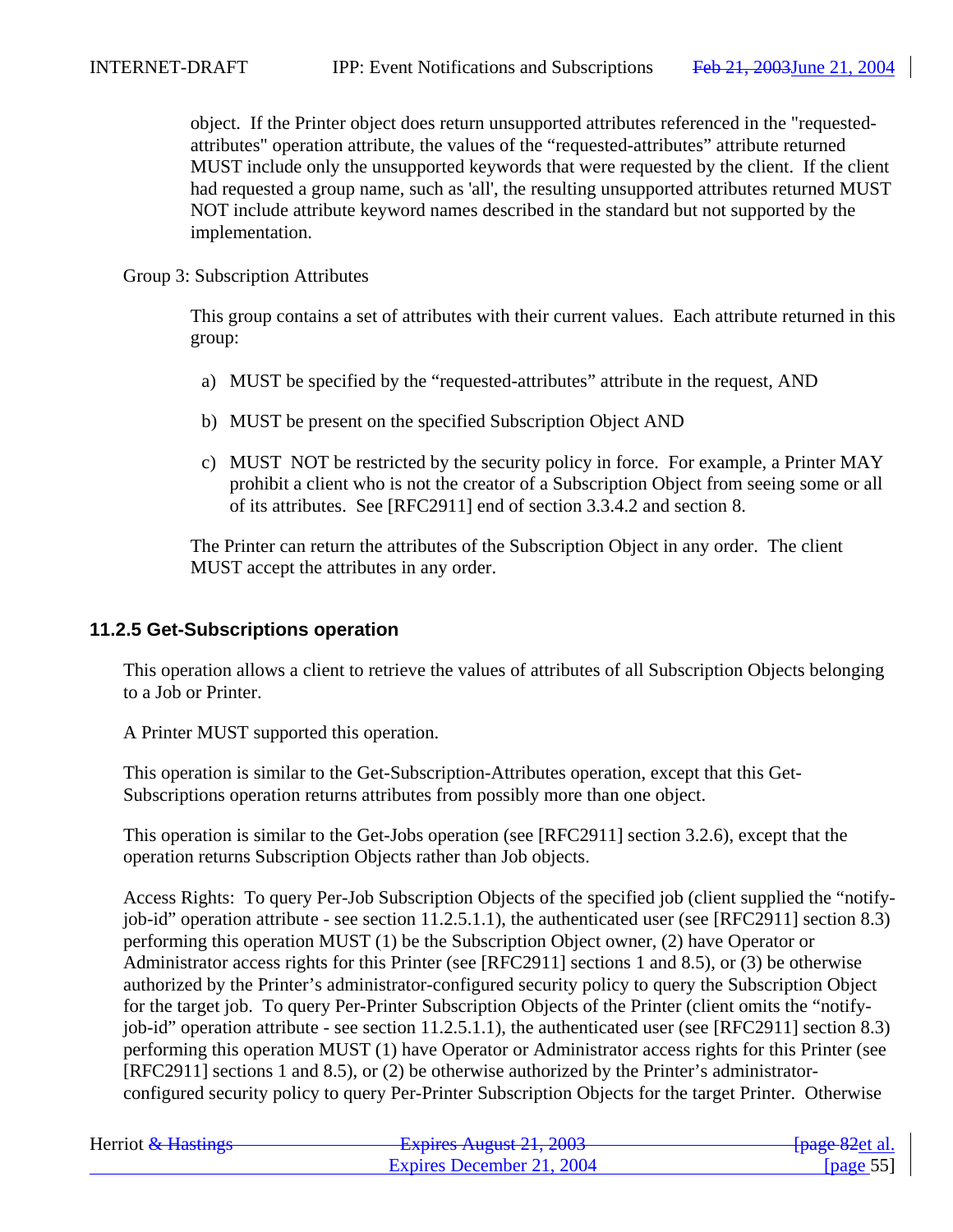object. If the Printer object does return unsupported attributes referenced in the "requested-attributes" operation attribute, the values of the “requested-attributes” attribute returned MUST include only the unsupported keywords that were requested by the client. If the client had requested a group name, such as 'all', the resulting unsupported attributes returned MUST NOT include attribute keyword names described in the standard but not supported by the implementation.

Group 3: Subscription Attributes

This group contains a set of attributes with their current values. Each attribute returned in this group:

a) MUST be specified by the “requested-attributes” attribute in the request, AND

b) MUST be present on the specified Subscription Object AND

c) MUST NOT be restricted by the security policy in force. For example, a Printer MAY prohibit a client who is not the creator of a Subscription Object from seeing some or all of its attributes. See [RFC2911] end of section 3.3.4.2 and section 8.

The Printer can return the attributes of the Subscription Object in any order. The client MUST accept the attributes in any order.

### 11.2.5 Get-Subscriptions operation

This operation allows a client to retrieve the values of attributes of all Subscription Objects belonging to a Job or Printer.

A Printer MUST supported this operation.

This operation is similar to the Get-Subscription-Attributes operation, except that this Get-Subscriptions operation returns attributes from possibly more than one object.

This operation is similar to the Get-Jobs operation (see [RFC2911] section 3.2.6), except that the operation returns Subscription Objects rather than Job objects.

Access Rights: To query Per-Job Subscription Objects of the specified job (client supplied the “notify-job-id” operation attribute - see section 11.2.5.1.1), the authenticated user (see [RFC2911] section 8.3) performing this operation MUST (1) be the Subscription Object owner, (2) have Operator or Administrator access rights for this Printer (see [RFC2911] sections 1 and 8.5), or (3) be otherwise authorized by the Printer’s administrator-configured security policy to query the Subscription Object for the target job. To query Per-Printer Subscription Objects of the Printer (client omits the “notify-job-id” operation attribute - see section 11.2.5.1.1), the authenticated user (see [RFC2911] section 8.3) performing this operation MUST (1) have Operator or Administrator access rights for this Printer (see [RFC2911] sections 1 and 8.5), or (2) be otherwise authorized by the Printer’s administrator-configured security policy to query Per-Printer Subscription Objects for the target Printer. Otherwise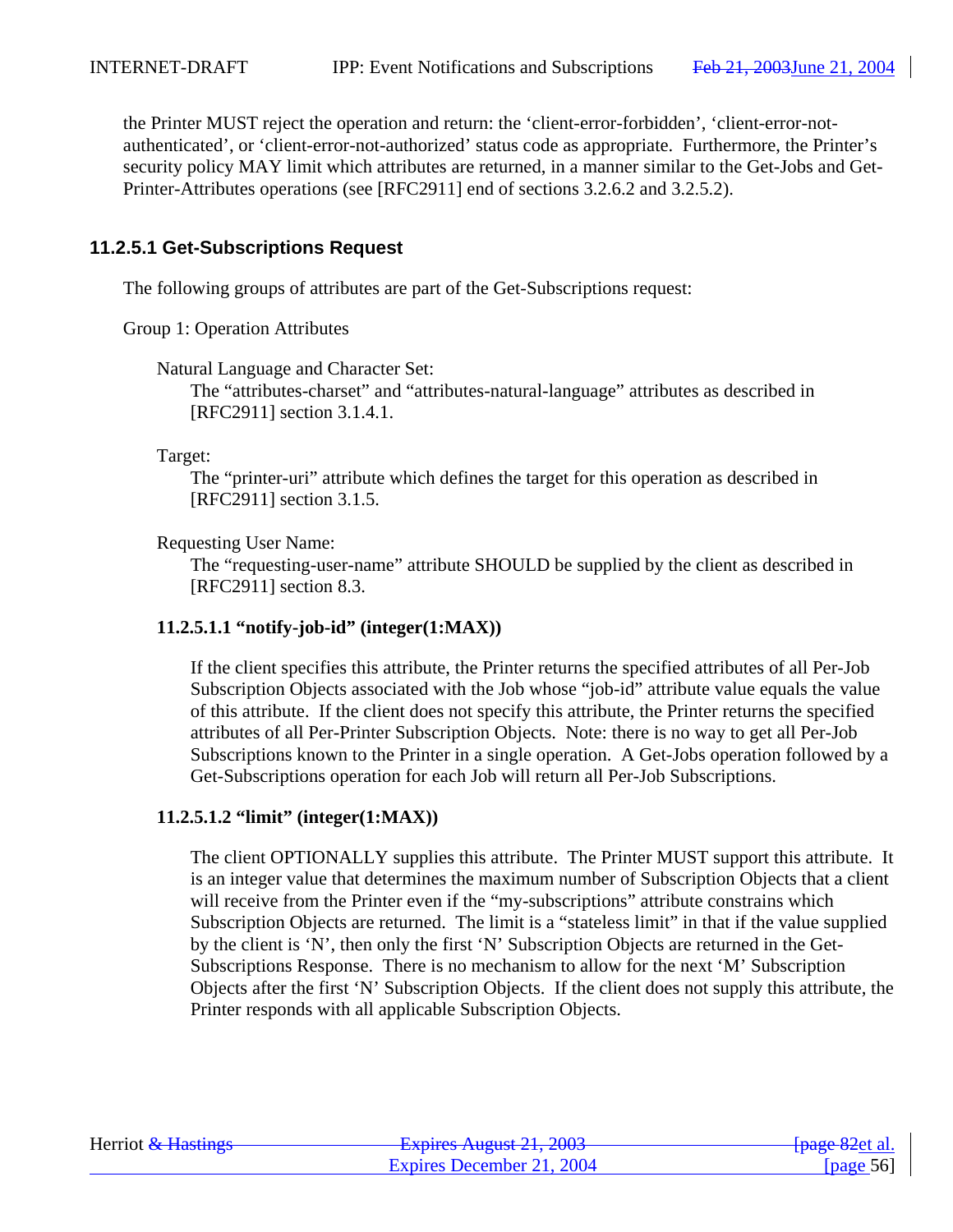the Printer MUST reject the operation and return: the 'client-error-forbidden', 'client-error-not-authenticated', or 'client-error-not-authorized' status code as appropriate. Furthermore, the Printer's security policy MAY limit which attributes are returned, in a manner similar to the Get-Jobs and Get-Printer-Attributes operations (see [RFC2911] end of sections 3.2.6.2 and 3.2.5.2).

### 11.2.5.1 Get-Subscriptions Request

The following groups of attributes are part of the Get-Subscriptions request:

Group 1: Operation Attributes

Natural Language and Character Set:
The "attributes-charset" and "attributes-natural-language" attributes as described in [RFC2911] section 3.1.4.1.

Target:
The "printer-uri" attribute which defines the target for this operation as described in [RFC2911] section 3.1.5.

Requesting User Name:
The "requesting-user-name" attribute SHOULD be supplied by the client as described in [RFC2911] section 8.3.

#### 11.2.5.1.1 "notify-job-id" (integer(1:MAX))

If the client specifies this attribute, the Printer returns the specified attributes of all Per-Job Subscription Objects associated with the Job whose "job-id" attribute value equals the value of this attribute. If the client does not specify this attribute, the Printer returns the specified attributes of all Per-Printer Subscription Objects. Note: there is no way to get all Per-Job Subscriptions known to the Printer in a single operation. A Get-Jobs operation followed by a Get-Subscriptions operation for each Job will return all Per-Job Subscriptions.

#### 11.2.5.1.2 "limit" (integer(1:MAX))

The client OPTIONALLY supplies this attribute. The Printer MUST support this attribute. It is an integer value that determines the maximum number of Subscription Objects that a client will receive from the Printer even if the "my-subscriptions" attribute constrains which Subscription Objects are returned. The limit is a "stateless limit" in that if the value supplied by the client is 'N', then only the first 'N' Subscription Objects are returned in the Get-Subscriptions Response. There is no mechanism to allow for the next 'M' Subscription Objects after the first 'N' Subscription Objects. If the client does not supply this attribute, the Printer responds with all applicable Subscription Objects.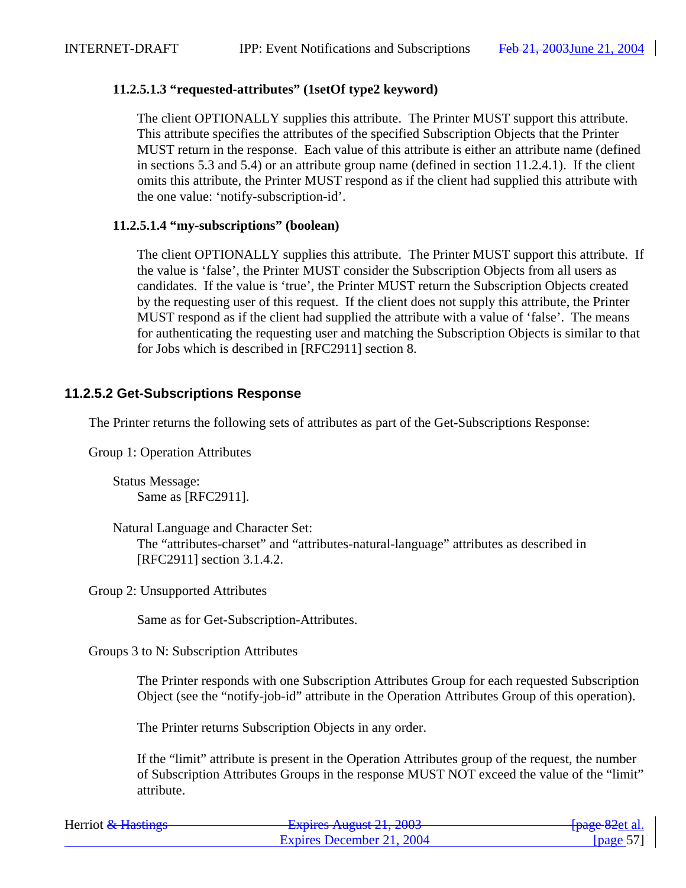#### 11.2.5.1.3 “requested-attributes” (1setOf type2 keyword)

The client OPTIONALLY supplies this attribute. The Printer MUST support this attribute. This attribute specifies the attributes of the specified Subscription Objects that the Printer MUST return in the response. Each value of this attribute is either an attribute name (defined in sections 5.3 and 5.4) or an attribute group name (defined in section 11.2.4.1). If the client omits this attribute, the Printer MUST respond as if the client had supplied this attribute with the one value: ‘notify-subscription-id’.

#### 11.2.5.1.4 “my-subscriptions” (boolean)

The client OPTIONALLY supplies this attribute. The Printer MUST support this attribute. If the value is ‘false’, the Printer MUST consider the Subscription Objects from all users as candidates. If the value is ‘true’, the Printer MUST return the Subscription Objects created by the requesting user of this request. If the client does not supply this attribute, the Printer MUST respond as if the client had supplied the attribute with a value of ‘false’. The means for authenticating the requesting user and matching the Subscription Objects is similar to that for Jobs which is described in [RFC2911] section 8.

### 11.2.5.2 Get-Subscriptions Response

The Printer returns the following sets of attributes as part of the Get-Subscriptions Response:

Group 1: Operation Attributes

Status Message:
Same as [RFC2911].

Natural Language and Character Set:
The “attributes-charset” and “attributes-natural-language” attributes as described in [RFC2911] section 3.1.4.2.

Group 2: Unsupported Attributes

Same as for Get-Subscription-Attributes.

Groups 3 to N: Subscription Attributes

The Printer responds with one Subscription Attributes Group for each requested Subscription Object (see the “notify-job-id” attribute in the Operation Attributes Group of this operation).

The Printer returns Subscription Objects in any order.

If the “limit” attribute is present in the Operation Attributes group of the request, the number of Subscription Attributes Groups in the response MUST NOT exceed the value of the “limit” attribute.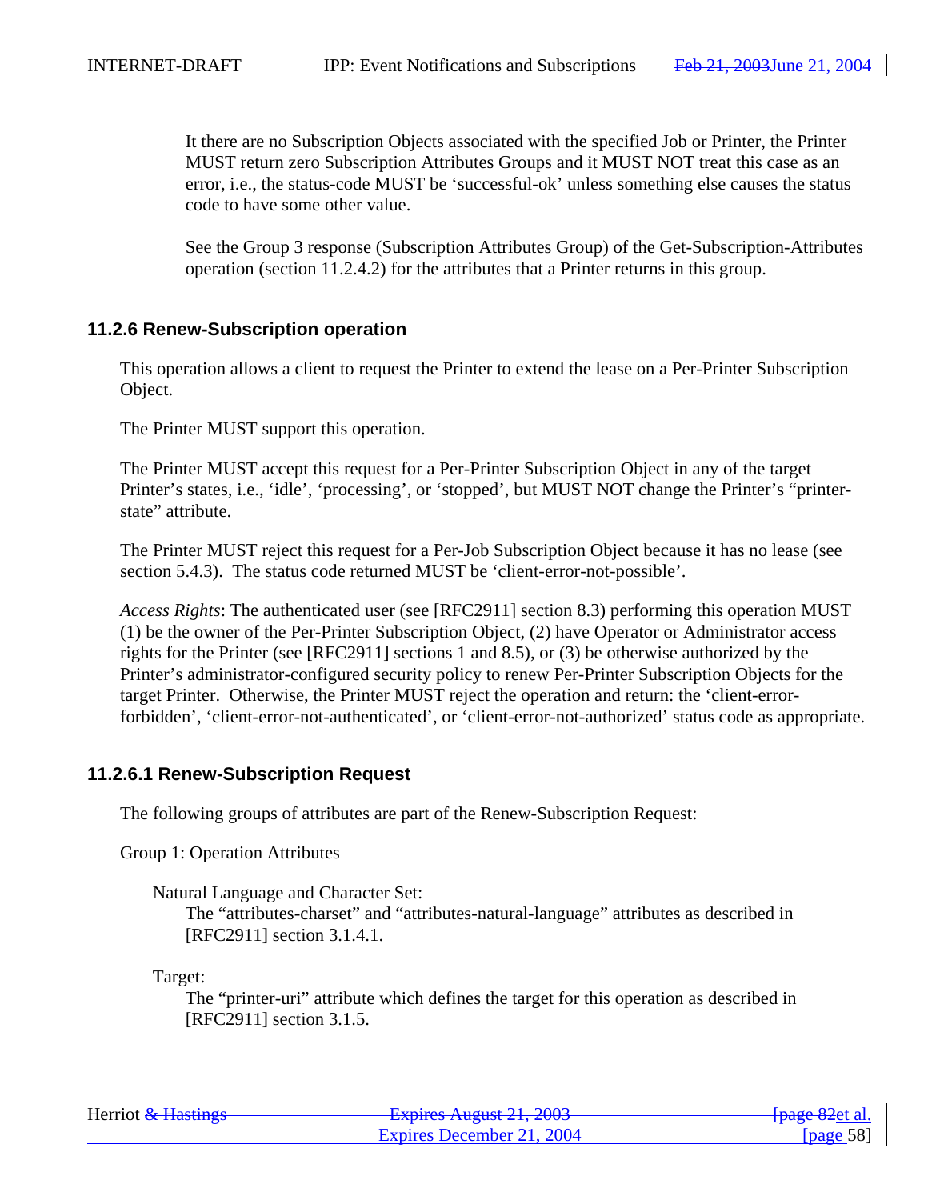It there are no Subscription Objects associated with the specified Job or Printer, the Printer MUST return zero Subscription Attributes Groups and it MUST NOT treat this case as an error, i.e., the status-code MUST be 'successful-ok' unless something else causes the status code to have some other value.

See the Group 3 response (Subscription Attributes Group) of the Get-Subscription-Attributes operation (section 11.2.4.2) for the attributes that a Printer returns in this group.

### 11.2.6 Renew-Subscription operation

This operation allows a client to request the Printer to extend the lease on a Per-Printer Subscription Object.

The Printer MUST support this operation.

The Printer MUST accept this request for a Per-Printer Subscription Object in any of the target Printer's states, i.e., 'idle', 'processing', or 'stopped', but MUST NOT change the Printer's "printer-state" attribute.

The Printer MUST reject this request for a Per-Job Subscription Object because it has no lease (see section 5.4.3). The status code returned MUST be 'client-error-not-possible'.

*Access Rights*: The authenticated user (see [RFC2911] section 8.3) performing this operation MUST (1) be the owner of the Per-Printer Subscription Object, (2) have Operator or Administrator access rights for the Printer (see [RFC2911] sections 1 and 8.5), or (3) be otherwise authorized by the Printer's administrator-configured security policy to renew Per-Printer Subscription Objects for the target Printer. Otherwise, the Printer MUST reject the operation and return: the 'client-error-forbidden', 'client-error-not-authenticated', or 'client-error-not-authorized' status code as appropriate.

#### 11.2.6.1 Renew-Subscription Request

The following groups of attributes are part of the Renew-Subscription Request:

Group 1: Operation Attributes

Natural Language and Character Set:
The "attributes-charset" and "attributes-natural-language" attributes as described in [RFC2911] section 3.1.4.1.

Target:
The "printer-uri" attribute which defines the target for this operation as described in [RFC2911] section 3.1.5.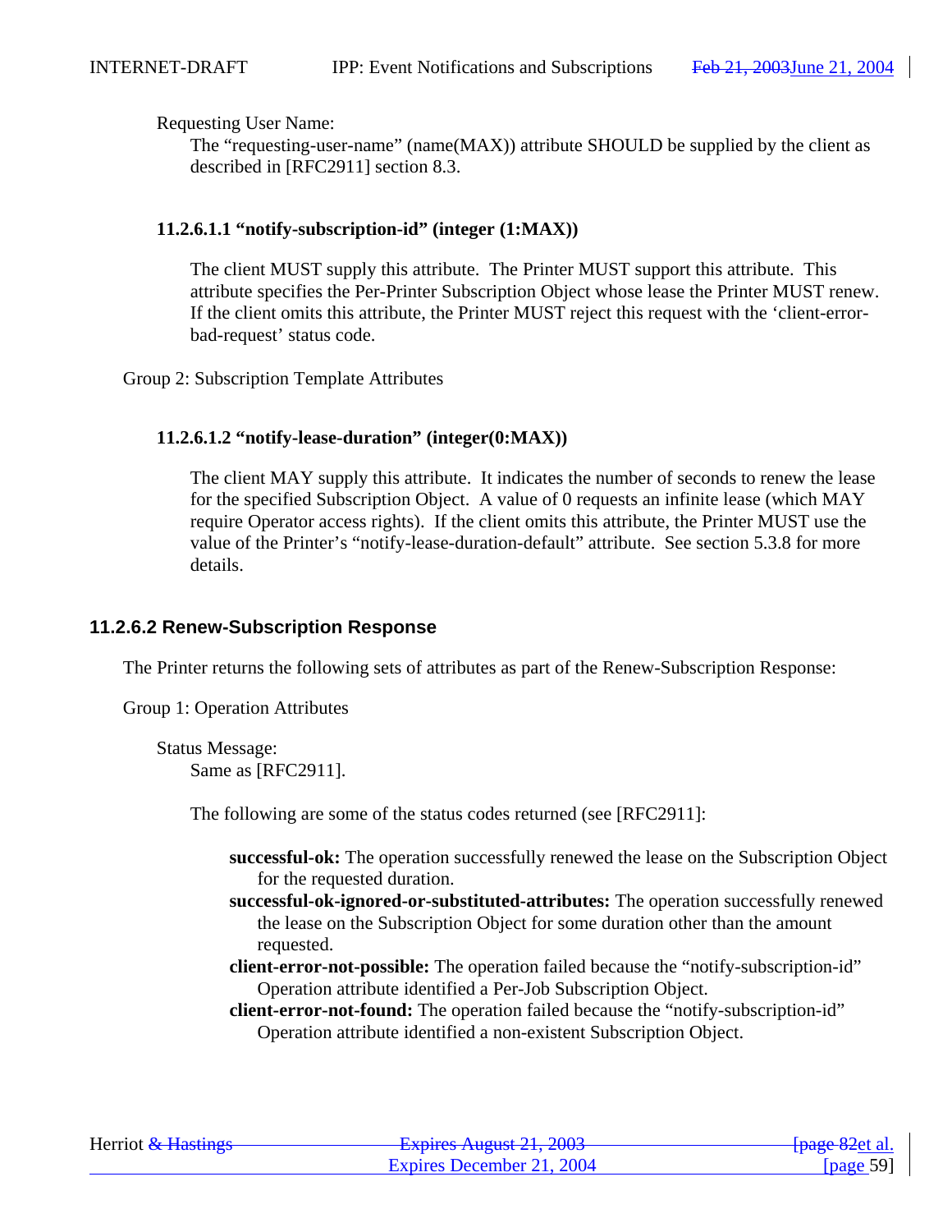Requesting User Name:

The "requesting-user-name" (name(MAX)) attribute SHOULD be supplied by the client as described in [RFC2911] section 8.3.

#### 11.2.6.1.1 "notify-subscription-id" (integer (1:MAX))

The client MUST supply this attribute. The Printer MUST support this attribute. This attribute specifies the Per-Printer Subscription Object whose lease the Printer MUST renew. If the client omits this attribute, the Printer MUST reject this request with the 'client-error-bad-request' status code.

Group 2: Subscription Template Attributes

#### 11.2.6.1.2 "notify-lease-duration" (integer(0:MAX))

The client MAY supply this attribute. It indicates the number of seconds to renew the lease for the specified Subscription Object. A value of 0 requests an infinite lease (which MAY require Operator access rights). If the client omits this attribute, the Printer MUST use the value of the Printer's "notify-lease-duration-default" attribute. See section 5.3.8 for more details.

### 11.2.6.2 Renew-Subscription Response

The Printer returns the following sets of attributes as part of the Renew-Subscription Response:

Group 1: Operation Attributes

Status Message:

Same as [RFC2911].

The following are some of the status codes returned (see [RFC2911]:

- **successful-ok:** The operation successfully renewed the lease on the Subscription Object for the requested duration.
- **successful-ok-ignored-or-substituted-attributes:** The operation successfully renewed the lease on the Subscription Object for some duration other than the amount requested.
- **client-error-not-possible:** The operation failed because the "notify-subscription-id" Operation attribute identified a Per-Job Subscription Object.
- **client-error-not-found:** The operation failed because the "notify-subscription-id" Operation attribute identified a non-existent Subscription Object.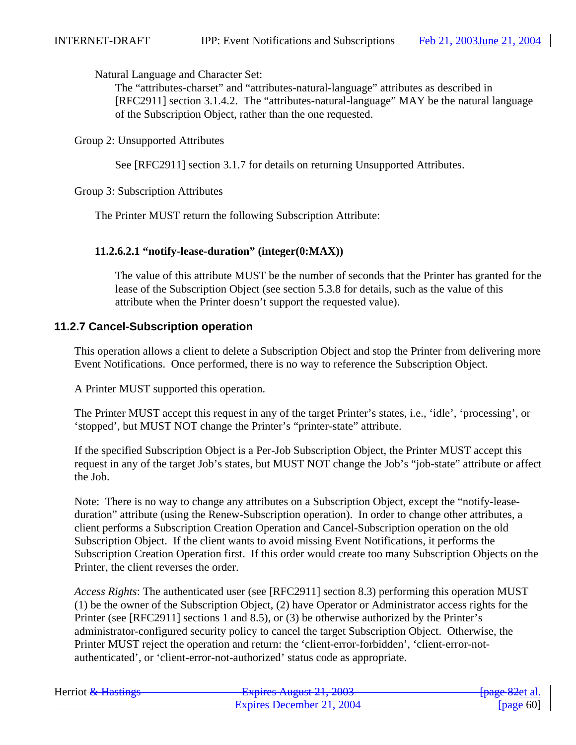Natural Language and Character Set:

The “attributes-charset” and “attributes-natural-language” attributes as described in [RFC2911] section 3.1.4.2. The “attributes-natural-language” MAY be the natural language of the Subscription Object, rather than the one requested.

Group 2: Unsupported Attributes

See [RFC2911] section 3.1.7 for details on returning Unsupported Attributes.

Group 3: Subscription Attributes

The Printer MUST return the following Subscription Attribute:

#### 11.2.6.2.1 “notify-lease-duration” (integer(0:MAX))

The value of this attribute MUST be the number of seconds that the Printer has granted for the lease of the Subscription Object (see section 5.3.8 for details, such as the value of this attribute when the Printer doesn’t support the requested value).

### 11.2.7 Cancel-Subscription operation

This operation allows a client to delete a Subscription Object and stop the Printer from delivering more Event Notifications. Once performed, there is no way to reference the Subscription Object.

A Printer MUST supported this operation.

The Printer MUST accept this request in any of the target Printer’s states, i.e., ‘idle’, ‘processing’, or ‘stopped’, but MUST NOT change the Printer’s “printer-state” attribute.

If the specified Subscription Object is a Per-Job Subscription Object, the Printer MUST accept this request in any of the target Job’s states, but MUST NOT change the Job’s “job-state” attribute or affect the Job.

Note: There is no way to change any attributes on a Subscription Object, except the “notify-lease-duration” attribute (using the Renew-Subscription operation). In order to change other attributes, a client performs a Subscription Creation Operation and Cancel-Subscription operation on the old Subscription Object. If the client wants to avoid missing Event Notifications, it performs the Subscription Creation Operation first. If this order would create too many Subscription Objects on the Printer, the client reverses the order.

*Access Rights*: The authenticated user (see [RFC2911] section 8.3) performing this operation MUST (1) be the owner of the Subscription Object, (2) have Operator or Administrator access rights for the Printer (see [RFC2911] sections 1 and 8.5), or (3) be otherwise authorized by the Printer’s administrator-configured security policy to cancel the target Subscription Object. Otherwise, the Printer MUST reject the operation and return: the ‘client-error-forbidden’, ‘client-error-not-authenticated’, or ‘client-error-not-authorized’ status code as appropriate.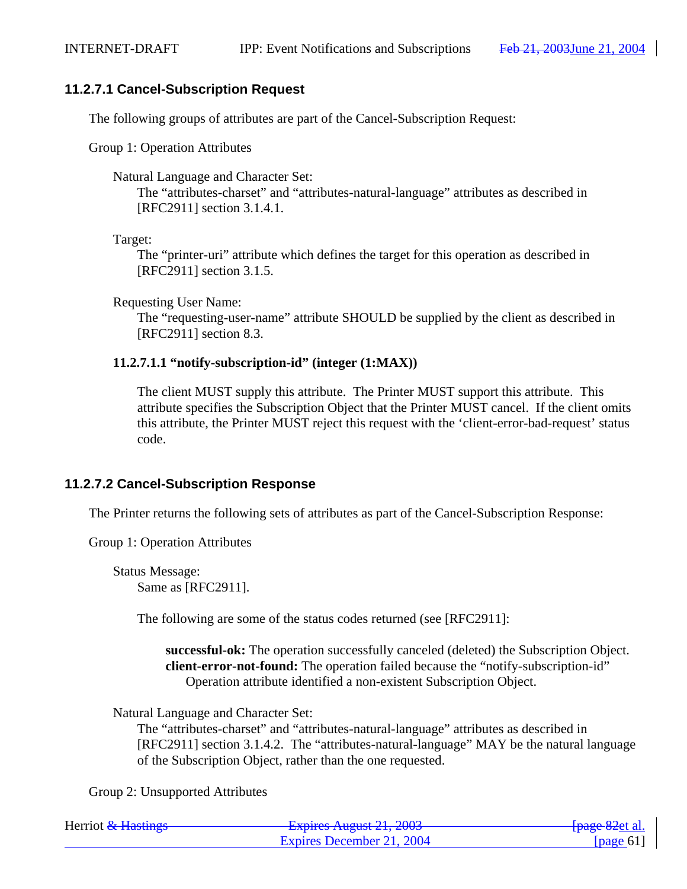### 11.2.7.1 Cancel-Subscription Request

The following groups of attributes are part of the Cancel-Subscription Request:

Group 1: Operation Attributes

Natural Language and Character Set:
The “attributes-charset” and “attributes-natural-language” attributes as described in [RFC2911] section 3.1.4.1.

Target:
The “printer-uri” attribute which defines the target for this operation as described in [RFC2911] section 3.1.5.

Requesting User Name:
The “requesting-user-name” attribute SHOULD be supplied by the client as described in [RFC2911] section 8.3.

#### 11.2.7.1.1 “notify-subscription-id” (integer (1:MAX))

The client MUST supply this attribute. The Printer MUST support this attribute. This attribute specifies the Subscription Object that the Printer MUST cancel. If the client omits this attribute, the Printer MUST reject this request with the ‘client-error-bad-request’ status code.

### 11.2.7.2 Cancel-Subscription Response

The Printer returns the following sets of attributes as part of the Cancel-Subscription Response:

Group 1: Operation Attributes

Status Message:
Same as [RFC2911].

The following are some of the status codes returned (see [RFC2911]:

**successful-ok:** The operation successfully canceled (deleted) the Subscription Object.
**client-error-not-found:** The operation failed because the “notify-subscription-id” Operation attribute identified a non-existent Subscription Object.

Natural Language and Character Set:
The “attributes-charset” and “attributes-natural-language” attributes as described in [RFC2911] section 3.1.4.2. The “attributes-natural-language” MAY be the natural language of the Subscription Object, rather than the one requested.

Group 2: Unsupported Attributes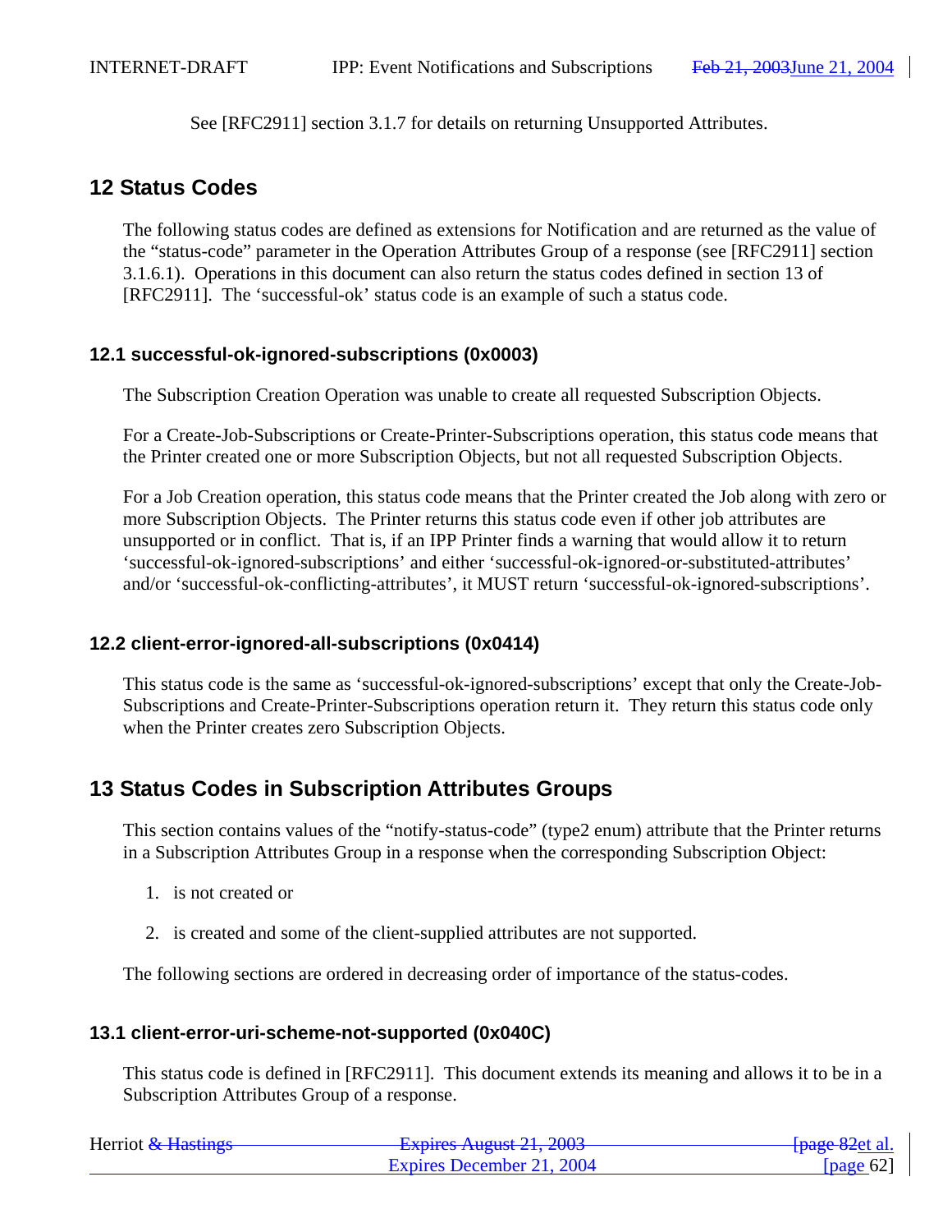See [RFC2911] section 3.1.7 for details on returning Unsupported Attributes.

# 12 Status Codes

The following status codes are defined as extensions for Notification and are returned as the value of the “status-code” parameter in the Operation Attributes Group of a response (see [RFC2911] section 3.1.6.1). Operations in this document can also return the status codes defined in section 13 of [RFC2911]. The ‘successful-ok’ status code is an example of such a status code.

## 12.1 successful-ok-ignored-subscriptions (0x0003)

The Subscription Creation Operation was unable to create all requested Subscription Objects.

For a Create-Job-Subscriptions or Create-Printer-Subscriptions operation, this status code means that the Printer created one or more Subscription Objects, but not all requested Subscription Objects.

For a Job Creation operation, this status code means that the Printer created the Job along with zero or more Subscription Objects. The Printer returns this status code even if other job attributes are unsupported or in conflict. That is, if an IPP Printer finds a warning that would allow it to return ‘successful-ok-ignored-subscriptions’ and either ‘successful-ok-ignored-or-substituted-attributes’ and/or ‘successful-ok-conflicting-attributes’, it MUST return ‘successful-ok-ignored-subscriptions’.

## 12.2 client-error-ignored-all-subscriptions (0x0414)

This status code is the same as ‘successful-ok-ignored-subscriptions’ except that only the Create-Job-Subscriptions and Create-Printer-Subscriptions operation return it. They return this status code only when the Printer creates zero Subscription Objects.

# 13 Status Codes in Subscription Attributes Groups

This section contains values of the “notify-status-code” (type2 enum) attribute that the Printer returns in a Subscription Attributes Group in a response when the corresponding Subscription Object:

1. is not created or
2. is created and some of the client-supplied attributes are not supported.

The following sections are ordered in decreasing order of importance of the status-codes.

## 13.1 client-error-uri-scheme-not-supported (0x040C)

This status code is defined in [RFC2911]. This document extends its meaning and allows it to be in a Subscription Attributes Group of a response.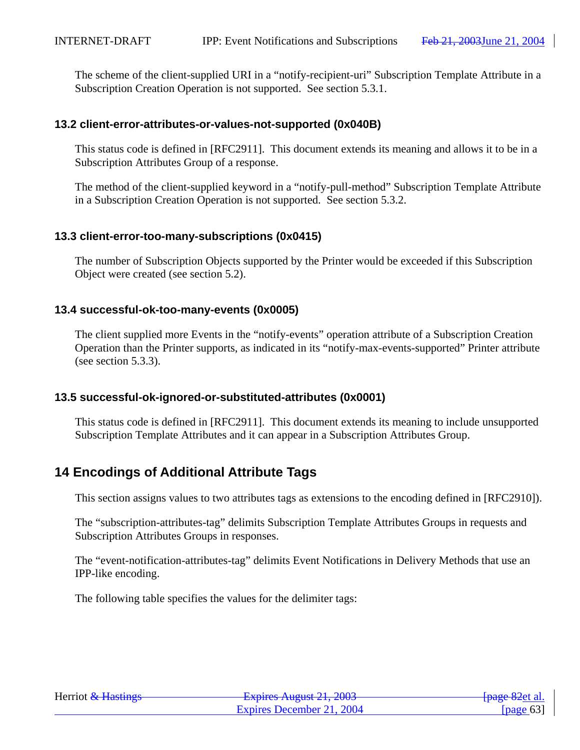The scheme of the client-supplied URI in a “notify-recipient-uri” Subscription Template Attribute in a Subscription Creation Operation is not supported. See section 5.3.1.

### 13.2 client-error-attributes-or-values-not-supported (0x040B)

This status code is defined in [RFC2911]. This document extends its meaning and allows it to be in a Subscription Attributes Group of a response.

The method of the client-supplied keyword in a “notify-pull-method” Subscription Template Attribute in a Subscription Creation Operation is not supported. See section 5.3.2.

### 13.3 client-error-too-many-subscriptions (0x0415)

The number of Subscription Objects supported by the Printer would be exceeded if this Subscription Object were created (see section 5.2).

### 13.4 successful-ok-too-many-events (0x0005)

The client supplied more Events in the “notify-events” operation attribute of a Subscription Creation Operation than the Printer supports, as indicated in its “notify-max-events-supported” Printer attribute (see section 5.3.3).

### 13.5 successful-ok-ignored-or-substituted-attributes (0x0001)

This status code is defined in [RFC2911]. This document extends its meaning to include unsupported Subscription Template Attributes and it can appear in a Subscription Attributes Group.

## 14 Encodings of Additional Attribute Tags

This section assigns values to two attributes tags as extensions to the encoding defined in [RFC2910]).

The “subscription-attributes-tag” delimits Subscription Template Attributes Groups in requests and Subscription Attributes Groups in responses.

The “event-notification-attributes-tag” delimits Event Notifications in Delivery Methods that use an IPP-like encoding.

The following table specifies the values for the delimiter tags: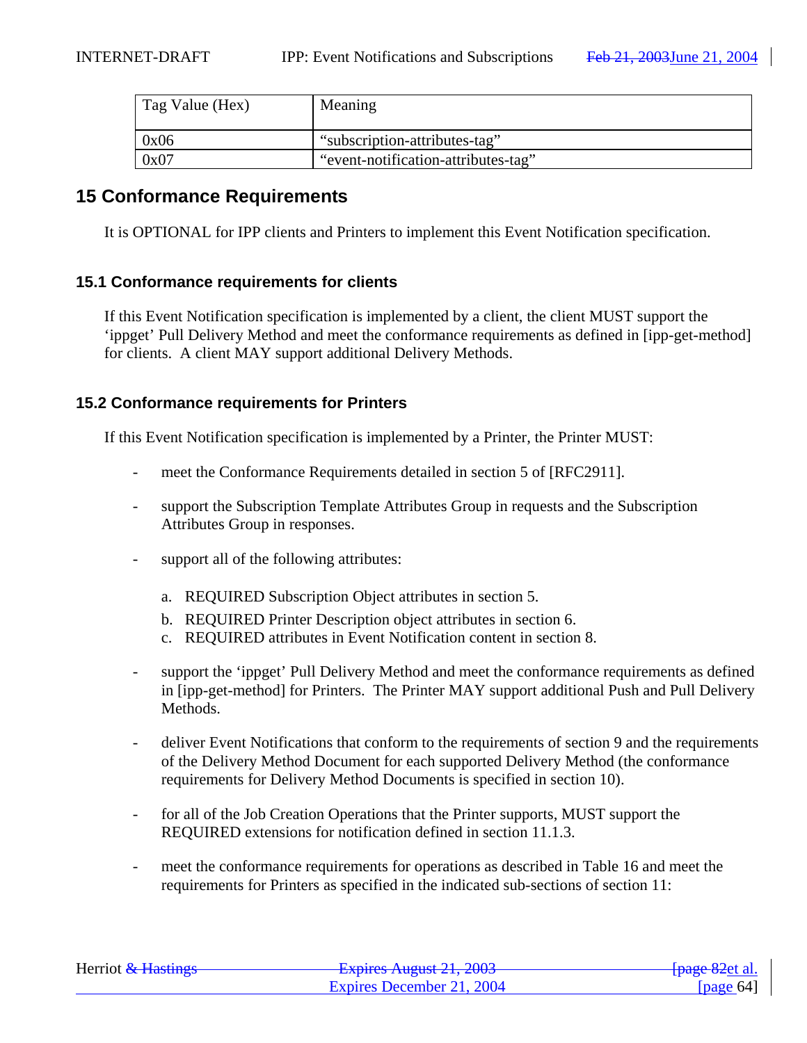| Tag Value (Hex) | Meaning |
|---|---|
| 0x06 | “subscription-attributes-tag” |
| 0x07 | “event-notification-attributes-tag” |

## 15 Conformance Requirements

It is OPTIONAL for IPP clients and Printers to implement this Event Notification specification.

### 15.1 Conformance requirements for clients

If this Event Notification specification is implemented by a client, the client MUST support the ‘ippget’ Pull Delivery Method and meet the conformance requirements as defined in [ipp-get-method] for clients. A client MAY support additional Delivery Methods.

### 15.2 Conformance requirements for Printers

If this Event Notification specification is implemented by a Printer, the Printer MUST:

- meet the Conformance Requirements detailed in section 5 of [RFC2911].
- support the Subscription Template Attributes Group in requests and the Subscription Attributes Group in responses.
- support all of the following attributes:
  a. REQUIRED Subscription Object attributes in section 5.
  b. REQUIRED Printer Description object attributes in section 6.
  c. REQUIRED attributes in Event Notification content in section 8.
- support the ‘ippget’ Pull Delivery Method and meet the conformance requirements as defined in [ipp-get-method] for Printers. The Printer MAY support additional Push and Pull Delivery Methods.
- deliver Event Notifications that conform to the requirements of section 9 and the requirements of the Delivery Method Document for each supported Delivery Method (the conformance requirements for Delivery Method Documents is specified in section 10).
- for all of the Job Creation Operations that the Printer supports, MUST support the REQUIRED extensions for notification defined in section 11.1.3.
- meet the conformance requirements for operations as described in Table 16 and meet the requirements for Printers as specified in the indicated sub-sections of section 11: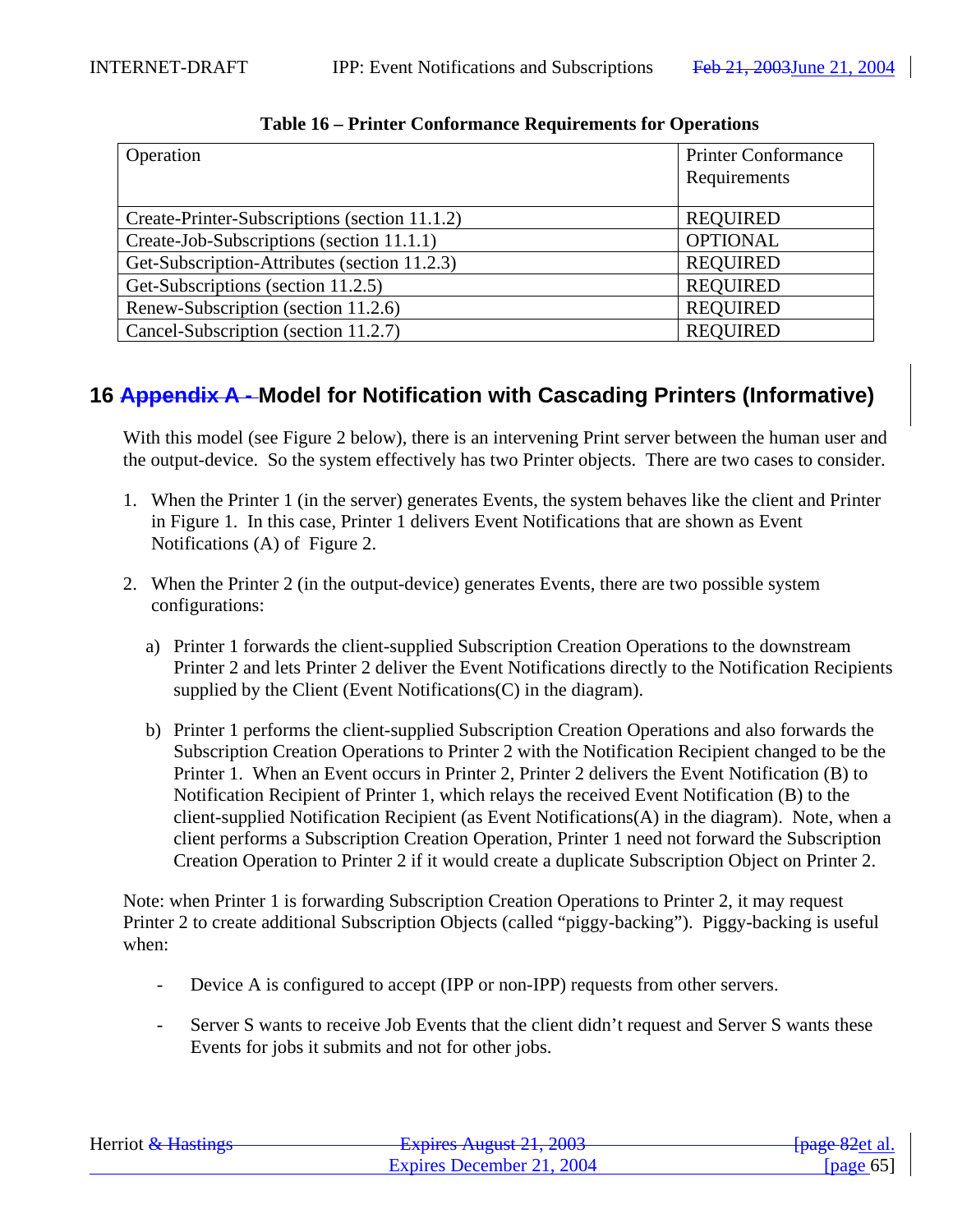**Table 16 – Printer Conformance Requirements for Operations**

| Operation | Printer Conformance Requirements |
|---|---|
| Create-Printer-Subscriptions (section 11.1.2) | REQUIRED |
| Create-Job-Subscriptions (section 11.1.1) | OPTIONAL |
| Get-Subscription-Attributes (section 11.2.3) | REQUIRED |
| Get-Subscriptions (section 11.2.5) | REQUIRED |
| Renew-Subscription (section 11.2.6) | REQUIRED |
| Cancel-Subscription (section 11.2.7) | REQUIRED |

# 16 ~~Appendix A -~~ Model for Notification with Cascading Printers (Informative)

With this model (see Figure 2 below), there is an intervening Print server between the human user and the output-device. So the system effectively has two Printer objects. There are two cases to consider.

1. When the Printer 1 (in the server) generates Events, the system behaves like the client and Printer in Figure 1. In this case, Printer 1 delivers Event Notifications that are shown as Event Notifications (A) of Figure 2.

2. When the Printer 2 (in the output-device) generates Events, there are two possible system configurations:

   a) Printer 1 forwards the client-supplied Subscription Creation Operations to the downstream Printer 2 and lets Printer 2 deliver the Event Notifications directly to the Notification Recipients supplied by the Client (Event Notifications(C) in the diagram).

   b) Printer 1 performs the client-supplied Subscription Creation Operations and also forwards the Subscription Creation Operations to Printer 2 with the Notification Recipient changed to be the Printer 1. When an Event occurs in Printer 2, Printer 2 delivers the Event Notification (B) to Notification Recipient of Printer 1, which relays the received Event Notification (B) to the client-supplied Notification Recipient (as Event Notifications(A) in the diagram). Note, when a client performs a Subscription Creation Operation, Printer 1 need not forward the Subscription Creation Operation to Printer 2 if it would create a duplicate Subscription Object on Printer 2.

Note: when Printer 1 is forwarding Subscription Creation Operations to Printer 2, it may request Printer 2 to create additional Subscription Objects (called "piggy-backing"). Piggy-backing is useful when:

- Device A is configured to accept (IPP or non-IPP) requests from other servers.

- Server S wants to receive Job Events that the client didn't request and Server S wants these Events for jobs it submits and not for other jobs.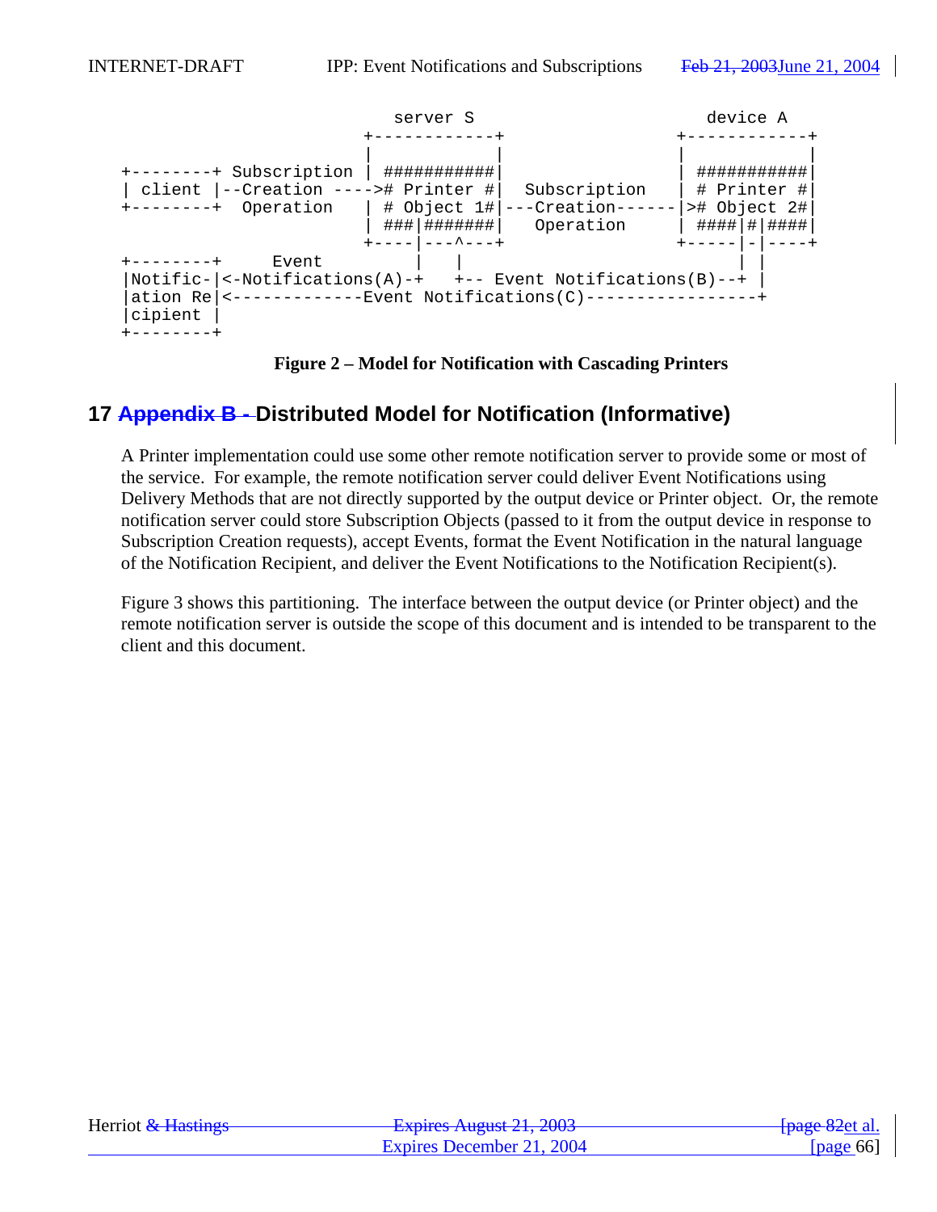```
                            server S                        device A
                         +------------+                 +------------+
                         |            |                 |            |
+--------+ Subscription  | ###########|                 | ###########|
| client |--Creation ---->#  Printer #|  Subscription   | # Printer #|
+--------+  Operation    | # Object 1#|---Creation------|># Object 2#|
                         | ###|#######|   Operation     | ####|#|####|
                         +----|---^---+                 +-----|-|----+
+--------+     Event          |   |                           | |
|Notific-|<-Notifications(A)-+   +-- Event Notifications(B)--+ |
|ation Re|<-------------Event Notifications(C)-----------------+
|cipient |
+--------+
```

**Figure 2 – Model for Notification with Cascading Printers**

## 17 Appendix B - Distributed Model for Notification (Informative)

A Printer implementation could use some other remote notification server to provide some or most of the service. For example, the remote notification server could deliver Event Notifications using Delivery Methods that are not directly supported by the output device or Printer object. Or, the remote notification server could store Subscription Objects (passed to it from the output device in response to Subscription Creation requests), accept Events, format the Event Notification in the natural language of the Notification Recipient, and deliver the Event Notifications to the Notification Recipient(s).

Figure 3 shows this partitioning. The interface between the output device (or Printer object) and the remote notification server is outside the scope of this document and is intended to be transparent to the client and this document.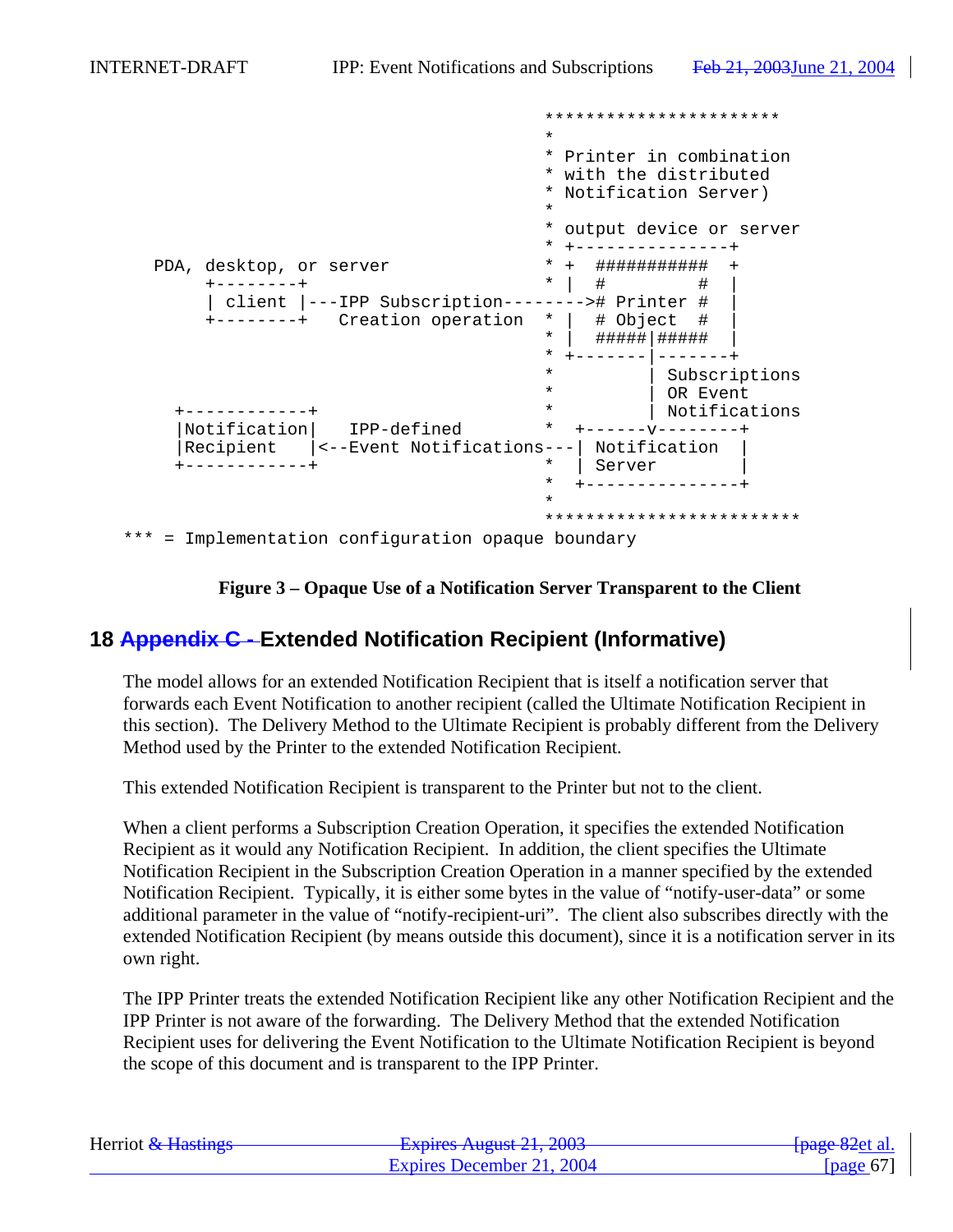```
                                                   ***********************
                                                   *
                                                   * Printer in combination
                                                   * with the distributed
                                                   * Notification Server)
                                                   *
                                                   * output device or server
                                                   * +---------------+
    PDA, desktop, or server                        * +  ###########  +
         +--------+                                * |  #         #  |
         | client |---IPP Subscription-------->#  Printer #  |
         +--------+   Creation operation           * |  # Object  #  |
                                                   * |  #####|#####  |
                                                   * +-------|-------+
                                                   *         | Subscriptions
                                                   *         | OR Event
      +------------+                               *         | Notifications
      |Notification|   IPP-defined                 *  +------v--------+
      |Recipient   |<--Event Notifications---| Notification  |
      +------------+                               *  | Server        |
                                                   *  +---------------+
                                                   *
                                                   ************************
*** = Implementation configuration opaque boundary
```

**Figure 3 – Opaque Use of a Notification Server Transparent to the Client**

## 18 ~~Appendix C -~~ Extended Notification Recipient (Informative)

The model allows for an extended Notification Recipient that is itself a notification server that forwards each Event Notification to another recipient (called the Ultimate Notification Recipient in this section). The Delivery Method to the Ultimate Recipient is probably different from the Delivery Method used by the Printer to the extended Notification Recipient.

This extended Notification Recipient is transparent to the Printer but not to the client.

When a client performs a Subscription Creation Operation, it specifies the extended Notification Recipient as it would any Notification Recipient. In addition, the client specifies the Ultimate Notification Recipient in the Subscription Creation Operation in a manner specified by the extended Notification Recipient. Typically, it is either some bytes in the value of “notify-user-data” or some additional parameter in the value of “notify-recipient-uri”. The client also subscribes directly with the extended Notification Recipient (by means outside this document), since it is a notification server in its own right.

The IPP Printer treats the extended Notification Recipient like any other Notification Recipient and the IPP Printer is not aware of the forwarding. The Delivery Method that the extended Notification Recipient uses for delivering the Event Notification to the Ultimate Notification Recipient is beyond the scope of this document and is transparent to the IPP Printer.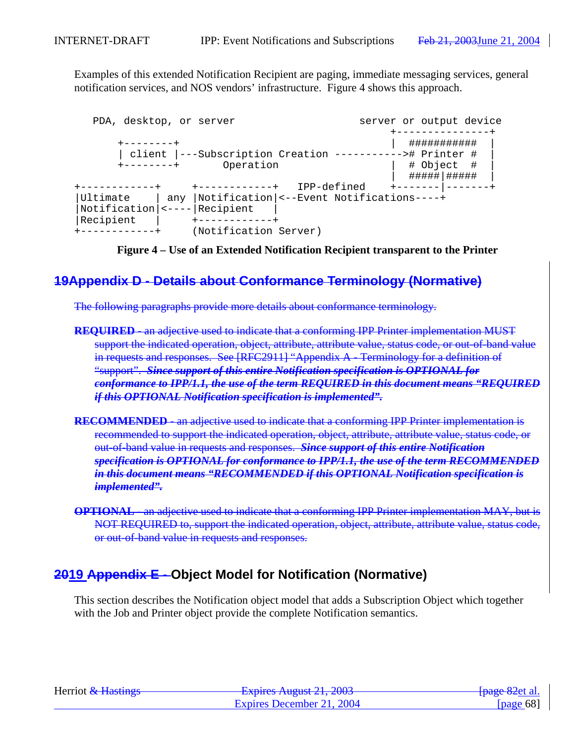Examples of this extended Notification Recipient are paging, immediate messaging services, general notification services, and NOS vendors' infrastructure. Figure 4 shows this approach.

```
   PDA, desktop, or server                        server or output device
                                                      +---------------+
      +--------+                                      |  ###########  |
      | client |---Subscription Creation ----------->#  Printer #    |
      +--------+       Operation                      |  # Object  #  |
                                                      |  #####|#####  |
+------------+     +------------+  IPP-defined        +-------|-------+
|Ultimate    | any |Notification|<--Event Notifications----+
|Notification|<----|Recipient   |
|Recipient   |     +------------+
+------------+     (Notification Server)
```

**Figure 4 – Use of an Extended Notification Recipient transparent to the Printer**

## 19Appendix D - Details about Conformance Terminology (Normative)

The following paragraphs provide more details about conformance terminology.

**REQUIRED** - an adjective used to indicate that a conforming IPP Printer implementation MUST support the indicated operation, object, attribute, attribute value, status code, or out-of-band value in requests and responses. See [RFC2911] "Appendix A - Terminology for a definition of "support". ***Since support of this entire Notification specification is OPTIONAL for conformance to IPP/1.1, the use of the term REQUIRED in this document means "REQUIRED if this OPTIONAL Notification specification is implemented".***

**RECOMMENDED** - an adjective used to indicate that a conforming IPP Printer implementation is recommended to support the indicated operation, object, attribute, attribute value, status code, or out-of-band value in requests and responses. ***Since support of this entire Notification specification is OPTIONAL for conformance to IPP/1.1, the use of the term RECOMMENDED in this document means "RECOMMENDED if this OPTIONAL Notification specification is implemented".***

**OPTIONAL** - an adjective used to indicate that a conforming IPP Printer implementation MAY, but is NOT REQUIRED to, support the indicated operation, object, attribute, attribute value, status code, or out-of-band value in requests and responses.

## 2019 Appendix E - Object Model for Notification (Normative)

This section describes the Notification object model that adds a Subscription Object which together with the Job and Printer object provide the complete Notification semantics.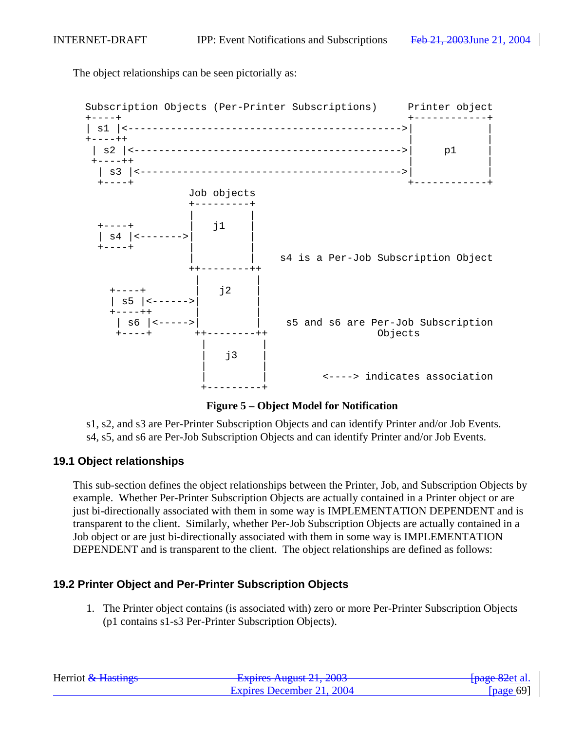The object relationships can be seen pictorially as:

```
Subscription Objects (Per-Printer Subscriptions)      Printer object
+----+                                                +------------+
| s1 |<---------------------------------------------->|            |
+----++                                               |            |
 | s2 |<--------------------------------------------->|     p1     |
 +----++                                              |            |
  | s3 |<-------------------------------------------->|            |
  +----+                                              +------------+
                     Job objects
                     +---------+
                     |         |
  +----+             |   j1    |
  | s4 |<------->|         |
  +----+             |         |
                     |         |    s4 is a Per-Job Subscription Object
                     ++--------++
                      |         |
    +----+            |   j2    |
    | s5 |<------>|         |
    +----++           |         |
     | s6 |<----->|         |    s5 and s6 are Per-Job Subscription
     +----+          ++--------++                Objects
                       |         |
                       |   j3    |
                       |         |
                       |         |        <----> indicates association
                       +---------+
```

**Figure 5 – Object Model for Notification**

s1, s2, and s3 are Per-Printer Subscription Objects and can identify Printer and/or Job Events.
s4, s5, and s6 are Per-Job Subscription Objects and can identify Printer and/or Job Events.

## 19.1 Object relationships

This sub-section defines the object relationships between the Printer, Job, and Subscription Objects by example. Whether Per-Printer Subscription Objects are actually contained in a Printer object or are just bi-directionally associated with them in some way is IMPLEMENTATION DEPENDENT and is transparent to the client. Similarly, whether Per-Job Subscription Objects are actually contained in a Job object or are just bi-directionally associated with them in some way is IMPLEMENTATION DEPENDENT and is transparent to the client. The object relationships are defined as follows:

## 19.2 Printer Object and Per-Printer Subscription Objects

1. The Printer object contains (is associated with) zero or more Per-Printer Subscription Objects (p1 contains s1-s3 Per-Printer Subscription Objects).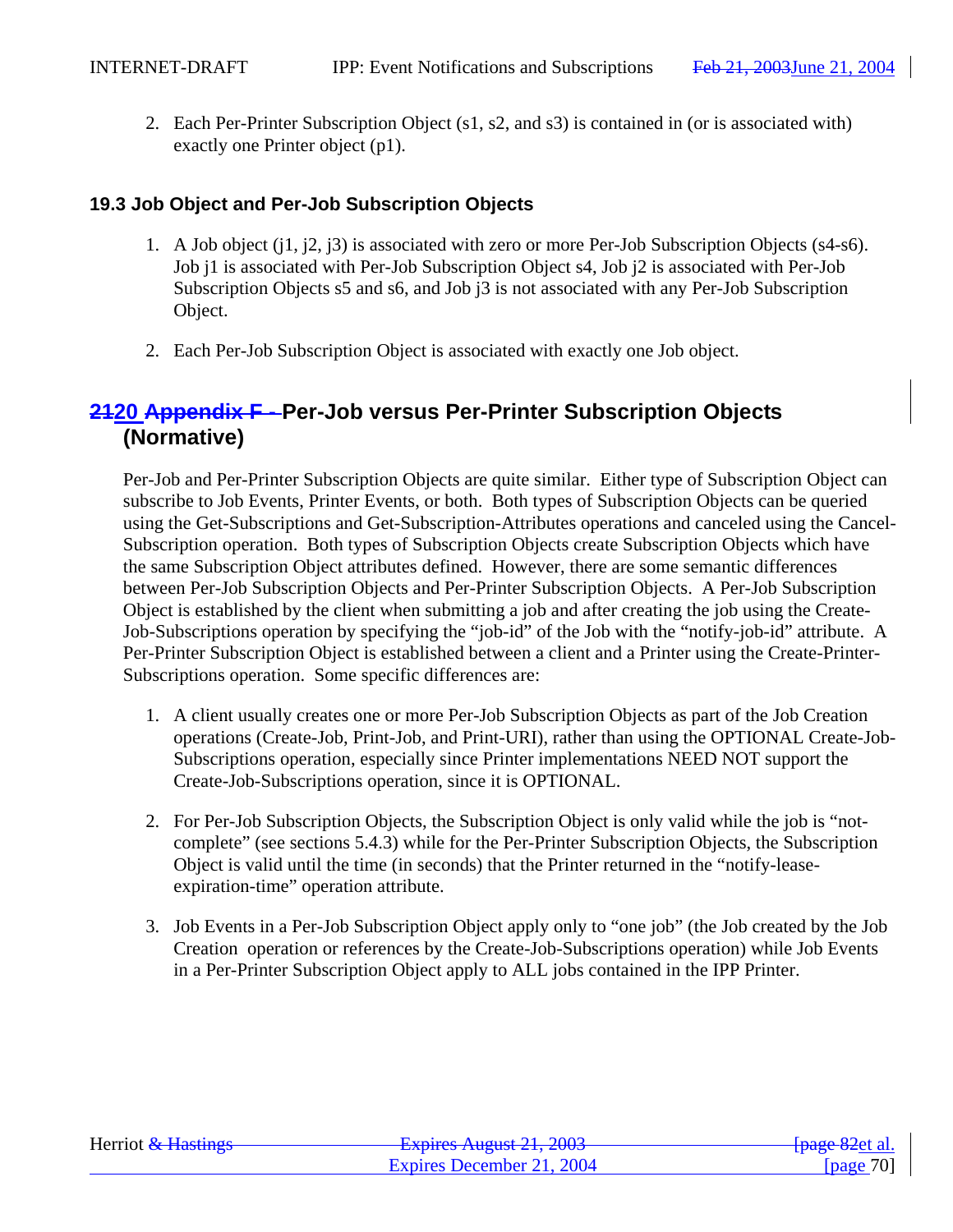2. Each Per-Printer Subscription Object (s1, s2, and s3) is contained in (or is associated with) exactly one Printer object (p1).

### 19.3 Job Object and Per-Job Subscription Objects

1. A Job object (j1, j2, j3) is associated with zero or more Per-Job Subscription Objects (s4-s6). Job j1 is associated with Per-Job Subscription Object s4, Job j2 is associated with Per-Job Subscription Objects s5 and s6, and Job j3 is not associated with any Per-Job Subscription Object.

2. Each Per-Job Subscription Object is associated with exactly one Job object.

## ~~21~~20 ~~Appendix F -~~ Per-Job versus Per-Printer Subscription Objects (Normative)

Per-Job and Per-Printer Subscription Objects are quite similar. Either type of Subscription Object can subscribe to Job Events, Printer Events, or both. Both types of Subscription Objects can be queried using the Get-Subscriptions and Get-Subscription-Attributes operations and canceled using the Cancel-Subscription operation. Both types of Subscription Objects create Subscription Objects which have the same Subscription Object attributes defined. However, there are some semantic differences between Per-Job Subscription Objects and Per-Printer Subscription Objects. A Per-Job Subscription Object is established by the client when submitting a job and after creating the job using the Create-Job-Subscriptions operation by specifying the "job-id" of the Job with the "notify-job-id" attribute. A Per-Printer Subscription Object is established between a client and a Printer using the Create-Printer-Subscriptions operation. Some specific differences are:

1. A client usually creates one or more Per-Job Subscription Objects as part of the Job Creation operations (Create-Job, Print-Job, and Print-URI), rather than using the OPTIONAL Create-Job-Subscriptions operation, especially since Printer implementations NEED NOT support the Create-Job-Subscriptions operation, since it is OPTIONAL.

2. For Per-Job Subscription Objects, the Subscription Object is only valid while the job is "not-complete" (see sections 5.4.3) while for the Per-Printer Subscription Objects, the Subscription Object is valid until the time (in seconds) that the Printer returned in the "notify-lease-expiration-time" operation attribute.

3. Job Events in a Per-Job Subscription Object apply only to "one job" (the Job created by the Job Creation operation or references by the Create-Job-Subscriptions operation) while Job Events in a Per-Printer Subscription Object apply to ALL jobs contained in the IPP Printer.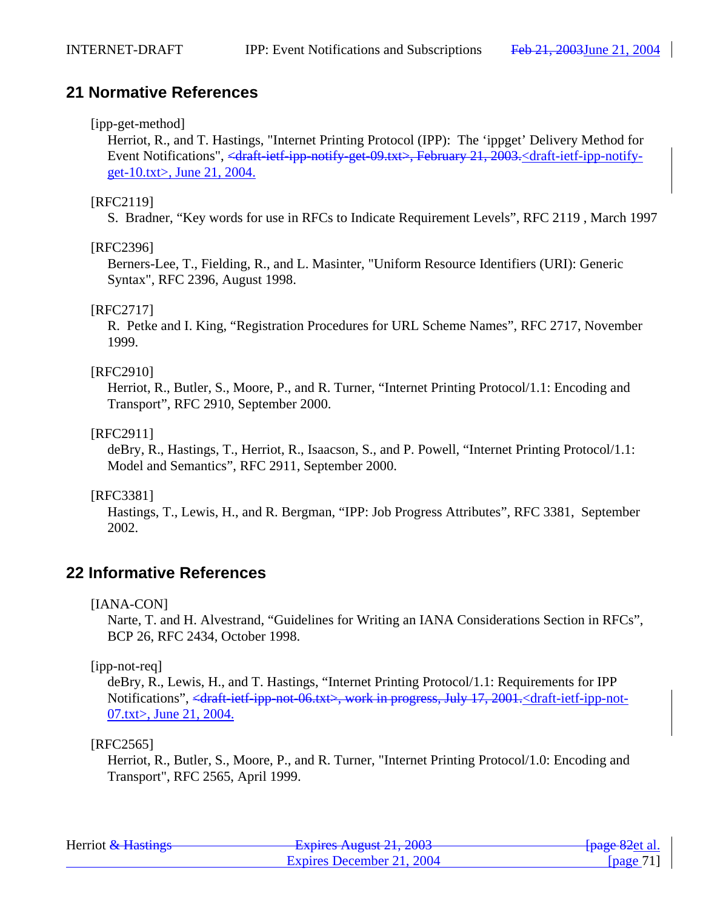## 21 Normative References

[ipp-get-method]
Herriot, R., and T. Hastings, "Internet Printing Protocol (IPP): The 'ippget' Delivery Method for Event Notifications", ~~<draft-ietf-ipp-notify-get-09.txt>, February 21, 2003.~~<draft-ietf-ipp-notify-get-10.txt>, June 21, 2004.

[RFC2119]
S. Bradner, "Key words for use in RFCs to Indicate Requirement Levels", RFC 2119 , March 1997

[RFC2396]
Berners-Lee, T., Fielding, R., and L. Masinter, "Uniform Resource Identifiers (URI): Generic Syntax", RFC 2396, August 1998.

[RFC2717]
R. Petke and I. King, "Registration Procedures for URL Scheme Names", RFC 2717, November 1999.

[RFC2910]
Herriot, R., Butler, S., Moore, P., and R. Turner, "Internet Printing Protocol/1.1: Encoding and Transport", RFC 2910, September 2000.

[RFC2911]
deBry, R., Hastings, T., Herriot, R., Isaacson, S., and P. Powell, "Internet Printing Protocol/1.1: Model and Semantics", RFC 2911, September 2000.

[RFC3381]
Hastings, T., Lewis, H., and R. Bergman, "IPP: Job Progress Attributes", RFC 3381, September 2002.

## 22 Informative References

[IANA-CON]
Narte, T. and H. Alvestrand, "Guidelines for Writing an IANA Considerations Section in RFCs", BCP 26, RFC 2434, October 1998.

[ipp-not-req]
deBry, R., Lewis, H., and T. Hastings, "Internet Printing Protocol/1.1: Requirements for IPP Notifications", ~~<draft-ietf-ipp-not-06.txt>, work in progress, July 17, 2001.~~<draft-ietf-ipp-not-07.txt>, June 21, 2004.

[RFC2565]
Herriot, R., Butler, S., Moore, P., and R. Turner, "Internet Printing Protocol/1.0: Encoding and Transport", RFC 2565, April 1999.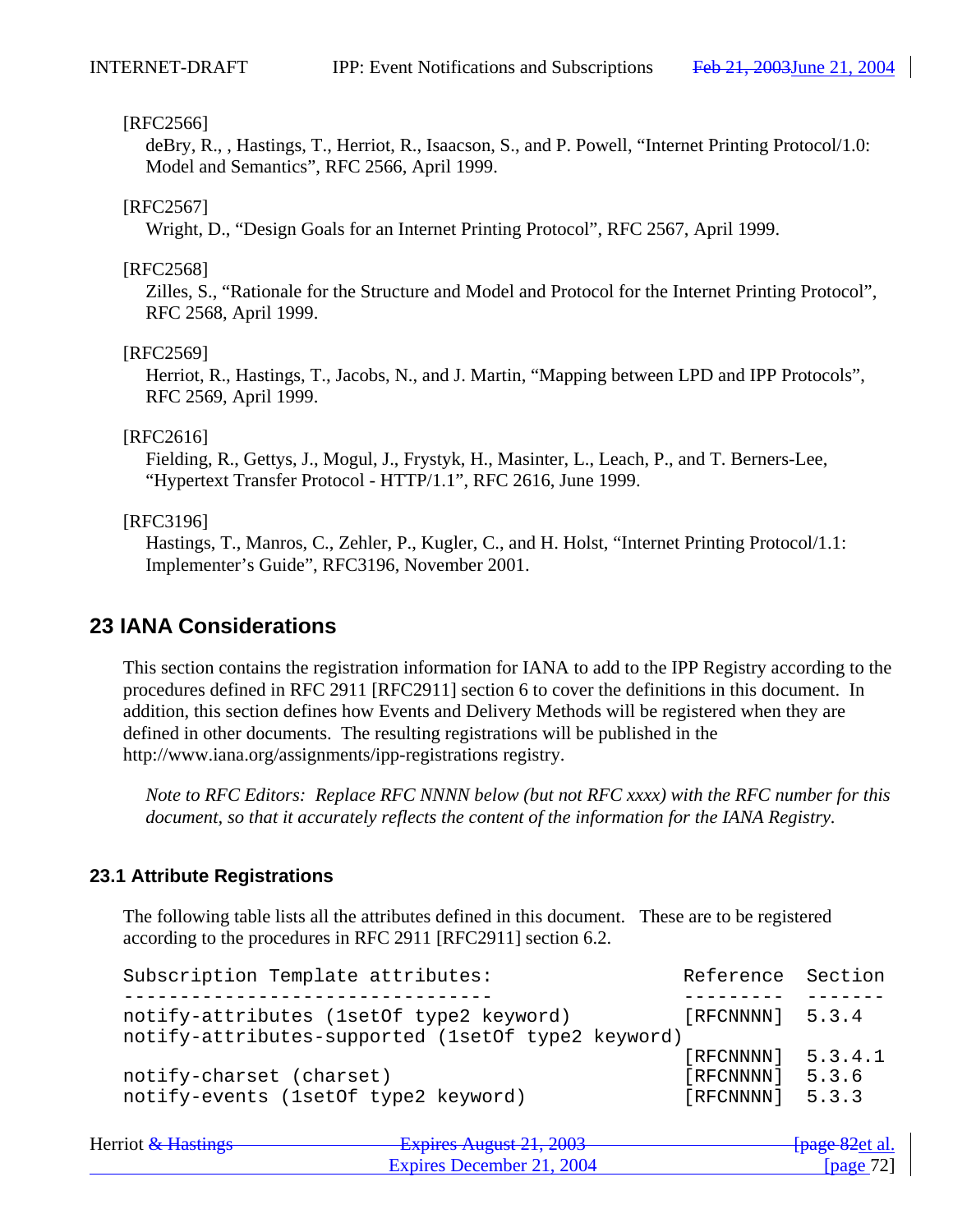[RFC2566]

deBry, R., , Hastings, T., Herriot, R., Isaacson, S., and P. Powell, “Internet Printing Protocol/1.0: Model and Semantics”, RFC 2566, April 1999.

[RFC2567]

Wright, D., “Design Goals for an Internet Printing Protocol”, RFC 2567, April 1999.

[RFC2568]

Zilles, S., “Rationale for the Structure and Model and Protocol for the Internet Printing Protocol”, RFC 2568, April 1999.

[RFC2569]

Herriot, R., Hastings, T., Jacobs, N., and J. Martin, “Mapping between LPD and IPP Protocols”, RFC 2569, April 1999.

[RFC2616]

Fielding, R., Gettys, J., Mogul, J., Frystyk, H., Masinter, L., Leach, P., and T. Berners-Lee, “Hypertext Transfer Protocol - HTTP/1.1”, RFC 2616, June 1999.

[RFC3196]

Hastings, T., Manros, C., Zehler, P., Kugler, C., and H. Holst, “Internet Printing Protocol/1.1: Implementer’s Guide”, RFC3196, November 2001.

# 23 IANA Considerations

This section contains the registration information for IANA to add to the IPP Registry according to the procedures defined in RFC 2911 [RFC2911] section 6 to cover the definitions in this document. In addition, this section defines how Events and Delivery Methods will be registered when they are defined in other documents. The resulting registrations will be published in the http://www.iana.org/assignments/ipp-registrations registry.

*Note to RFC Editors: Replace RFC NNNN below (but not RFC xxxx) with the RFC number for this document, so that it accurately reflects the content of the information for the IANA Registry.*

## 23.1 Attribute Registrations

The following table lists all the attributes defined in this document. These are to be registered according to the procedures in RFC 2911 [RFC2911] section 6.2.

```
Subscription Template attributes:                   Reference  Section
---------------------------------                   ---------  -------
notify-attributes (1setOf type2 keyword)            [RFCNNNN]  5.3.4
notify-attributes-supported (1setOf type2 keyword)
                                                    [RFCNNNN]  5.3.4.1
notify-charset (charset)                            [RFCNNNN]  5.3.6
notify-events (1setOf type2 keyword)                [RFCNNNN]  5.3.3
```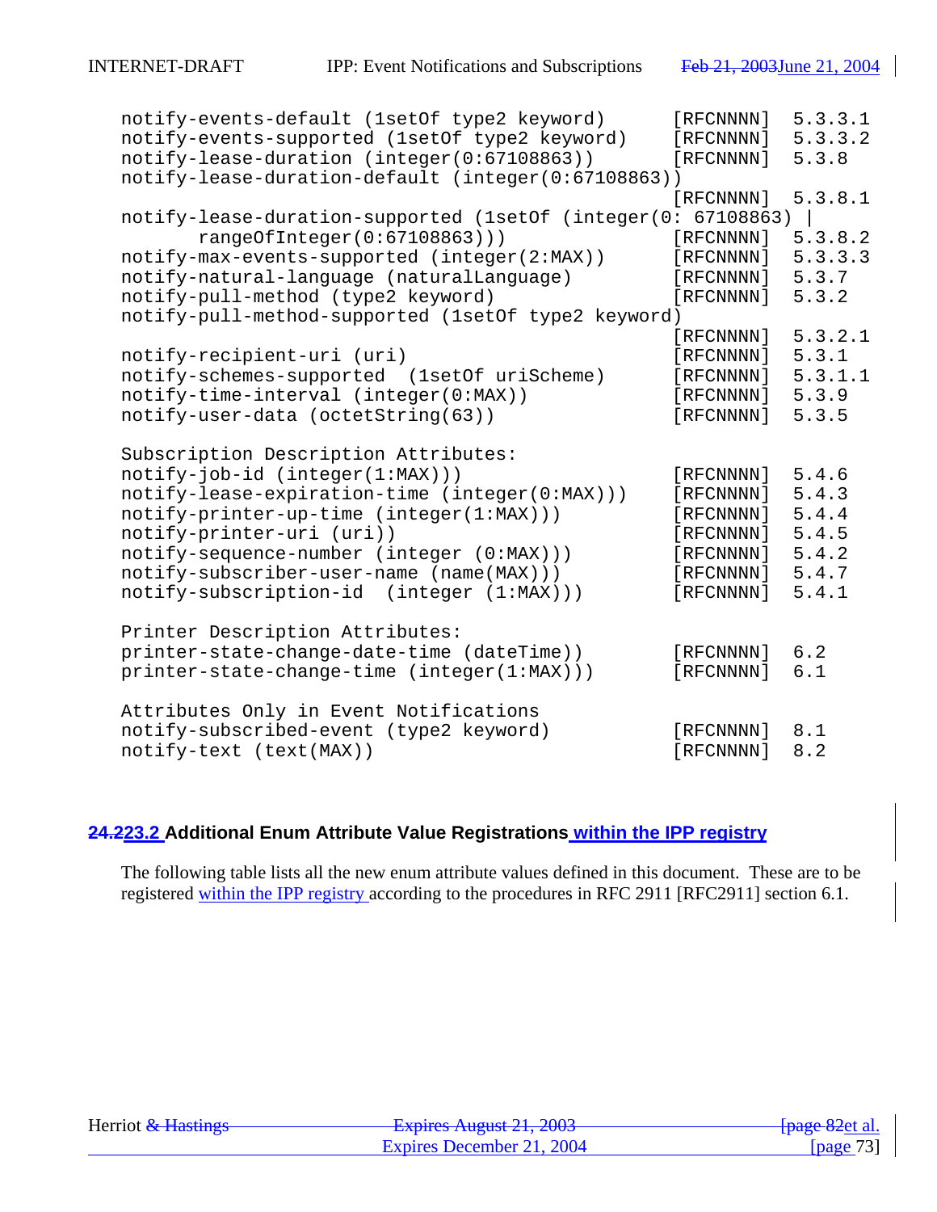```
notify-events-default (1setOf type2 keyword)       [RFCNNNN]  5.3.3.1
notify-events-supported (1setOf type2 keyword)     [RFCNNNN]  5.3.3.2
notify-lease-duration (integer(0:67108863))        [RFCNNNN]  5.3.8
notify-lease-duration-default (integer(0:67108863))
                                                   [RFCNNNN]  5.3.8.1
notify-lease-duration-supported (1setOf (integer(0: 67108863) |
       rangeOfInteger(0:67108863)))                [RFCNNNN]  5.3.8.2
notify-max-events-supported (integer(2:MAX))       [RFCNNNN]  5.3.3.3
notify-natural-language (naturalLanguage)          [RFCNNNN]  5.3.7
notify-pull-method (type2 keyword)                 [RFCNNNN]  5.3.2
notify-pull-method-supported (1setOf type2 keyword)
                                                   [RFCNNNN]  5.3.2.1
notify-recipient-uri (uri)                         [RFCNNNN]  5.3.1
notify-schemes-supported  (1setOf uriScheme)       [RFCNNNN]  5.3.1.1
notify-time-interval (integer(0:MAX))              [RFCNNNN]  5.3.9
notify-user-data (octetString(63))                 [RFCNNNN]  5.3.5

Subscription Description Attributes:
notify-job-id (integer(1:MAX)))                    [RFCNNNN]  5.4.6
notify-lease-expiration-time (integer(0:MAX)))     [RFCNNNN]  5.4.3
notify-printer-up-time (integer(1:MAX)))           [RFCNNNN]  5.4.4
notify-printer-uri (uri))                          [RFCNNNN]  5.4.5
notify-sequence-number (integer (0:MAX)))          [RFCNNNN]  5.4.2
notify-subscriber-user-name (name(MAX)))           [RFCNNNN]  5.4.7
notify-subscription-id  (integer (1:MAX)))         [RFCNNNN]  5.4.1

Printer Description Attributes:
printer-state-change-date-time (dateTime))         [RFCNNNN]  6.2
printer-state-change-time (integer(1:MAX)))        [RFCNNNN]  6.1

Attributes Only in Event Notifications
notify-subscribed-event (type2 keyword)            [RFCNNNN]  8.1
notify-text (text(MAX))                            [RFCNNNN]  8.2
```

## ~~24.2~~23.2 Additional Enum Attribute Value Registrations within the IPP registry

The following table lists all the new enum attribute values defined in this document. These are to be registered within the IPP registry according to the procedures in RFC 2911 [RFC2911] section 6.1.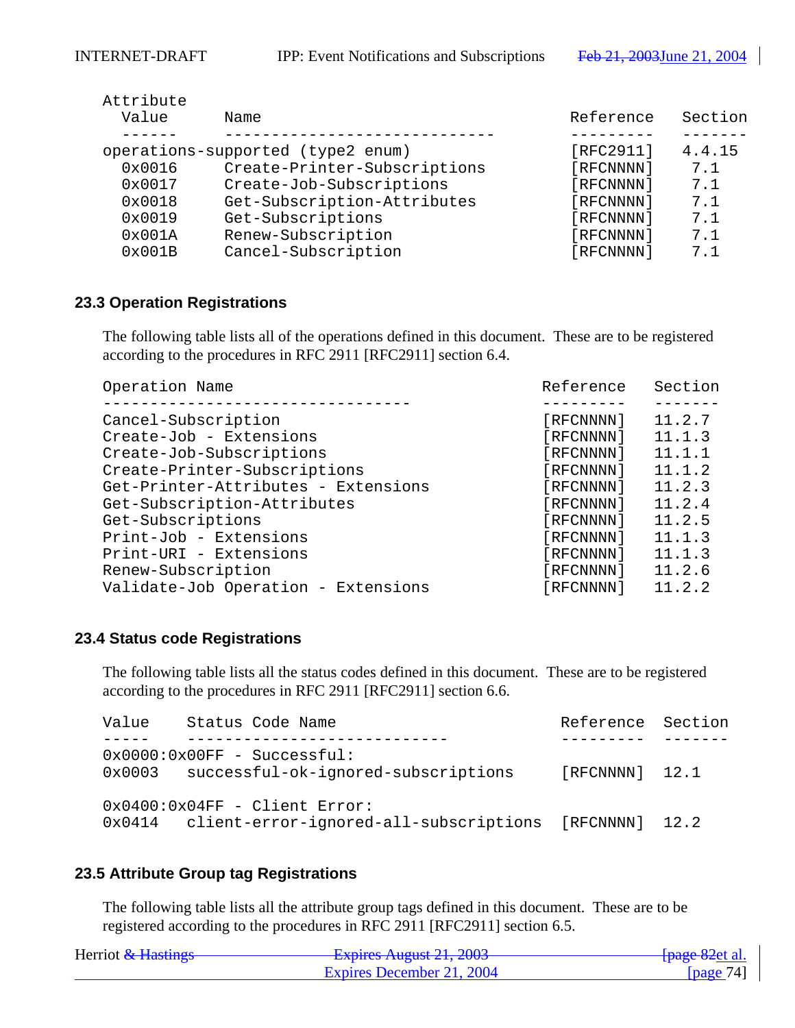| Attribute Value | Name | Reference | Section |
|---|---|---|---|
| operations-supported (type2 enum) | | [RFC2911] | 4.4.15 |
| 0x0016 | Create-Printer-Subscriptions | [RFCNNNN] | 7.1 |
| 0x0017 | Create-Job-Subscriptions | [RFCNNNN] | 7.1 |
| 0x0018 | Get-Subscription-Attributes | [RFCNNNN] | 7.1 |
| 0x0019 | Get-Subscriptions | [RFCNNNN] | 7.1 |
| 0x001A | Renew-Subscription | [RFCNNNN] | 7.1 |
| 0x001B | Cancel-Subscription | [RFCNNNN] | 7.1 |

### 23.3 Operation Registrations

The following table lists all of the operations defined in this document. These are to be registered according to the procedures in RFC 2911 [RFC2911] section 6.4.

| Operation Name | Reference | Section |
|---|---|---|
| Cancel-Subscription | [RFCNNNN] | 11.2.7 |
| Create-Job - Extensions | [RFCNNNN] | 11.1.3 |
| Create-Job-Subscriptions | [RFCNNNN] | 11.1.1 |
| Create-Printer-Subscriptions | [RFCNNNN] | 11.1.2 |
| Get-Printer-Attributes - Extensions | [RFCNNNN] | 11.2.3 |
| Get-Subscription-Attributes | [RFCNNNN] | 11.2.4 |
| Get-Subscriptions | [RFCNNNN] | 11.2.5 |
| Print-Job - Extensions | [RFCNNNN] | 11.1.3 |
| Print-URI - Extensions | [RFCNNNN] | 11.1.3 |
| Renew-Subscription | [RFCNNNN] | 11.2.6 |
| Validate-Job Operation - Extensions | [RFCNNNN] | 11.2.2 |

### 23.4 Status code Registrations

The following table lists all the status codes defined in this document. These are to be registered according to the procedures in RFC 2911 [RFC2911] section 6.6.

| Value | Status Code Name | Reference | Section |
|---|---|---|---|
| 0x0000:0x00FF - Successful: | | | |
| 0x0003 | successful-ok-ignored-subscriptions | [RFCNNNN] | 12.1 |
| 0x0400:0x04FF - Client Error: | | | |
| 0x0414 | client-error-ignored-all-subscriptions | [RFCNNNN] | 12.2 |

### 23.5 Attribute Group tag Registrations

The following table lists all the attribute group tags defined in this document. These are to be registered according to the procedures in RFC 2911 [RFC2911] section 6.5.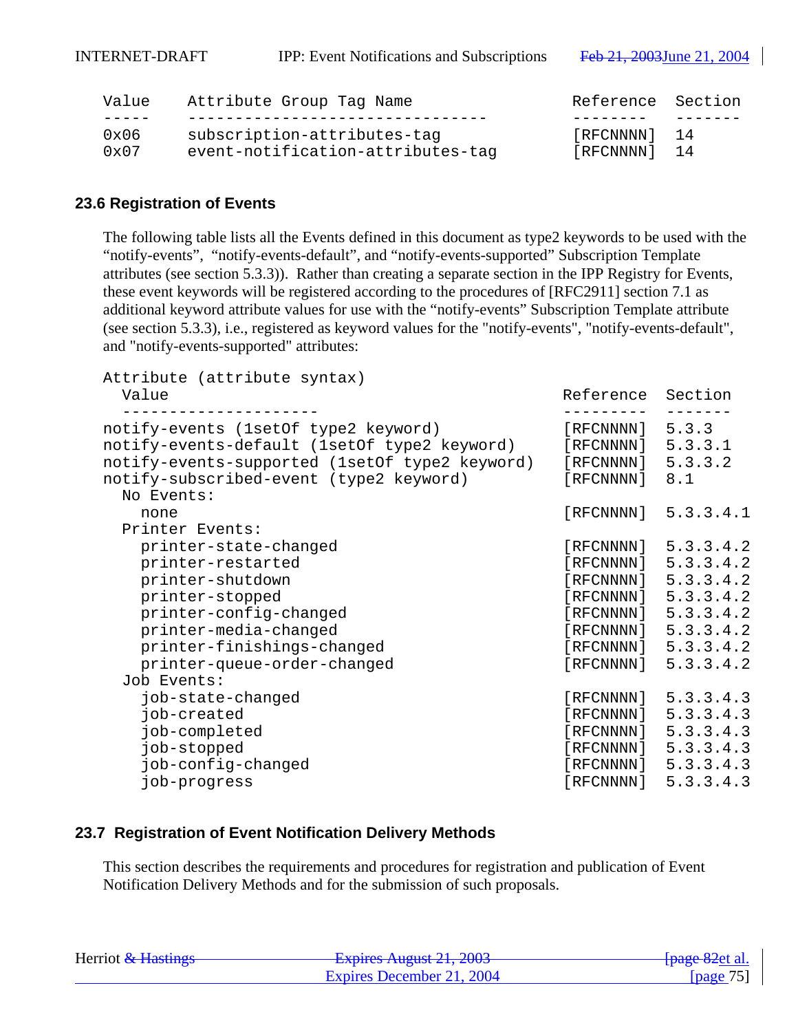| Value | Attribute Group Tag Name | Reference | Section |
|---|---|---|---|
| 0x06 | subscription-attributes-tag | [RFCNNNN] | 14 |
| 0x07 | event-notification-attributes-tag | [RFCNNNN] | 14 |

### 23.6 Registration of Events

The following table lists all the Events defined in this document as type2 keywords to be used with the “notify-events”, “notify-events-default”, and “notify-events-supported” Subscription Template attributes (see section 5.3.3)). Rather than creating a separate section in the IPP Registry for Events, these event keywords will be registered according to the procedures of [RFC2911] section 7.1 as additional keyword attribute values for use with the “notify-events” Subscription Template attribute (see section 5.3.3), i.e., registered as keyword values for the "notify-events", "notify-events-default", and "notify-events-supported" attributes:

```
Attribute (attribute syntax)
  Value                                          Reference  Section
  ---------------------                          ---------  -------
notify-events (1setOf type2 keyword)             [RFCNNNN]  5.3.3
notify-events-default (1setOf type2 keyword)     [RFCNNNN]  5.3.3.1
notify-events-supported (1setOf type2 keyword)   [RFCNNNN]  5.3.3.2
notify-subscribed-event (type2 keyword)          [RFCNNNN]  8.1
  No Events:
    none                                         [RFCNNNN]  5.3.3.4.1
  Printer Events:
    printer-state-changed                        [RFCNNNN]  5.3.3.4.2
    printer-restarted                            [RFCNNNN]  5.3.3.4.2
    printer-shutdown                             [RFCNNNN]  5.3.3.4.2
    printer-stopped                              [RFCNNNN]  5.3.3.4.2
    printer-config-changed                       [RFCNNNN]  5.3.3.4.2
    printer-media-changed                        [RFCNNNN]  5.3.3.4.2
    printer-finishings-changed                   [RFCNNNN]  5.3.3.4.2
    printer-queue-order-changed                  [RFCNNNN]  5.3.3.4.2
  Job Events:
    job-state-changed                            [RFCNNNN]  5.3.3.4.3
    job-created                                  [RFCNNNN]  5.3.3.4.3
    job-completed                                [RFCNNNN]  5.3.3.4.3
    job-stopped                                  [RFCNNNN]  5.3.3.4.3
    job-config-changed                           [RFCNNNN]  5.3.3.4.3
    job-progress                                 [RFCNNNN]  5.3.3.4.3
```

### 23.7 Registration of Event Notification Delivery Methods

This section describes the requirements and procedures for registration and publication of Event Notification Delivery Methods and for the submission of such proposals.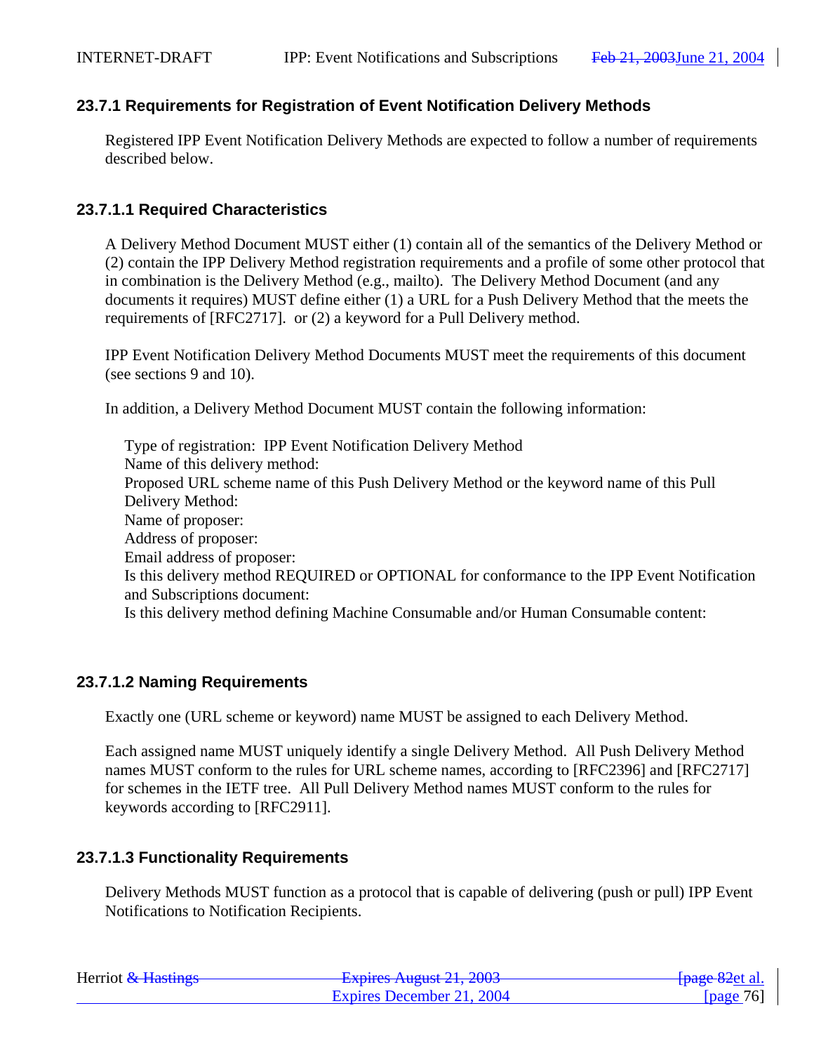### 23.7.1 Requirements for Registration of Event Notification Delivery Methods

Registered IPP Event Notification Delivery Methods are expected to follow a number of requirements described below.

#### 23.7.1.1 Required Characteristics

A Delivery Method Document MUST either (1) contain all of the semantics of the Delivery Method or (2) contain the IPP Delivery Method registration requirements and a profile of some other protocol that in combination is the Delivery Method (e.g., mailto). The Delivery Method Document (and any documents it requires) MUST define either (1) a URL for a Push Delivery Method that the meets the requirements of [RFC2717]. or (2) a keyword for a Pull Delivery method.

IPP Event Notification Delivery Method Documents MUST meet the requirements of this document (see sections 9 and 10).

In addition, a Delivery Method Document MUST contain the following information:

Type of registration: IPP Event Notification Delivery Method
Name of this delivery method:
Proposed URL scheme name of this Push Delivery Method or the keyword name of this Pull Delivery Method:
Name of proposer:
Address of proposer:
Email address of proposer:
Is this delivery method REQUIRED or OPTIONAL for conformance to the IPP Event Notification and Subscriptions document:
Is this delivery method defining Machine Consumable and/or Human Consumable content:

#### 23.7.1.2 Naming Requirements

Exactly one (URL scheme or keyword) name MUST be assigned to each Delivery Method.

Each assigned name MUST uniquely identify a single Delivery Method. All Push Delivery Method names MUST conform to the rules for URL scheme names, according to [RFC2396] and [RFC2717] for schemes in the IETF tree. All Pull Delivery Method names MUST conform to the rules for keywords according to [RFC2911].

#### 23.7.1.3 Functionality Requirements

Delivery Methods MUST function as a protocol that is capable of delivering (push or pull) IPP Event Notifications to Notification Recipients.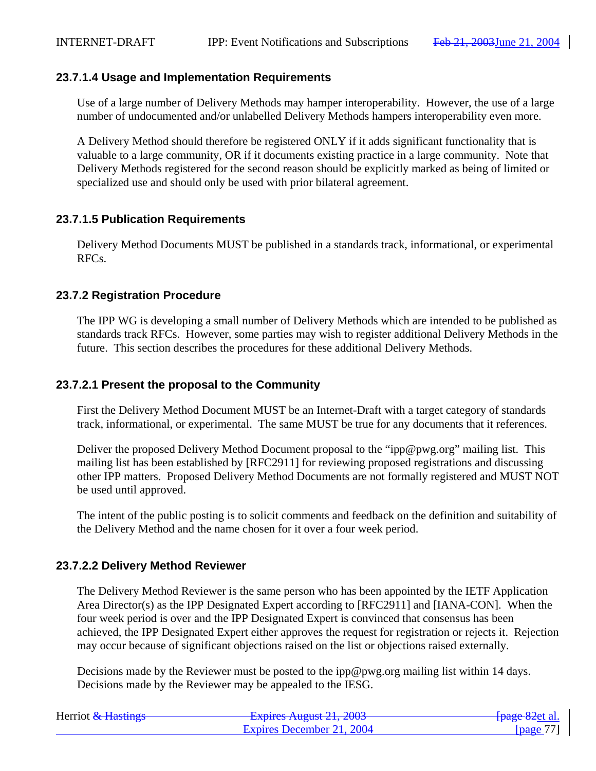#### 23.7.1.4 Usage and Implementation Requirements

Use of a large number of Delivery Methods may hamper interoperability. However, the use of a large number of undocumented and/or unlabelled Delivery Methods hampers interoperability even more.

A Delivery Method should therefore be registered ONLY if it adds significant functionality that is valuable to a large community, OR if it documents existing practice in a large community. Note that Delivery Methods registered for the second reason should be explicitly marked as being of limited or specialized use and should only be used with prior bilateral agreement.

#### 23.7.1.5 Publication Requirements

Delivery Method Documents MUST be published in a standards track, informational, or experimental RFCs.

### 23.7.2 Registration Procedure

The IPP WG is developing a small number of Delivery Methods which are intended to be published as standards track RFCs. However, some parties may wish to register additional Delivery Methods in the future. This section describes the procedures for these additional Delivery Methods.

#### 23.7.2.1 Present the proposal to the Community

First the Delivery Method Document MUST be an Internet-Draft with a target category of standards track, informational, or experimental. The same MUST be true for any documents that it references.

Deliver the proposed Delivery Method Document proposal to the "ipp@pwg.org" mailing list. This mailing list has been established by [RFC2911] for reviewing proposed registrations and discussing other IPP matters. Proposed Delivery Method Documents are not formally registered and MUST NOT be used until approved.

The intent of the public posting is to solicit comments and feedback on the definition and suitability of the Delivery Method and the name chosen for it over a four week period.

#### 23.7.2.2 Delivery Method Reviewer

The Delivery Method Reviewer is the same person who has been appointed by the IETF Application Area Director(s) as the IPP Designated Expert according to [RFC2911] and [IANA-CON]. When the four week period is over and the IPP Designated Expert is convinced that consensus has been achieved, the IPP Designated Expert either approves the request for registration or rejects it. Rejection may occur because of significant objections raised on the list or objections raised externally.

Decisions made by the Reviewer must be posted to the ipp@pwg.org mailing list within 14 days. Decisions made by the Reviewer may be appealed to the IESG.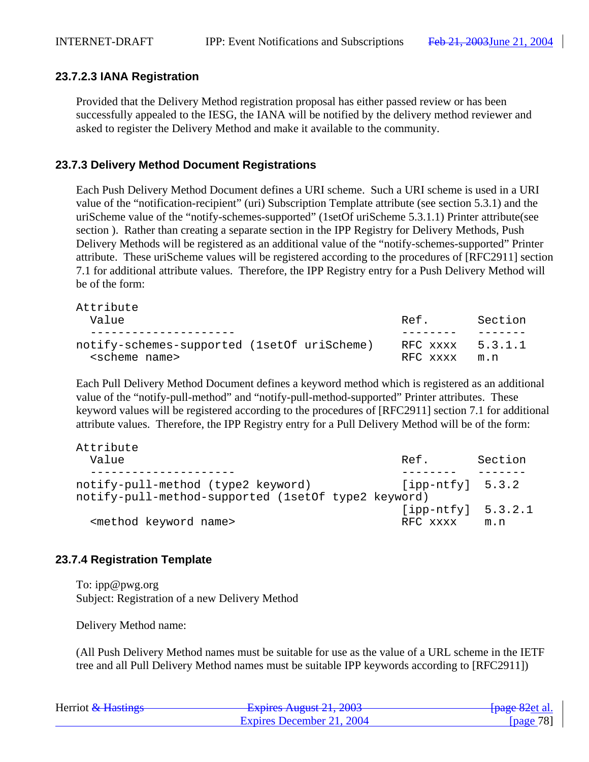### 23.7.2.3 IANA Registration

Provided that the Delivery Method registration proposal has either passed review or has been successfully appealed to the IESG, the IANA will be notified by the delivery method reviewer and asked to register the Delivery Method and make it available to the community.

### 23.7.3 Delivery Method Document Registrations

Each Push Delivery Method Document defines a URI scheme. Such a URI scheme is used in a URI value of the “notification-recipient” (uri) Subscription Template attribute (see section 5.3.1) and the uriScheme value of the “notify-schemes-supported” (1setOf uriScheme 5.3.1.1) Printer attribute(see section ). Rather than creating a separate section in the IPP Registry for Delivery Methods, Push Delivery Methods will be registered as an additional value of the “notify-schemes-supported” Printer attribute. These uriScheme values will be registered according to the procedures of [RFC2911] section 7.1 for additional attribute values. Therefore, the IPP Registry entry for a Push Delivery Method will be of the form:

```
Attribute
  Value                                           Ref.       Section
  ---------------------                           --------   -------
notify-schemes-supported (1setOf uriScheme)       RFC xxxx   5.3.1.1
  <scheme name>                                   RFC xxxx   m.n
```

Each Pull Delivery Method Document defines a keyword method which is registered as an additional value of the “notify-pull-method” and “notify-pull-method-supported” Printer attributes. These keyword values will be registered according to the procedures of [RFC2911] section 7.1 for additional attribute values. Therefore, the IPP Registry entry for a Pull Delivery Method will be of the form:

```
Attribute
  Value                                           Ref.       Section
  ---------------------                           --------   -------
notify-pull-method (type2 keyword)                [ipp-ntfy]  5.3.2
notify-pull-method-supported (1setOf type2 keyword)
                                                  [ipp-ntfy]  5.3.2.1
  <method keyword name>                           RFC xxxx    m.n
```

### 23.7.4 Registration Template

To: ipp@pwg.org
Subject: Registration of a new Delivery Method

Delivery Method name:

(All Push Delivery Method names must be suitable for use as the value of a URL scheme in the IETF tree and all Pull Delivery Method names must be suitable IPP keywords according to [RFC2911])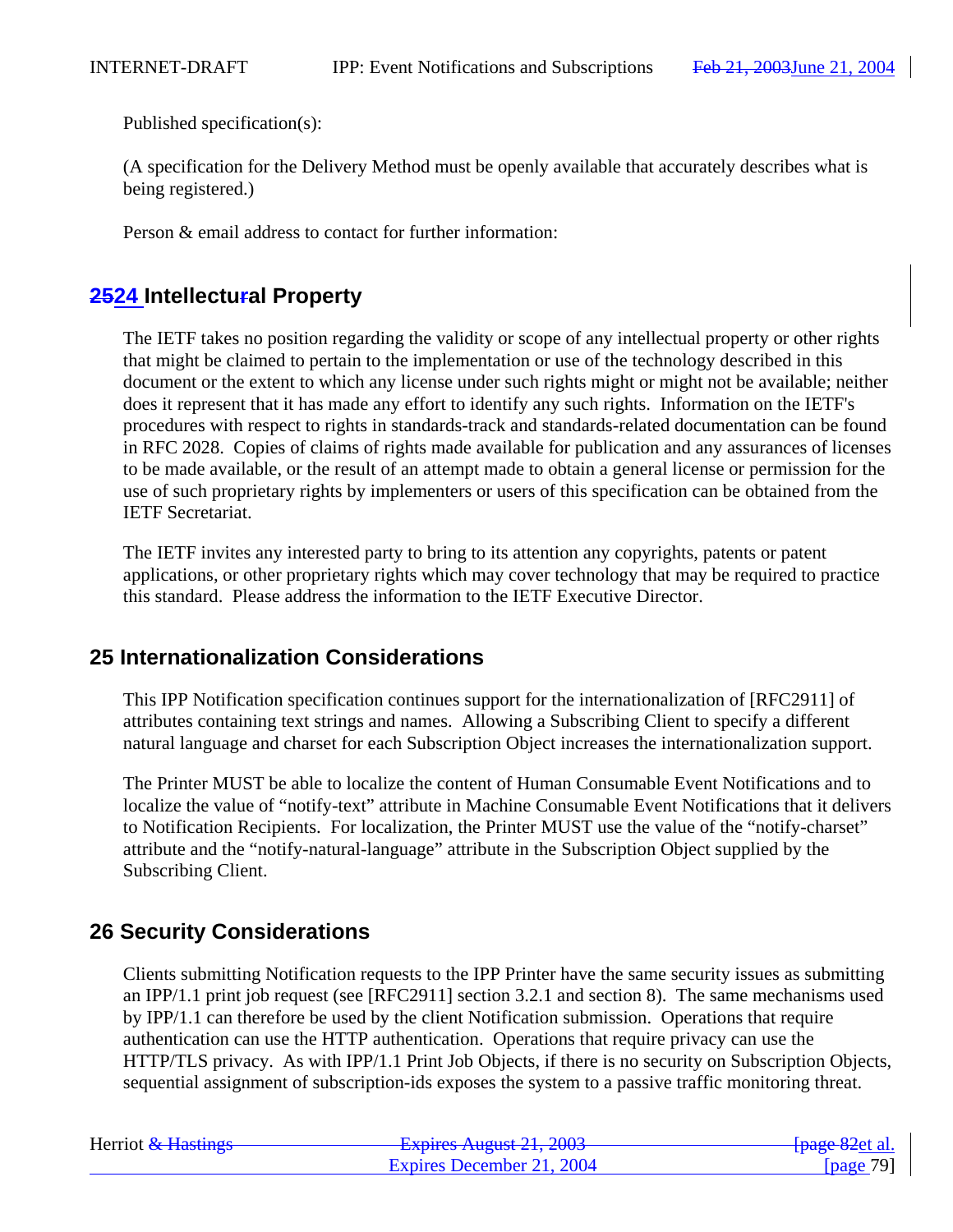Published specification(s):

(A specification for the Delivery Method must be openly available that accurately describes what is being registered.)

Person & email address to contact for further information:

## 24 Intellectual Property

The IETF takes no position regarding the validity or scope of any intellectual property or other rights that might be claimed to pertain to the implementation or use of the technology described in this document or the extent to which any license under such rights might or might not be available; neither does it represent that it has made any effort to identify any such rights. Information on the IETF's procedures with respect to rights in standards-track and standards-related documentation can be found in RFC 2028. Copies of claims of rights made available for publication and any assurances of licenses to be made available, or the result of an attempt made to obtain a general license or permission for the use of such proprietary rights by implementers or users of this specification can be obtained from the IETF Secretariat.

The IETF invites any interested party to bring to its attention any copyrights, patents or patent applications, or other proprietary rights which may cover technology that may be required to practice this standard. Please address the information to the IETF Executive Director.

## 25 Internationalization Considerations

This IPP Notification specification continues support for the internationalization of [RFC2911] of attributes containing text strings and names. Allowing a Subscribing Client to specify a different natural language and charset for each Subscription Object increases the internationalization support.

The Printer MUST be able to localize the content of Human Consumable Event Notifications and to localize the value of "notify-text" attribute in Machine Consumable Event Notifications that it delivers to Notification Recipients. For localization, the Printer MUST use the value of the "notify-charset" attribute and the "notify-natural-language" attribute in the Subscription Object supplied by the Subscribing Client.

## 26 Security Considerations

Clients submitting Notification requests to the IPP Printer have the same security issues as submitting an IPP/1.1 print job request (see [RFC2911] section 3.2.1 and section 8). The same mechanisms used by IPP/1.1 can therefore be used by the client Notification submission. Operations that require authentication can use the HTTP authentication. Operations that require privacy can use the HTTP/TLS privacy. As with IPP/1.1 Print Job Objects, if there is no security on Subscription Objects, sequential assignment of subscription-ids exposes the system to a passive traffic monitoring threat.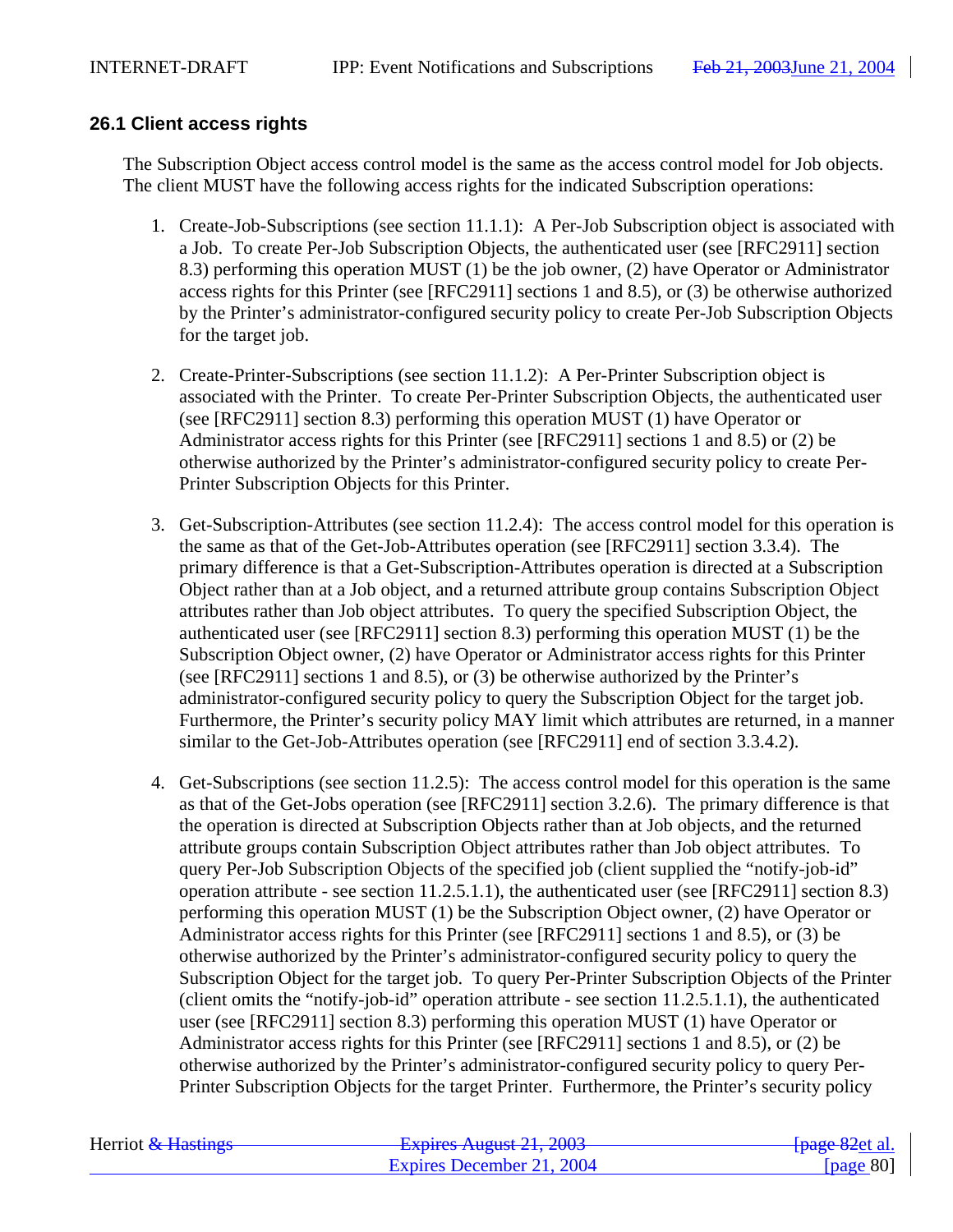## 26.1 Client access rights

The Subscription Object access control model is the same as the access control model for Job objects. The client MUST have the following access rights for the indicated Subscription operations:

1. Create-Job-Subscriptions (see section 11.1.1): A Per-Job Subscription object is associated with a Job. To create Per-Job Subscription Objects, the authenticated user (see [RFC2911] section 8.3) performing this operation MUST (1) be the job owner, (2) have Operator or Administrator access rights for this Printer (see [RFC2911] sections 1 and 8.5), or (3) be otherwise authorized by the Printer's administrator-configured security policy to create Per-Job Subscription Objects for the target job.

2. Create-Printer-Subscriptions (see section 11.1.2): A Per-Printer Subscription object is associated with the Printer. To create Per-Printer Subscription Objects, the authenticated user (see [RFC2911] section 8.3) performing this operation MUST (1) have Operator or Administrator access rights for this Printer (see [RFC2911] sections 1 and 8.5) or (2) be otherwise authorized by the Printer's administrator-configured security policy to create Per-Printer Subscription Objects for this Printer.

3. Get-Subscription-Attributes (see section 11.2.4): The access control model for this operation is the same as that of the Get-Job-Attributes operation (see [RFC2911] section 3.3.4). The primary difference is that a Get-Subscription-Attributes operation is directed at a Subscription Object rather than at a Job object, and a returned attribute group contains Subscription Object attributes rather than Job object attributes. To query the specified Subscription Object, the authenticated user (see [RFC2911] section 8.3) performing this operation MUST (1) be the Subscription Object owner, (2) have Operator or Administrator access rights for this Printer (see [RFC2911] sections 1 and 8.5), or (3) be otherwise authorized by the Printer's administrator-configured security policy to query the Subscription Object for the target job. Furthermore, the Printer's security policy MAY limit which attributes are returned, in a manner similar to the Get-Job-Attributes operation (see [RFC2911] end of section 3.3.4.2).

4. Get-Subscriptions (see section 11.2.5): The access control model for this operation is the same as that of the Get-Jobs operation (see [RFC2911] section 3.2.6). The primary difference is that the operation is directed at Subscription Objects rather than at Job objects, and the returned attribute groups contain Subscription Object attributes rather than Job object attributes. To query Per-Job Subscription Objects of the specified job (client supplied the "notify-job-id" operation attribute - see section 11.2.5.1.1), the authenticated user (see [RFC2911] section 8.3) performing this operation MUST (1) be the Subscription Object owner, (2) have Operator or Administrator access rights for this Printer (see [RFC2911] sections 1 and 8.5), or (3) be otherwise authorized by the Printer's administrator-configured security policy to query the Subscription Object for the target job. To query Per-Printer Subscription Objects of the Printer (client omits the "notify-job-id" operation attribute - see section 11.2.5.1.1), the authenticated user (see [RFC2911] section 8.3) performing this operation MUST (1) have Operator or Administrator access rights for this Printer (see [RFC2911] sections 1 and 8.5), or (2) be otherwise authorized by the Printer's administrator-configured security policy to query Per-Printer Subscription Objects for the target Printer. Furthermore, the Printer's security policy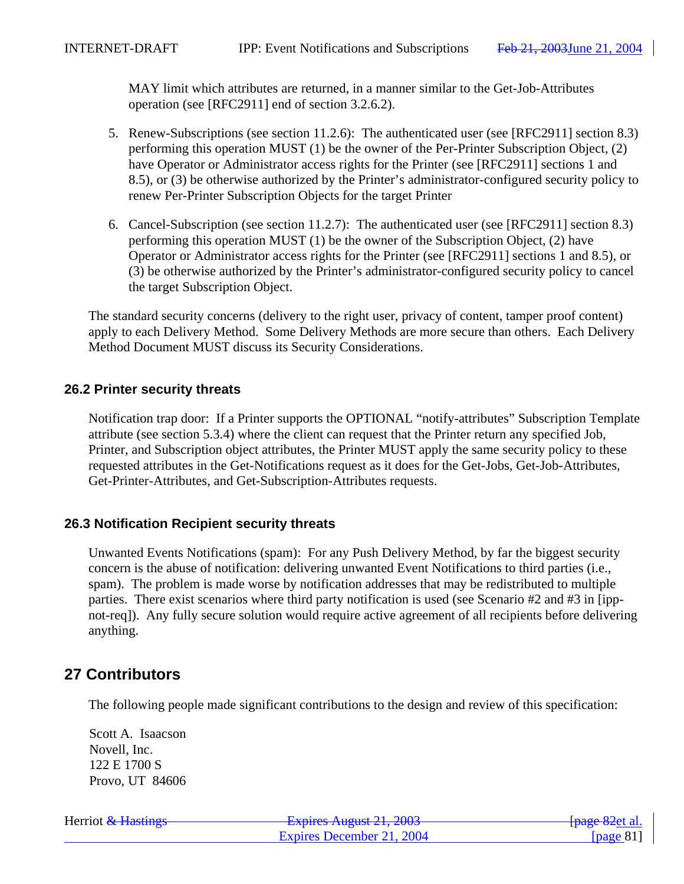MAY limit which attributes are returned, in a manner similar to the Get-Job-Attributes operation (see [RFC2911] end of section 3.2.6.2).

5. Renew-Subscriptions (see section 11.2.6): The authenticated user (see [RFC2911] section 8.3) performing this operation MUST (1) be the owner of the Per-Printer Subscription Object, (2) have Operator or Administrator access rights for the Printer (see [RFC2911] sections 1 and 8.5), or (3) be otherwise authorized by the Printer's administrator-configured security policy to renew Per-Printer Subscription Objects for the target Printer

6. Cancel-Subscription (see section 11.2.7): The authenticated user (see [RFC2911] section 8.3) performing this operation MUST (1) be the owner of the Subscription Object, (2) have Operator or Administrator access rights for the Printer (see [RFC2911] sections 1 and 8.5), or (3) be otherwise authorized by the Printer's administrator-configured security policy to cancel the target Subscription Object.

The standard security concerns (delivery to the right user, privacy of content, tamper proof content) apply to each Delivery Method. Some Delivery Methods are more secure than others. Each Delivery Method Document MUST discuss its Security Considerations.

### 26.2 Printer security threats

Notification trap door: If a Printer supports the OPTIONAL "notify-attributes" Subscription Template attribute (see section 5.3.4) where the client can request that the Printer return any specified Job, Printer, and Subscription object attributes, the Printer MUST apply the same security policy to these requested attributes in the Get-Notifications request as it does for the Get-Jobs, Get-Job-Attributes, Get-Printer-Attributes, and Get-Subscription-Attributes requests.

### 26.3 Notification Recipient security threats

Unwanted Events Notifications (spam): For any Push Delivery Method, by far the biggest security concern is the abuse of notification: delivering unwanted Event Notifications to third parties (i.e., spam). The problem is made worse by notification addresses that may be redistributed to multiple parties. There exist scenarios where third party notification is used (see Scenario #2 and #3 in [ipp-not-req]). Any fully secure solution would require active agreement of all recipients before delivering anything.

## 27 Contributors

The following people made significant contributions to the design and review of this specification:

Scott A. Isaacson
Novell, Inc.
122 E 1700 S
Provo, UT 84606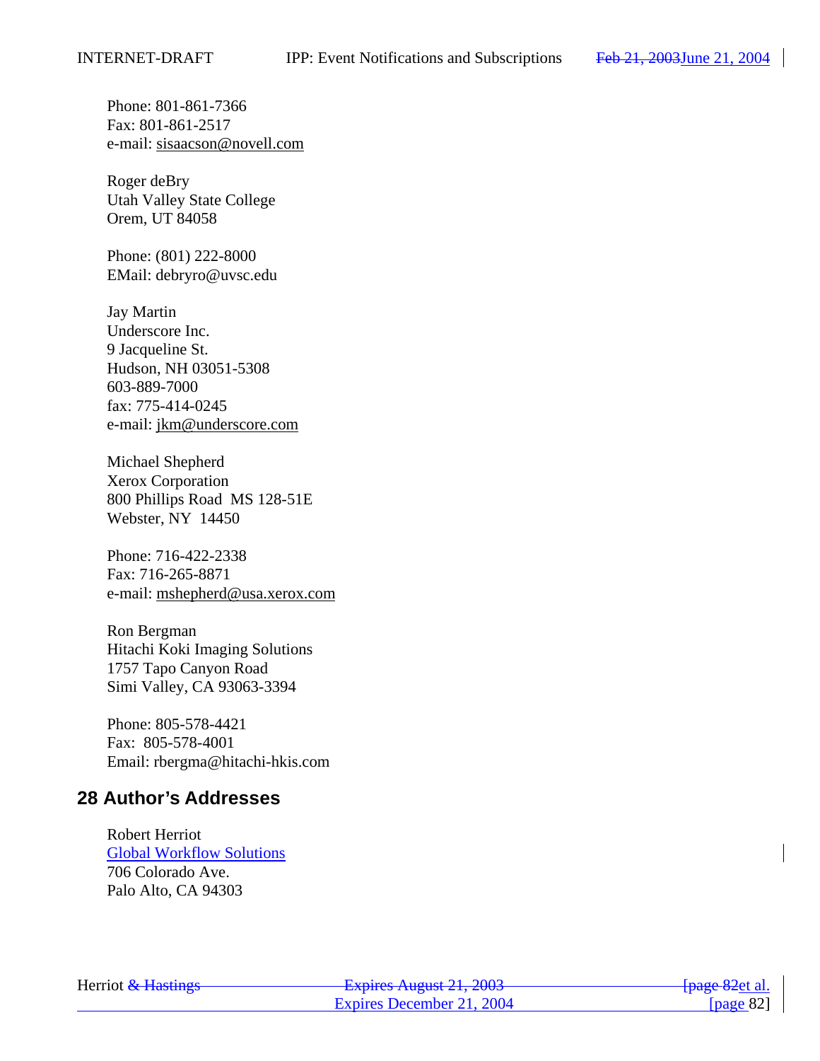Phone: 801-861-7366
Fax: 801-861-2517
e-mail: sisaacson@novell.com

Roger deBry
Utah Valley State College
Orem, UT 84058

Phone: (801) 222-8000
EMail: debryro@uvsc.edu

Jay Martin
Underscore Inc.
9 Jacqueline St.
Hudson, NH 03051-5308
603-889-7000
fax: 775-414-0245
e-mail: jkm@underscore.com

Michael Shepherd
Xerox Corporation
800 Phillips Road  MS 128-51E
Webster, NY  14450

Phone: 716-422-2338
Fax: 716-265-8871
e-mail: mshepherd@usa.xerox.com

Ron Bergman
Hitachi Koki Imaging Solutions
1757 Tapo Canyon Road
Simi Valley, CA 93063-3394

Phone: 805-578-4421
Fax:  805-578-4001
Email: rbergma@hitachi-hkis.com

## 28 Author's Addresses

Robert Herriot
Global Workflow Solutions
706 Colorado Ave.
Palo Alto, CA 94303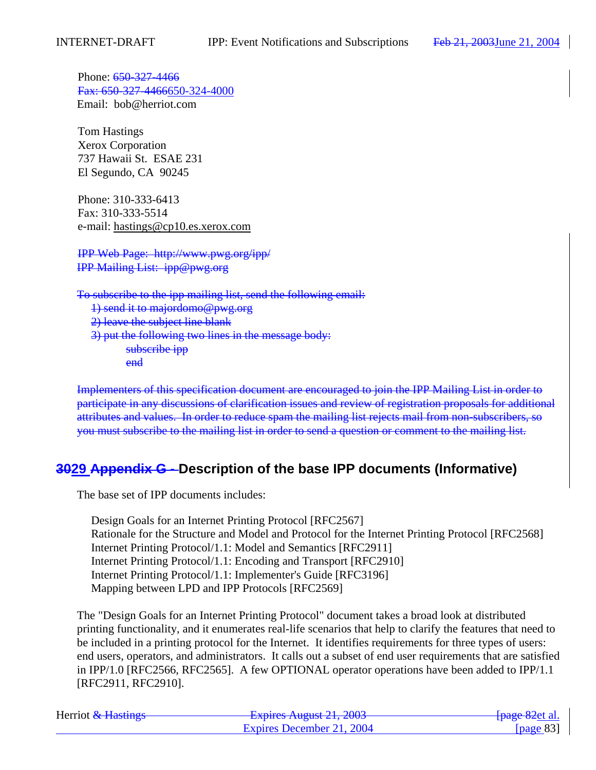Phone: ~~650-327-4466~~
~~Fax: 650-327-4466~~650-324-4000
Email: bob@herriot.com

Tom Hastings
Xerox Corporation
737 Hawaii St. ESAE 231
El Segundo, CA 90245

Phone: 310-333-6413
Fax: 310-333-5514
e-mail: hastings@cp10.es.xerox.com

~~IPP Web Page: http://www.pwg.org/ipp/~~
~~IPP Mailing List: ipp@pwg.org~~

~~To subscribe to the ipp mailing list, send the following email:~~
~~1) send it to majordomo@pwg.org~~
~~2) leave the subject line blank~~
~~3) put the following two lines in the message body:~~
~~subscribe ipp~~
~~end~~

~~Implementers of this specification document are encouraged to join the IPP Mailing List in order to participate in any discussions of clarification issues and review of registration proposals for additional attributes and values. In order to reduce spam the mailing list rejects mail from non-subscribers, so you must subscribe to the mailing list in order to send a question or comment to the mailing list.~~

# ~~30~~29 ~~Appendix G -~~ Description of the base IPP documents (Informative)

The base set of IPP documents includes:

Design Goals for an Internet Printing Protocol [RFC2567]
Rationale for the Structure and Model and Protocol for the Internet Printing Protocol [RFC2568]
Internet Printing Protocol/1.1: Model and Semantics [RFC2911]
Internet Printing Protocol/1.1: Encoding and Transport [RFC2910]
Internet Printing Protocol/1.1: Implementer's Guide [RFC3196]
Mapping between LPD and IPP Protocols [RFC2569]

The "Design Goals for an Internet Printing Protocol" document takes a broad look at distributed printing functionality, and it enumerates real-life scenarios that help to clarify the features that need to be included in a printing protocol for the Internet. It identifies requirements for three types of users: end users, operators, and administrators. It calls out a subset of end user requirements that are satisfied in IPP/1.0 [RFC2566, RFC2565]. A few OPTIONAL operator operations have been added to IPP/1.1 [RFC2911, RFC2910].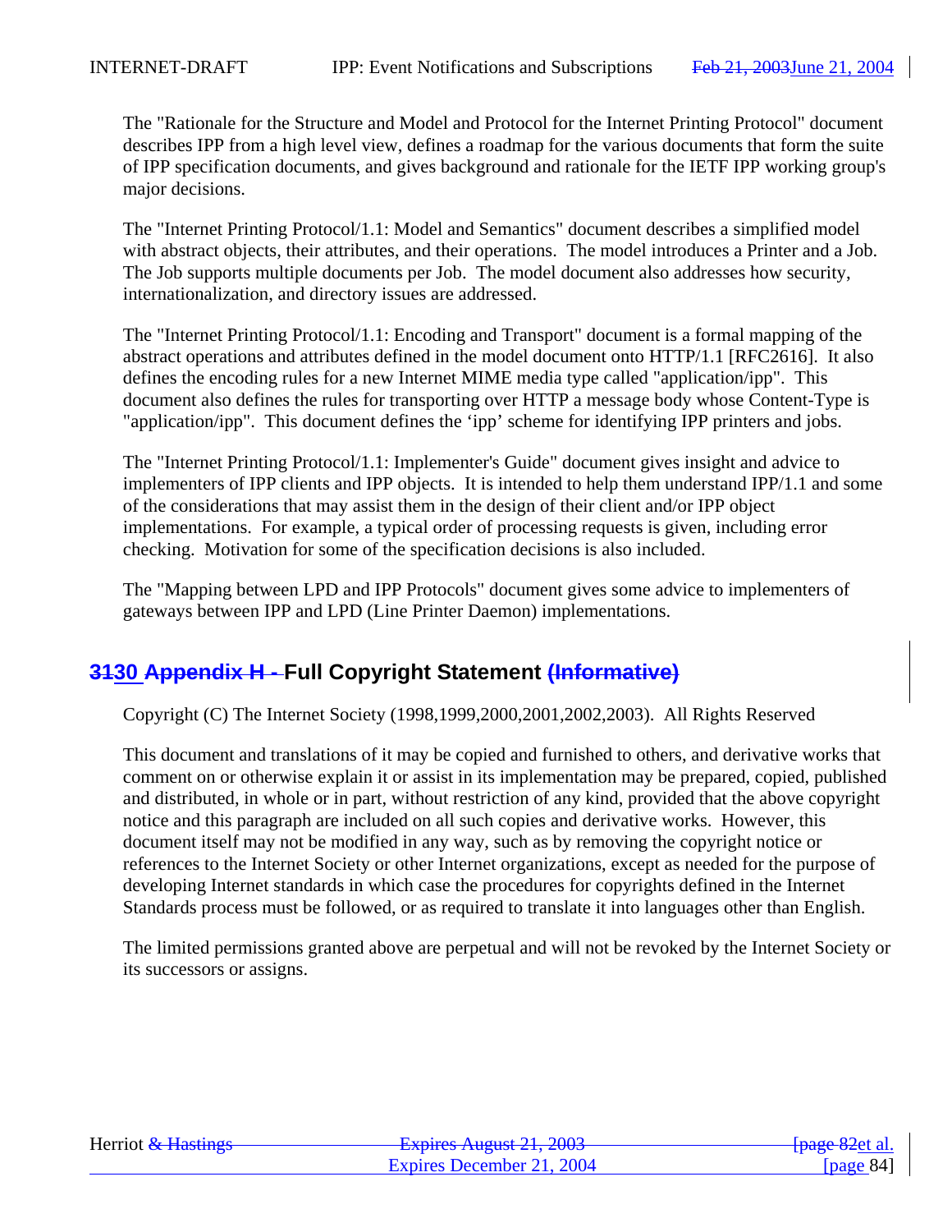The "Rationale for the Structure and Model and Protocol for the Internet Printing Protocol" document describes IPP from a high level view, defines a roadmap for the various documents that form the suite of IPP specification documents, and gives background and rationale for the IETF IPP working group's major decisions.

The "Internet Printing Protocol/1.1: Model and Semantics" document describes a simplified model with abstract objects, their attributes, and their operations. The model introduces a Printer and a Job. The Job supports multiple documents per Job. The model document also addresses how security, internationalization, and directory issues are addressed.

The "Internet Printing Protocol/1.1: Encoding and Transport" document is a formal mapping of the abstract operations and attributes defined in the model document onto HTTP/1.1 [RFC2616]. It also defines the encoding rules for a new Internet MIME media type called "application/ipp". This document also defines the rules for transporting over HTTP a message body whose Content-Type is "application/ipp". This document defines the 'ipp' scheme for identifying IPP printers and jobs.

The "Internet Printing Protocol/1.1: Implementer's Guide" document gives insight and advice to implementers of IPP clients and IPP objects. It is intended to help them understand IPP/1.1 and some of the considerations that may assist them in the design of their client and/or IPP object implementations. For example, a typical order of processing requests is given, including error checking. Motivation for some of the specification decisions is also included.

The "Mapping between LPD and IPP Protocols" document gives some advice to implementers of gateways between IPP and LPD (Line Printer Daemon) implementations.

## ~~31~~30 ~~Appendix H -~~ Full Copyright Statement ~~(Informative)~~

Copyright (C) The Internet Society (1998,1999,2000,2001,2002,2003). All Rights Reserved

This document and translations of it may be copied and furnished to others, and derivative works that comment on or otherwise explain it or assist in its implementation may be prepared, copied, published and distributed, in whole or in part, without restriction of any kind, provided that the above copyright notice and this paragraph are included on all such copies and derivative works. However, this document itself may not be modified in any way, such as by removing the copyright notice or references to the Internet Society or other Internet organizations, except as needed for the purpose of developing Internet standards in which case the procedures for copyrights defined in the Internet Standards process must be followed, or as required to translate it into languages other than English.

The limited permissions granted above are perpetual and will not be revoked by the Internet Society or its successors or assigns.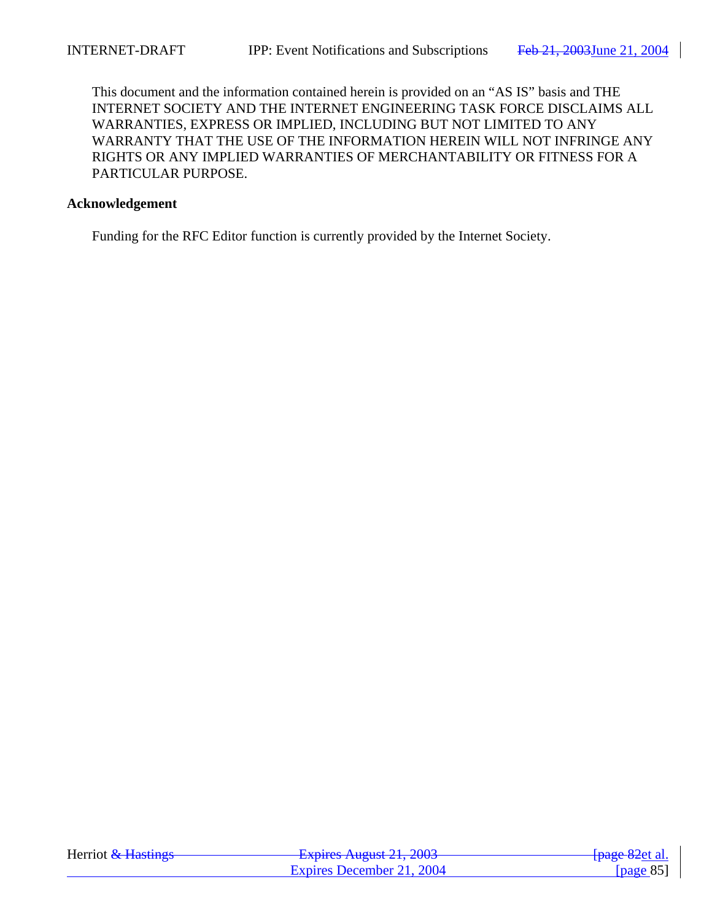This document and the information contained herein is provided on an "AS IS" basis and THE INTERNET SOCIETY AND THE INTERNET ENGINEERING TASK FORCE DISCLAIMS ALL WARRANTIES, EXPRESS OR IMPLIED, INCLUDING BUT NOT LIMITED TO ANY WARRANTY THAT THE USE OF THE INFORMATION HEREIN WILL NOT INFRINGE ANY RIGHTS OR ANY IMPLIED WARRANTIES OF MERCHANTABILITY OR FITNESS FOR A PARTICULAR PURPOSE.

**Acknowledgement**

Funding for the RFC Editor function is currently provided by the Internet Society.